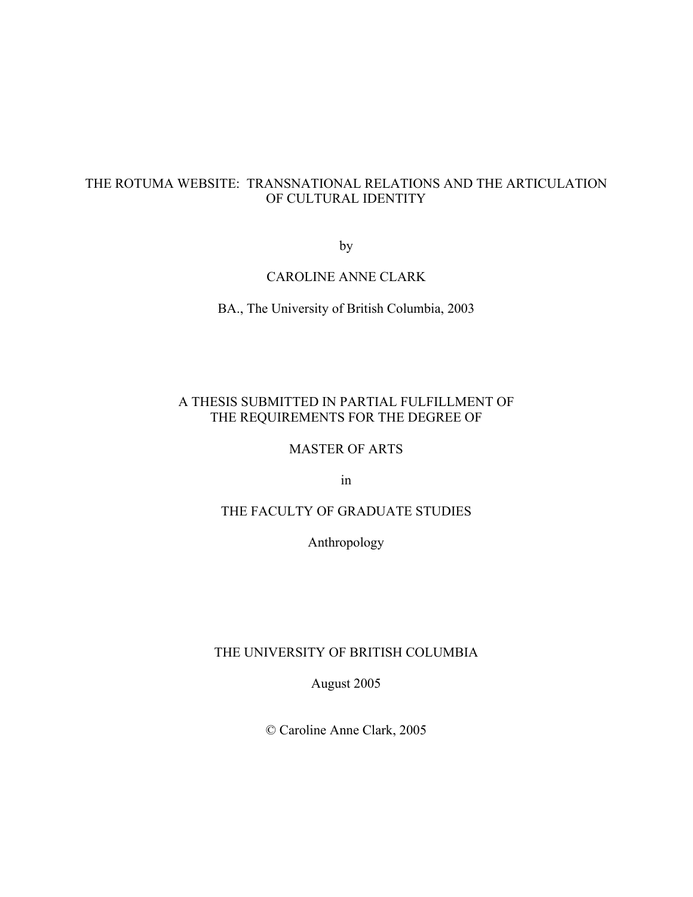# THE ROTUMA WEBSITE: TRANSNATIONAL RELATIONS AND THE ARTICULATION OF CULTURAL IDENTITY

by

CAROLINE ANNE CLARK

BA., The University of British Columbia, 2003

A THESIS SUBMITTED IN PARTIAL FULFILLMENT OF
THE REQUIREMENTS FOR THE DEGREE OF

MASTER OF ARTS

in

THE FACULTY OF GRADUATE STUDIES

Anthropology

THE UNIVERSITY OF BRITISH COLUMBIA

August 2005

© Caroline Anne Clark, 2005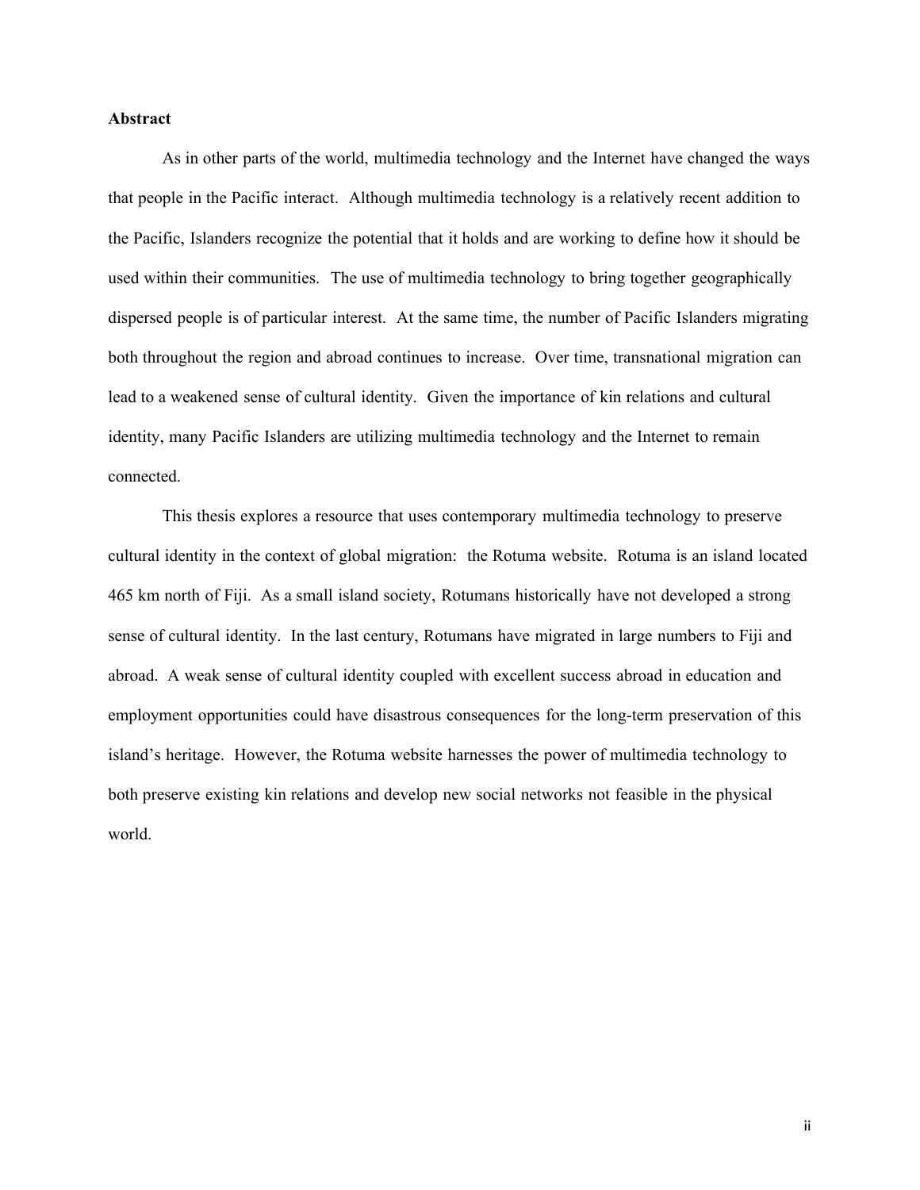**Abstract**

As in other parts of the world, multimedia technology and the Internet have changed the ways that people in the Pacific interact. Although multimedia technology is a relatively recent addition to the Pacific, Islanders recognize the potential that it holds and are working to define how it should be used within their communities. The use of multimedia technology to bring together geographically dispersed people is of particular interest. At the same time, the number of Pacific Islanders migrating both throughout the region and abroad continues to increase. Over time, transnational migration can lead to a weakened sense of cultural identity. Given the importance of kin relations and cultural identity, many Pacific Islanders are utilizing multimedia technology and the Internet to remain connected.

This thesis explores a resource that uses contemporary multimedia technology to preserve cultural identity in the context of global migration: the Rotuma website. Rotuma is an island located 465 km north of Fiji. As a small island society, Rotumans historically have not developed a strong sense of cultural identity. In the last century, Rotumans have migrated in large numbers to Fiji and abroad. A weak sense of cultural identity coupled with excellent success abroad in education and employment opportunities could have disastrous consequences for the long-term preservation of this island's heritage. However, the Rotuma website harnesses the power of multimedia technology to both preserve existing kin relations and develop new social networks not feasible in the physical world.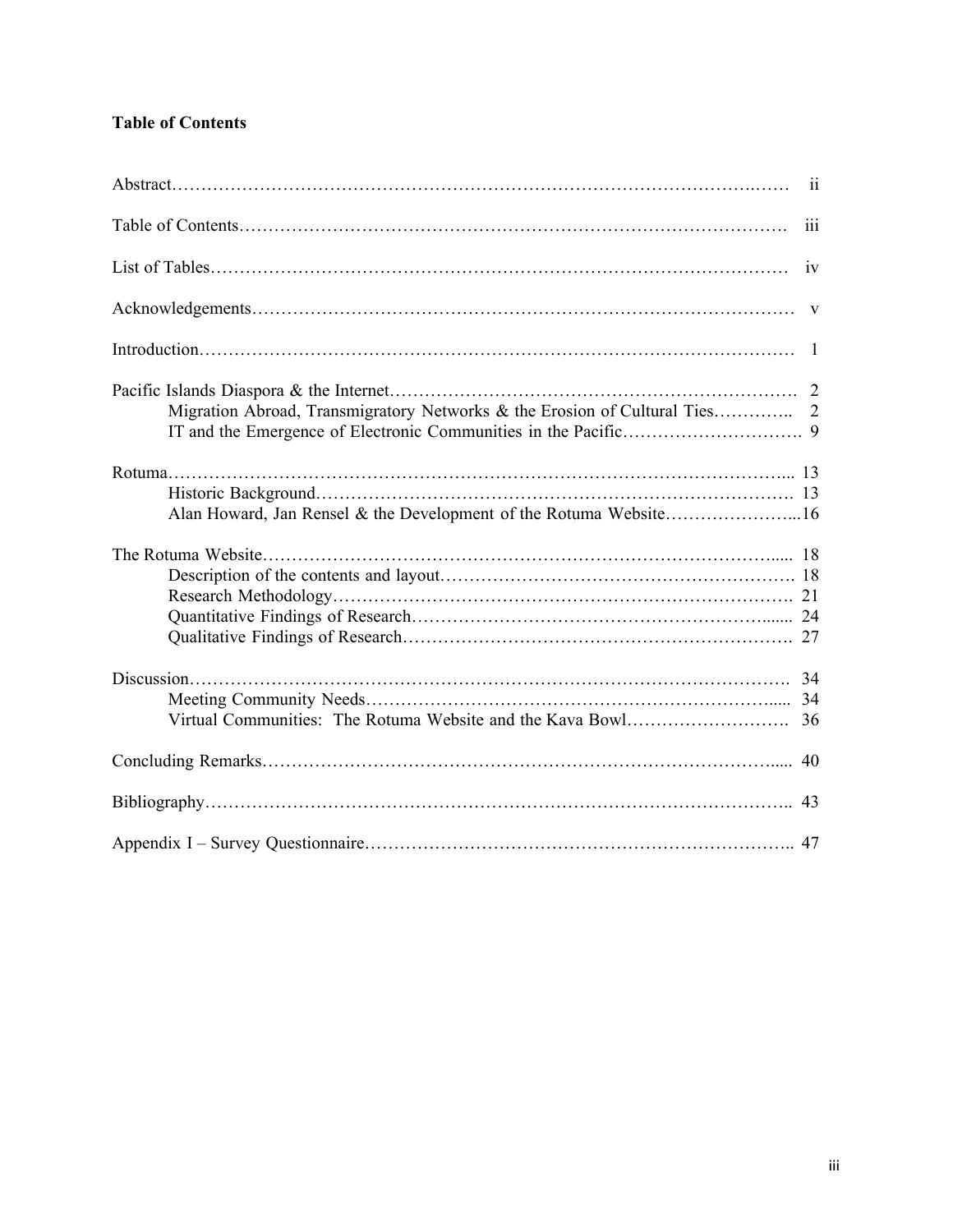**Table of Contents**

Abstract……………………………………………………………………………………… ii

Table of Contents…………………………………………………………………………… iii

List of Tables………………………………………………………………………………… iv

Acknowledgements…………………………………………………………………………… v

Introduction…………………………………………………………………………………… 1

Pacific Islands Diaspora & the Internet……………………………………………………… 2
- Migration Abroad, Transmigratory Networks & the Erosion of Cultural Ties………….. 2
- IT and the Emergence of Electronic Communities in the Pacific…………………………. 9

Rotuma………………………………………………………………………………………... 13
- Historic Background……………………………………………………………………. 13
- Alan Howard, Jan Rensel & the Development of the Rotuma Website…………………...16

The Rotuma Website………………………………………………………………………..... 18
- Description of the contents and layout…………………………………………………. 18
- Research Methodology…………………………………………………………………. 21
- Quantitative Findings of Research…………………………………………………...... 24
- Qualitative Findings of Research………………………………………………………. 27

Discussion……………………………………………………………………………………. 34
- Meeting Community Needs………………………………………………………….... 34
- Virtual Communities: The Rotuma Website and the Kava Bowl………………………. 36

Concluding Remarks………………………………………………………………………..... 40

Bibliography………………………………………………………………………………….. 43

Appendix I – Survey Questionnaire……………………………………………………………….. 47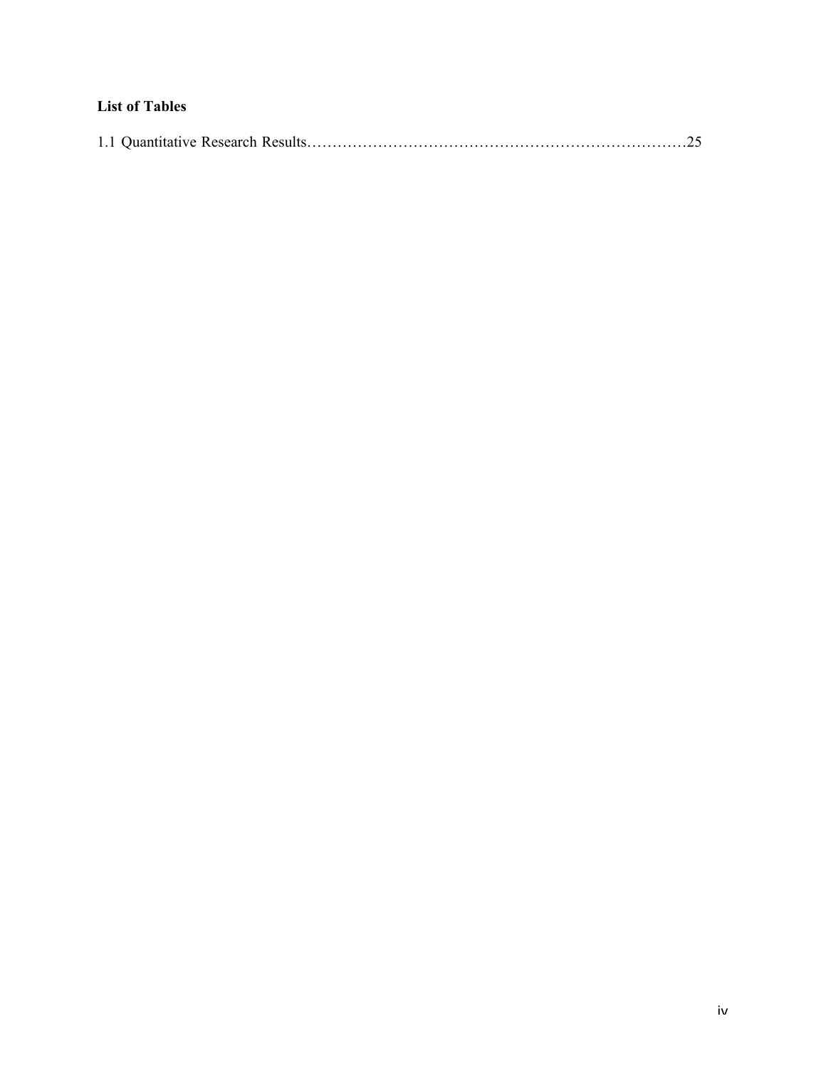**List of Tables**

1.1 Quantitative Research Results…………………………………………………………………25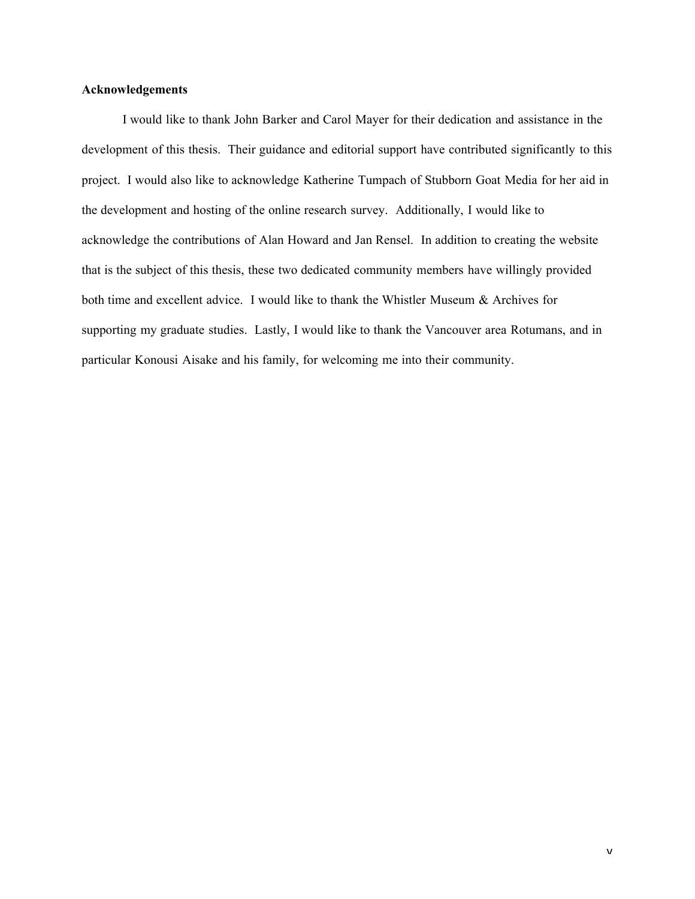**Acknowledgements**

I would like to thank John Barker and Carol Mayer for their dedication and assistance in the development of this thesis. Their guidance and editorial support have contributed significantly to this project. I would also like to acknowledge Katherine Tumpach of Stubborn Goat Media for her aid in the development and hosting of the online research survey. Additionally, I would like to acknowledge the contributions of Alan Howard and Jan Rensel. In addition to creating the website that is the subject of this thesis, these two dedicated community members have willingly provided both time and excellent advice. I would like to thank the Whistler Museum & Archives for supporting my graduate studies. Lastly, I would like to thank the Vancouver area Rotumans, and in particular Konousi Aisake and his family, for welcoming me into their community.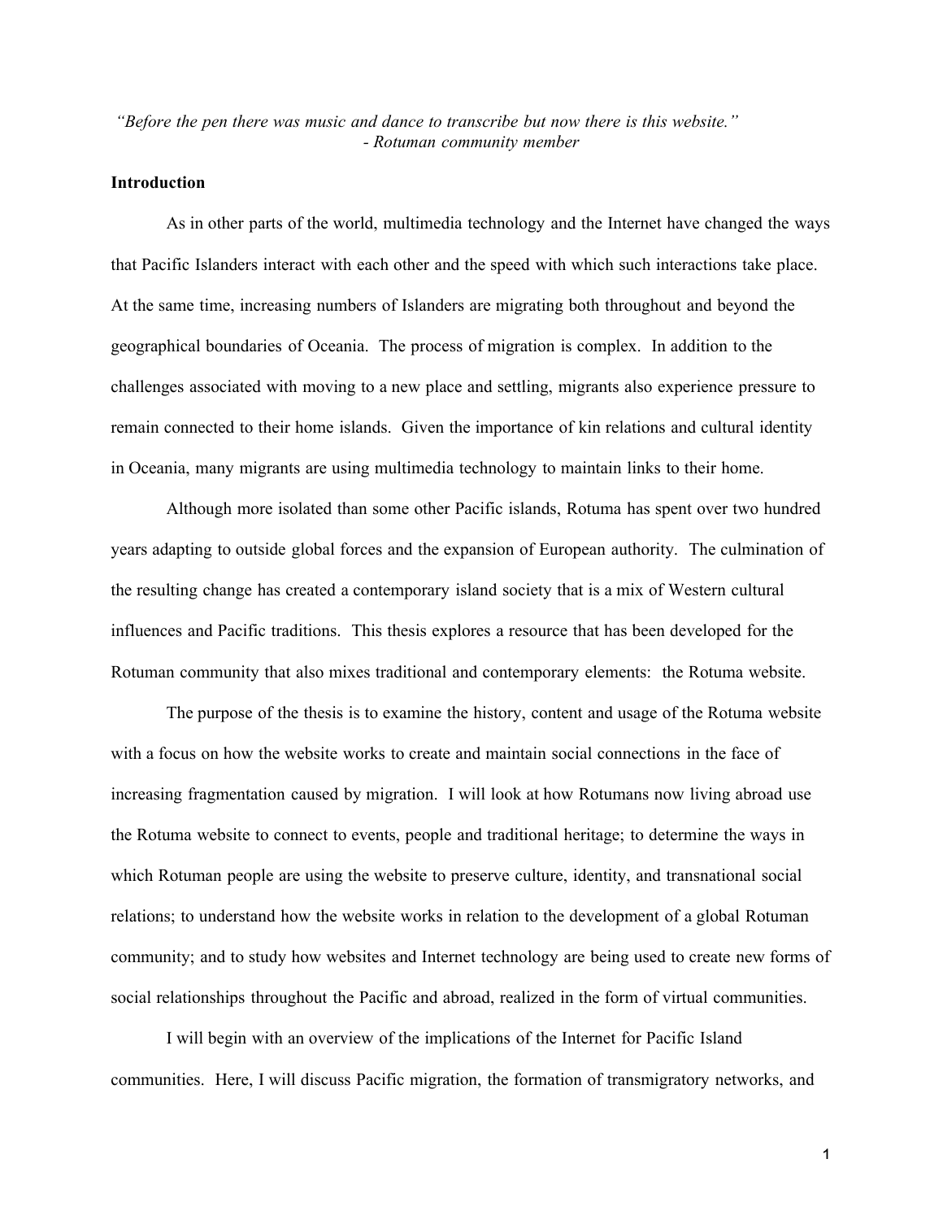*"Before the pen there was music and dance to transcribe but now there is this website."*
*- Rotuman community member*

**Introduction**

As in other parts of the world, multimedia technology and the Internet have changed the ways that Pacific Islanders interact with each other and the speed with which such interactions take place. At the same time, increasing numbers of Islanders are migrating both throughout and beyond the geographical boundaries of Oceania. The process of migration is complex. In addition to the challenges associated with moving to a new place and settling, migrants also experience pressure to remain connected to their home islands. Given the importance of kin relations and cultural identity in Oceania, many migrants are using multimedia technology to maintain links to their home.

Although more isolated than some other Pacific islands, Rotuma has spent over two hundred years adapting to outside global forces and the expansion of European authority. The culmination of the resulting change has created a contemporary island society that is a mix of Western cultural influences and Pacific traditions. This thesis explores a resource that has been developed for the Rotuman community that also mixes traditional and contemporary elements: the Rotuma website.

The purpose of the thesis is to examine the history, content and usage of the Rotuma website with a focus on how the website works to create and maintain social connections in the face of increasing fragmentation caused by migration. I will look at how Rotumans now living abroad use the Rotuma website to connect to events, people and traditional heritage; to determine the ways in which Rotuman people are using the website to preserve culture, identity, and transnational social relations; to understand how the website works in relation to the development of a global Rotuman community; and to study how websites and Internet technology are being used to create new forms of social relationships throughout the Pacific and abroad, realized in the form of virtual communities.

I will begin with an overview of the implications of the Internet for Pacific Island communities. Here, I will discuss Pacific migration, the formation of transmigratory networks, and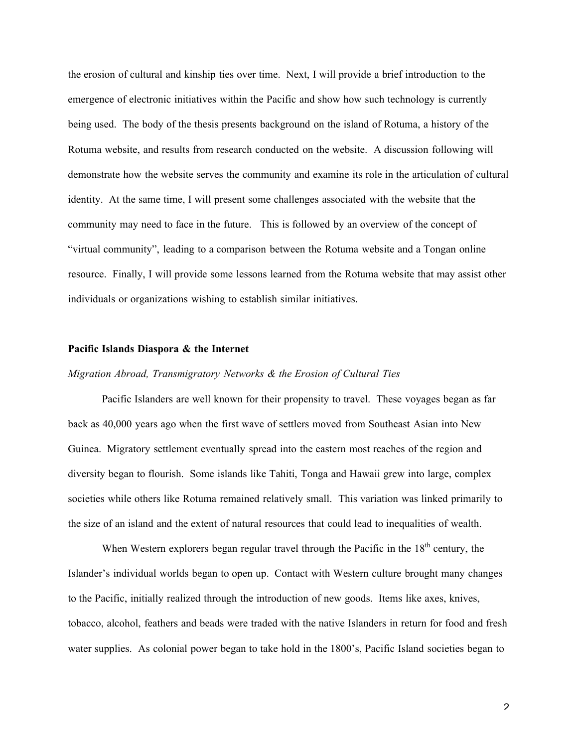the erosion of cultural and kinship ties over time. Next, I will provide a brief introduction to the emergence of electronic initiatives within the Pacific and show how such technology is currently being used. The body of the thesis presents background on the island of Rotuma, a history of the Rotuma website, and results from research conducted on the website. A discussion following will demonstrate how the website serves the community and examine its role in the articulation of cultural identity. At the same time, I will present some challenges associated with the website that the community may need to face in the future. This is followed by an overview of the concept of "virtual community", leading to a comparison between the Rotuma website and a Tongan online resource. Finally, I will provide some lessons learned from the Rotuma website that may assist other individuals or organizations wishing to establish similar initiatives.

## Pacific Islands Diaspora & the Internet

### *Migration Abroad, Transmigratory Networks & the Erosion of Cultural Ties*

Pacific Islanders are well known for their propensity to travel. These voyages began as far back as 40,000 years ago when the first wave of settlers moved from Southeast Asian into New Guinea. Migratory settlement eventually spread into the eastern most reaches of the region and diversity began to flourish. Some islands like Tahiti, Tonga and Hawaii grew into large, complex societies while others like Rotuma remained relatively small. This variation was linked primarily to the size of an island and the extent of natural resources that could lead to inequalities of wealth.

When Western explorers began regular travel through the Pacific in the 18th century, the Islander's individual worlds began to open up. Contact with Western culture brought many changes to the Pacific, initially realized through the introduction of new goods. Items like axes, knives, tobacco, alcohol, feathers and beads were traded with the native Islanders in return for food and fresh water supplies. As colonial power began to take hold in the 1800's, Pacific Island societies began to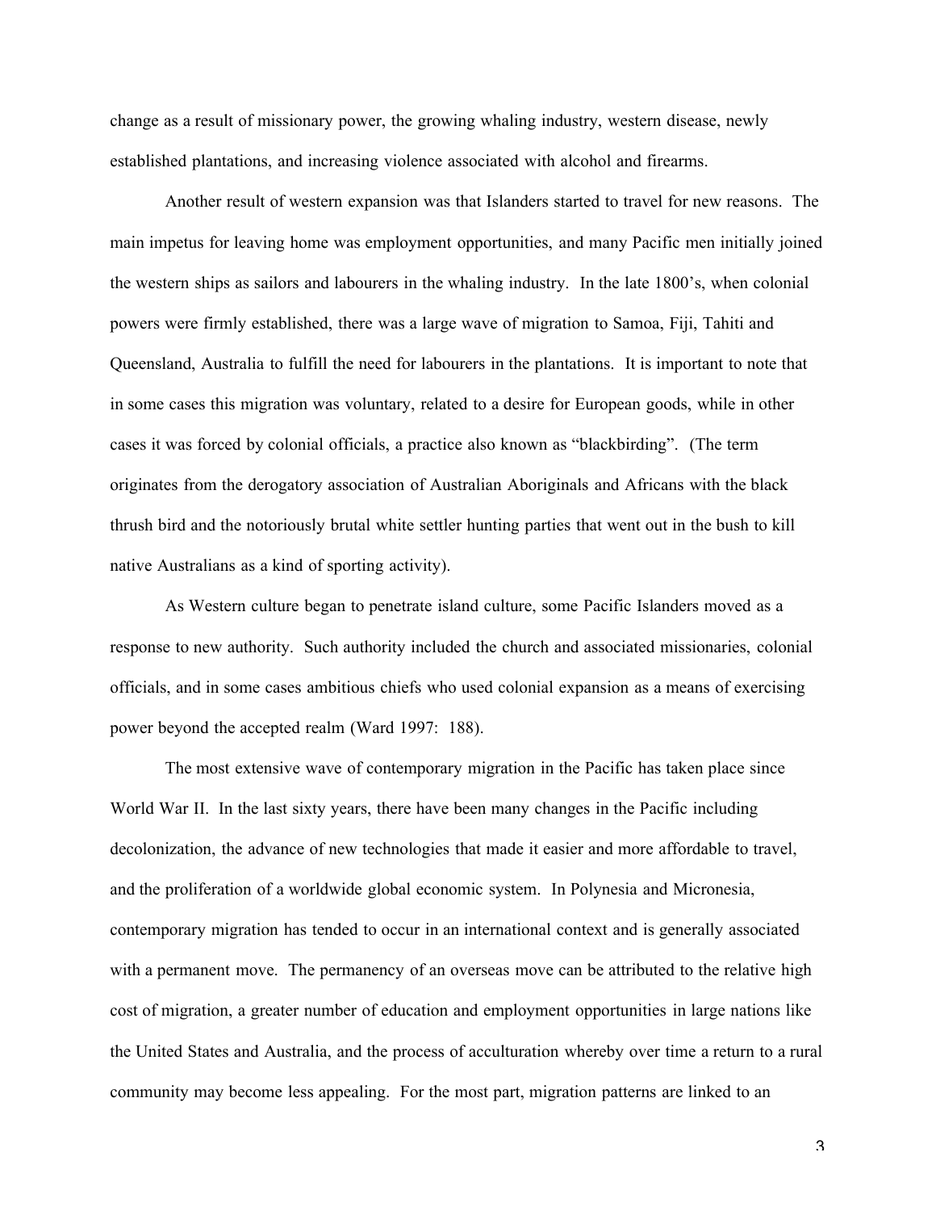change as a result of missionary power, the growing whaling industry, western disease, newly established plantations, and increasing violence associated with alcohol and firearms.

Another result of western expansion was that Islanders started to travel for new reasons. The main impetus for leaving home was employment opportunities, and many Pacific men initially joined the western ships as sailors and labourers in the whaling industry. In the late 1800's, when colonial powers were firmly established, there was a large wave of migration to Samoa, Fiji, Tahiti and Queensland, Australia to fulfill the need for labourers in the plantations. It is important to note that in some cases this migration was voluntary, related to a desire for European goods, while in other cases it was forced by colonial officials, a practice also known as "blackbirding". (The term originates from the derogatory association of Australian Aboriginals and Africans with the black thrush bird and the notoriously brutal white settler hunting parties that went out in the bush to kill native Australians as a kind of sporting activity).

As Western culture began to penetrate island culture, some Pacific Islanders moved as a response to new authority. Such authority included the church and associated missionaries, colonial officials, and in some cases ambitious chiefs who used colonial expansion as a means of exercising power beyond the accepted realm (Ward 1997: 188).

The most extensive wave of contemporary migration in the Pacific has taken place since World War II. In the last sixty years, there have been many changes in the Pacific including decolonization, the advance of new technologies that made it easier and more affordable to travel, and the proliferation of a worldwide global economic system. In Polynesia and Micronesia, contemporary migration has tended to occur in an international context and is generally associated with a permanent move. The permanency of an overseas move can be attributed to the relative high cost of migration, a greater number of education and employment opportunities in large nations like the United States and Australia, and the process of acculturation whereby over time a return to a rural community may become less appealing. For the most part, migration patterns are linked to an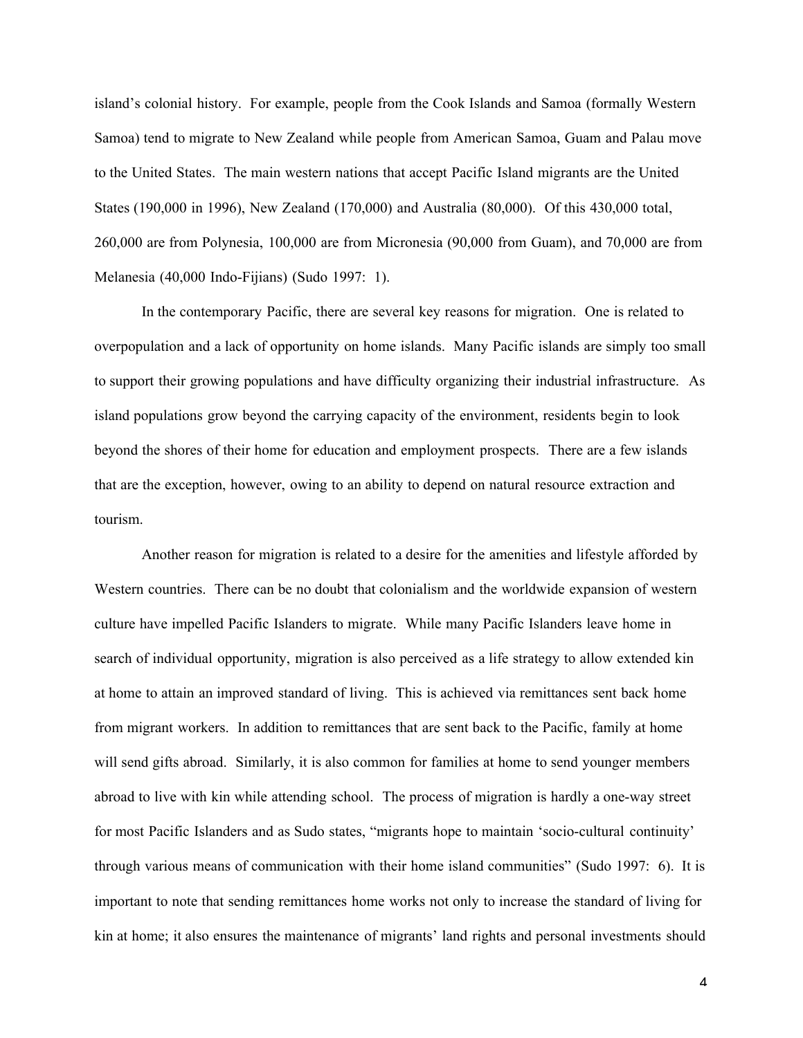island's colonial history. For example, people from the Cook Islands and Samoa (formally Western Samoa) tend to migrate to New Zealand while people from American Samoa, Guam and Palau move to the United States. The main western nations that accept Pacific Island migrants are the United States (190,000 in 1996), New Zealand (170,000) and Australia (80,000). Of this 430,000 total, 260,000 are from Polynesia, 100,000 are from Micronesia (90,000 from Guam), and 70,000 are from Melanesia (40,000 Indo-Fijians) (Sudo 1997: 1).

In the contemporary Pacific, there are several key reasons for migration. One is related to overpopulation and a lack of opportunity on home islands. Many Pacific islands are simply too small to support their growing populations and have difficulty organizing their industrial infrastructure. As island populations grow beyond the carrying capacity of the environment, residents begin to look beyond the shores of their home for education and employment prospects. There are a few islands that are the exception, however, owing to an ability to depend on natural resource extraction and tourism.

Another reason for migration is related to a desire for the amenities and lifestyle afforded by Western countries. There can be no doubt that colonialism and the worldwide expansion of western culture have impelled Pacific Islanders to migrate. While many Pacific Islanders leave home in search of individual opportunity, migration is also perceived as a life strategy to allow extended kin at home to attain an improved standard of living. This is achieved via remittances sent back home from migrant workers. In addition to remittances that are sent back to the Pacific, family at home will send gifts abroad. Similarly, it is also common for families at home to send younger members abroad to live with kin while attending school. The process of migration is hardly a one-way street for most Pacific Islanders and as Sudo states, "migrants hope to maintain 'socio-cultural continuity' through various means of communication with their home island communities" (Sudo 1997: 6). It is important to note that sending remittances home works not only to increase the standard of living for kin at home; it also ensures the maintenance of migrants' land rights and personal investments should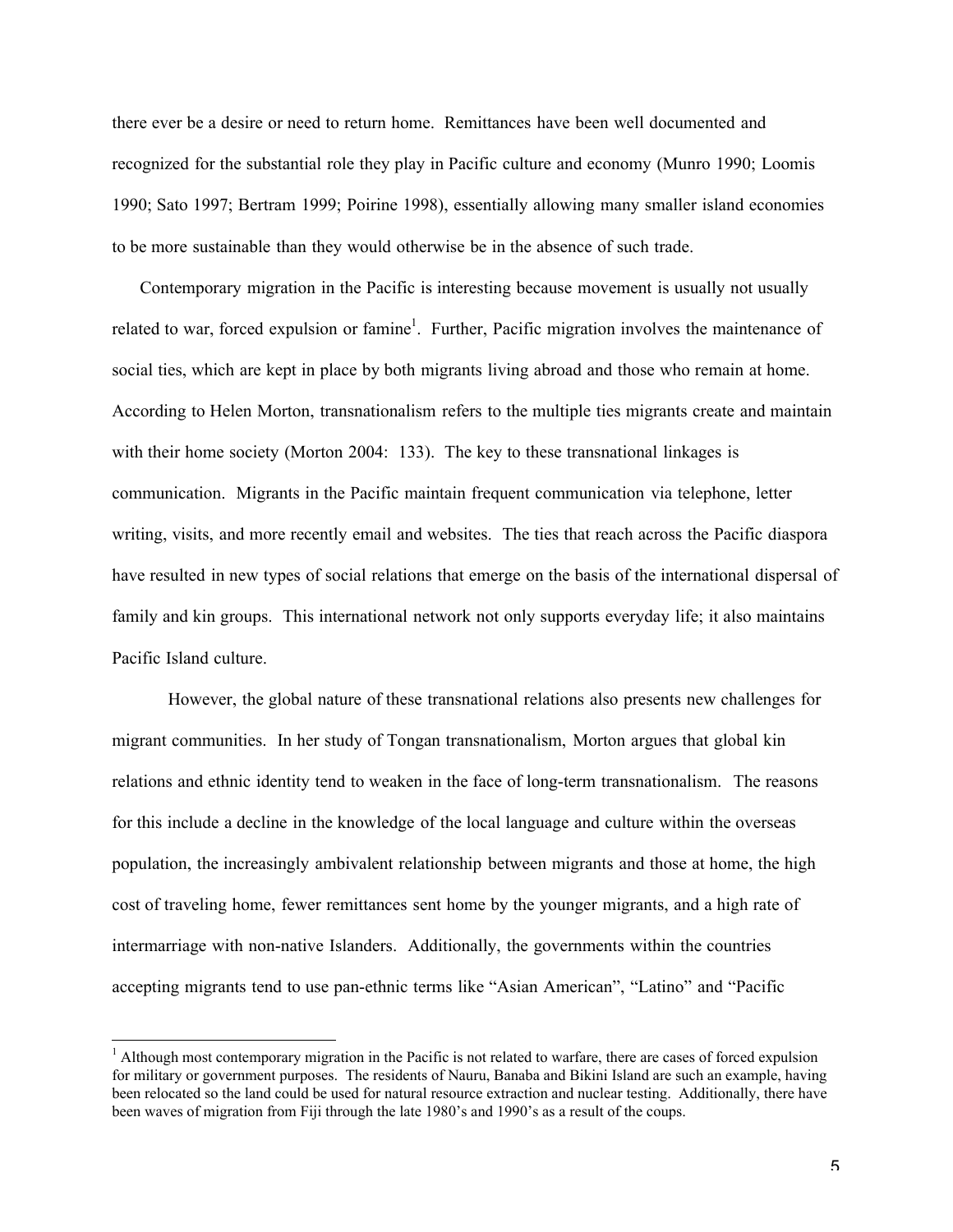there ever be a desire or need to return home. Remittances have been well documented and recognized for the substantial role they play in Pacific culture and economy (Munro 1990; Loomis 1990; Sato 1997; Bertram 1999; Poirine 1998), essentially allowing many smaller island economies to be more sustainable than they would otherwise be in the absence of such trade.

Contemporary migration in the Pacific is interesting because movement is usually not usually related to war, forced expulsion or famine[1]. Further, Pacific migration involves the maintenance of social ties, which are kept in place by both migrants living abroad and those who remain at home. According to Helen Morton, transnationalism refers to the multiple ties migrants create and maintain with their home society (Morton 2004: 133). The key to these transnational linkages is communication. Migrants in the Pacific maintain frequent communication via telephone, letter writing, visits, and more recently email and websites. The ties that reach across the Pacific diaspora have resulted in new types of social relations that emerge on the basis of the international dispersal of family and kin groups. This international network not only supports everyday life; it also maintains Pacific Island culture.

However, the global nature of these transnational relations also presents new challenges for migrant communities. In her study of Tongan transnationalism, Morton argues that global kin relations and ethnic identity tend to weaken in the face of long-term transnationalism. The reasons for this include a decline in the knowledge of the local language and culture within the overseas population, the increasingly ambivalent relationship between migrants and those at home, the high cost of traveling home, fewer remittances sent home by the younger migrants, and a high rate of intermarriage with non-native Islanders. Additionally, the governments within the countries accepting migrants tend to use pan-ethnic terms like "Asian American", "Latino" and "Pacific

[1] Although most contemporary migration in the Pacific is not related to warfare, there are cases of forced expulsion for military or government purposes. The residents of Nauru, Banaba and Bikini Island are such an example, having been relocated so the land could be used for natural resource extraction and nuclear testing. Additionally, there have been waves of migration from Fiji through the late 1980's and 1990's as a result of the coups.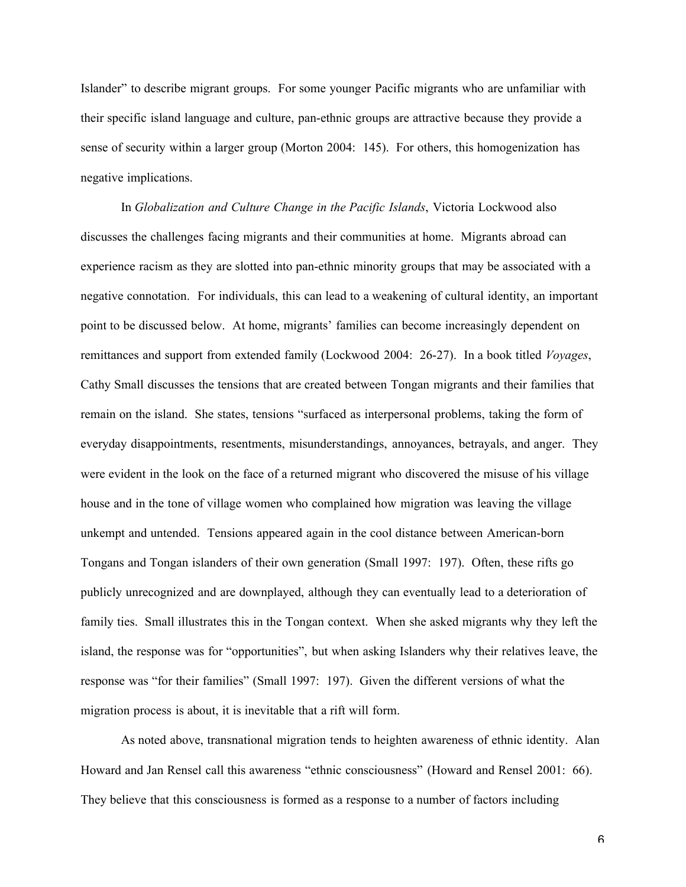Islander" to describe migrant groups. For some younger Pacific migrants who are unfamiliar with their specific island language and culture, pan-ethnic groups are attractive because they provide a sense of security within a larger group (Morton 2004: 145). For others, this homogenization has negative implications.

In *Globalization and Culture Change in the Pacific Islands*, Victoria Lockwood also discusses the challenges facing migrants and their communities at home. Migrants abroad can experience racism as they are slotted into pan-ethnic minority groups that may be associated with a negative connotation. For individuals, this can lead to a weakening of cultural identity, an important point to be discussed below. At home, migrants' families can become increasingly dependent on remittances and support from extended family (Lockwood 2004: 26-27). In a book titled *Voyages*, Cathy Small discusses the tensions that are created between Tongan migrants and their families that remain on the island. She states, tensions "surfaced as interpersonal problems, taking the form of everyday disappointments, resentments, misunderstandings, annoyances, betrayals, and anger. They were evident in the look on the face of a returned migrant who discovered the misuse of his village house and in the tone of village women who complained how migration was leaving the village unkempt and untended. Tensions appeared again in the cool distance between American-born Tongans and Tongan islanders of their own generation (Small 1997: 197). Often, these rifts go publicly unrecognized and are downplayed, although they can eventually lead to a deterioration of family ties. Small illustrates this in the Tongan context. When she asked migrants why they left the island, the response was for "opportunities", but when asking Islanders why their relatives leave, the response was "for their families" (Small 1997: 197). Given the different versions of what the migration process is about, it is inevitable that a rift will form.

As noted above, transnational migration tends to heighten awareness of ethnic identity. Alan Howard and Jan Rensel call this awareness "ethnic consciousness" (Howard and Rensel 2001: 66). They believe that this consciousness is formed as a response to a number of factors including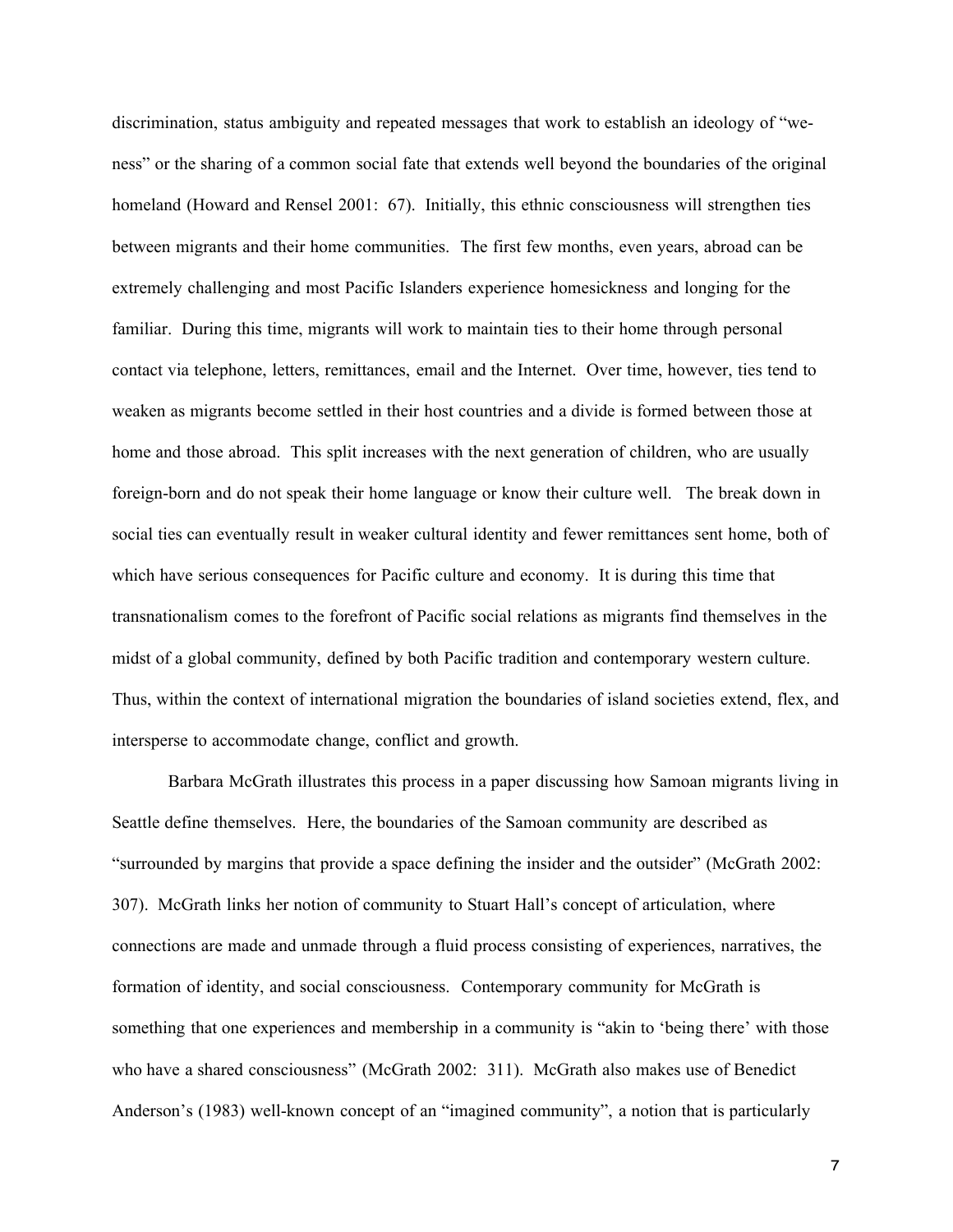discrimination, status ambiguity and repeated messages that work to establish an ideology of "we-ness" or the sharing of a common social fate that extends well beyond the boundaries of the original homeland (Howard and Rensel 2001: 67). Initially, this ethnic consciousness will strengthen ties between migrants and their home communities. The first few months, even years, abroad can be extremely challenging and most Pacific Islanders experience homesickness and longing for the familiar. During this time, migrants will work to maintain ties to their home through personal contact via telephone, letters, remittances, email and the Internet. Over time, however, ties tend to weaken as migrants become settled in their host countries and a divide is formed between those at home and those abroad. This split increases with the next generation of children, who are usually foreign-born and do not speak their home language or know their culture well. The break down in social ties can eventually result in weaker cultural identity and fewer remittances sent home, both of which have serious consequences for Pacific culture and economy. It is during this time that transnationalism comes to the forefront of Pacific social relations as migrants find themselves in the midst of a global community, defined by both Pacific tradition and contemporary western culture. Thus, within the context of international migration the boundaries of island societies extend, flex, and intersperse to accommodate change, conflict and growth.

Barbara McGrath illustrates this process in a paper discussing how Samoan migrants living in Seattle define themselves. Here, the boundaries of the Samoan community are described as "surrounded by margins that provide a space defining the insider and the outsider" (McGrath 2002: 307). McGrath links her notion of community to Stuart Hall's concept of articulation, where connections are made and unmade through a fluid process consisting of experiences, narratives, the formation of identity, and social consciousness. Contemporary community for McGrath is something that one experiences and membership in a community is "akin to 'being there' with those who have a shared consciousness" (McGrath 2002: 311). McGrath also makes use of Benedict Anderson's (1983) well-known concept of an "imagined community", a notion that is particularly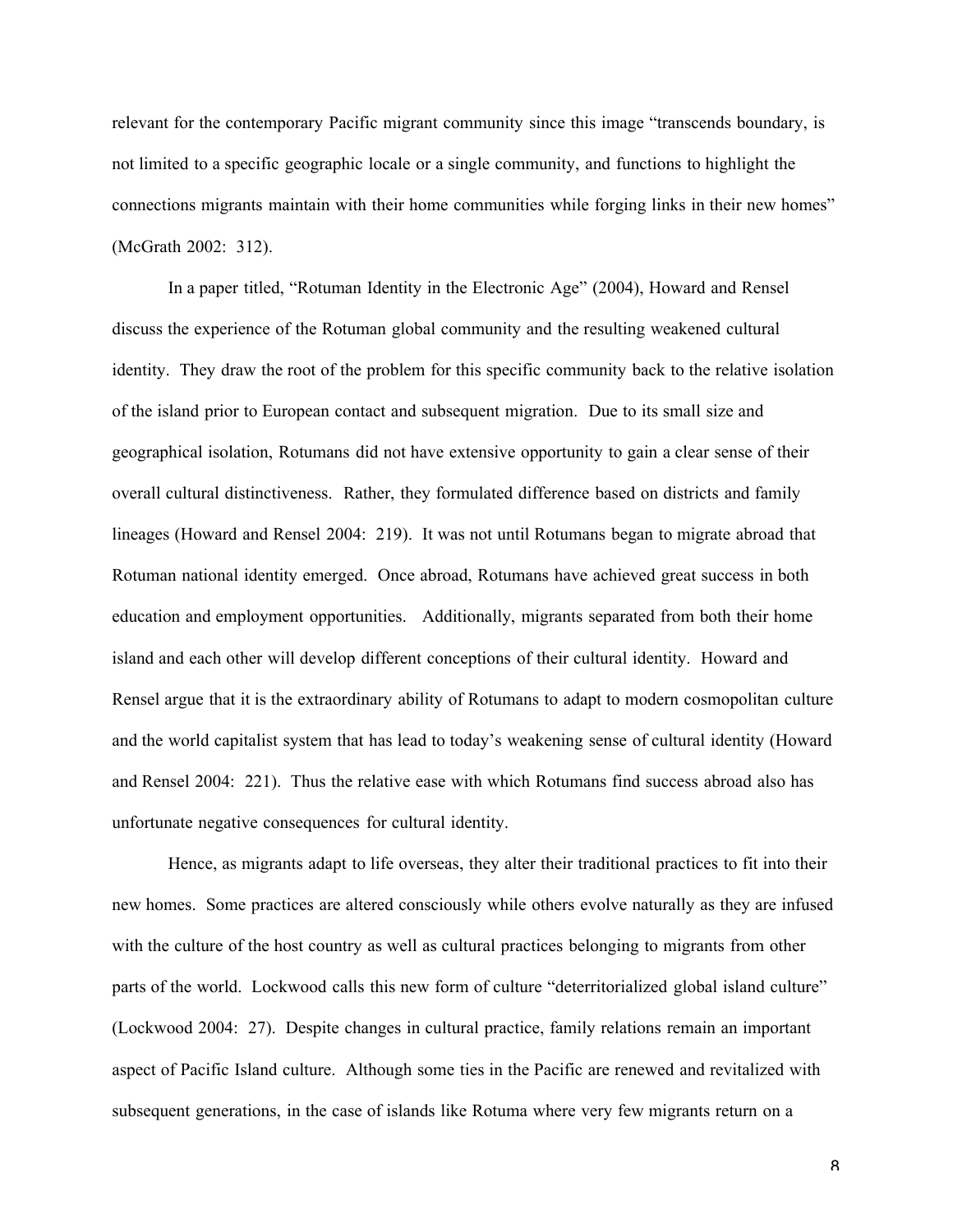relevant for the contemporary Pacific migrant community since this image "transcends boundary, is not limited to a specific geographic locale or a single community, and functions to highlight the connections migrants maintain with their home communities while forging links in their new homes" (McGrath 2002: 312).

In a paper titled, "Rotuman Identity in the Electronic Age" (2004), Howard and Rensel discuss the experience of the Rotuman global community and the resulting weakened cultural identity. They draw the root of the problem for this specific community back to the relative isolation of the island prior to European contact and subsequent migration. Due to its small size and geographical isolation, Rotumans did not have extensive opportunity to gain a clear sense of their overall cultural distinctiveness. Rather, they formulated difference based on districts and family lineages (Howard and Rensel 2004: 219). It was not until Rotumans began to migrate abroad that Rotuman national identity emerged. Once abroad, Rotumans have achieved great success in both education and employment opportunities. Additionally, migrants separated from both their home island and each other will develop different conceptions of their cultural identity. Howard and Rensel argue that it is the extraordinary ability of Rotumans to adapt to modern cosmopolitan culture and the world capitalist system that has lead to today's weakening sense of cultural identity (Howard and Rensel 2004: 221). Thus the relative ease with which Rotumans find success abroad also has unfortunate negative consequences for cultural identity.

Hence, as migrants adapt to life overseas, they alter their traditional practices to fit into their new homes. Some practices are altered consciously while others evolve naturally as they are infused with the culture of the host country as well as cultural practices belonging to migrants from other parts of the world. Lockwood calls this new form of culture "deterritorialized global island culture" (Lockwood 2004: 27). Despite changes in cultural practice, family relations remain an important aspect of Pacific Island culture. Although some ties in the Pacific are renewed and revitalized with subsequent generations, in the case of islands like Rotuma where very few migrants return on a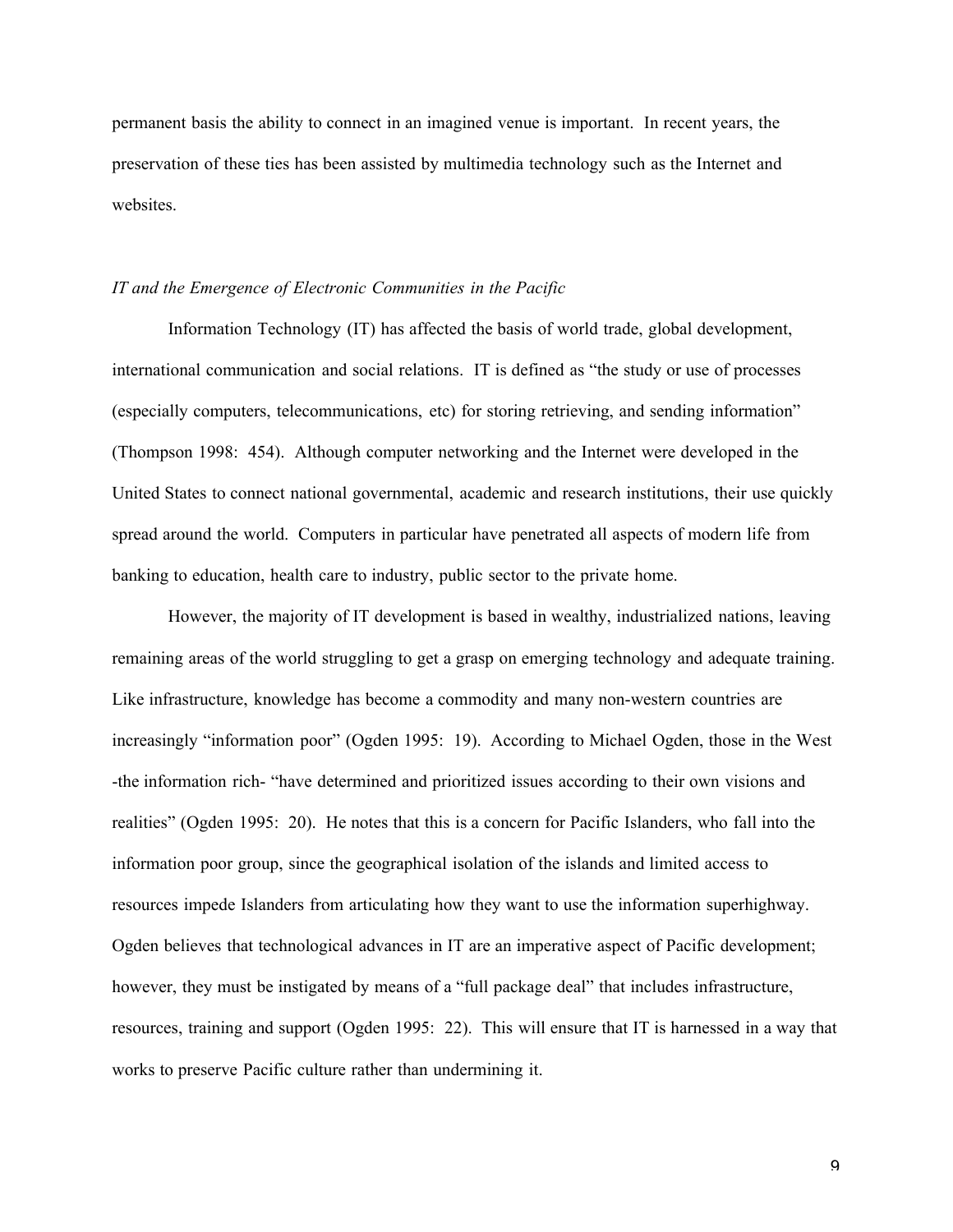permanent basis the ability to connect in an imagined venue is important. In recent years, the preservation of these ties has been assisted by multimedia technology such as the Internet and websites.

### *IT and the Emergence of Electronic Communities in the Pacific*

Information Technology (IT) has affected the basis of world trade, global development, international communication and social relations. IT is defined as "the study or use of processes (especially computers, telecommunications, etc) for storing retrieving, and sending information" (Thompson 1998: 454). Although computer networking and the Internet were developed in the United States to connect national governmental, academic and research institutions, their use quickly spread around the world. Computers in particular have penetrated all aspects of modern life from banking to education, health care to industry, public sector to the private home.

However, the majority of IT development is based in wealthy, industrialized nations, leaving remaining areas of the world struggling to get a grasp on emerging technology and adequate training. Like infrastructure, knowledge has become a commodity and many non-western countries are increasingly "information poor" (Ogden 1995: 19). According to Michael Ogden, those in the West -the information rich- "have determined and prioritized issues according to their own visions and realities" (Ogden 1995: 20). He notes that this is a concern for Pacific Islanders, who fall into the information poor group, since the geographical isolation of the islands and limited access to resources impede Islanders from articulating how they want to use the information superhighway. Ogden believes that technological advances in IT are an imperative aspect of Pacific development; however, they must be instigated by means of a "full package deal" that includes infrastructure, resources, training and support (Ogden 1995: 22). This will ensure that IT is harnessed in a way that works to preserve Pacific culture rather than undermining it.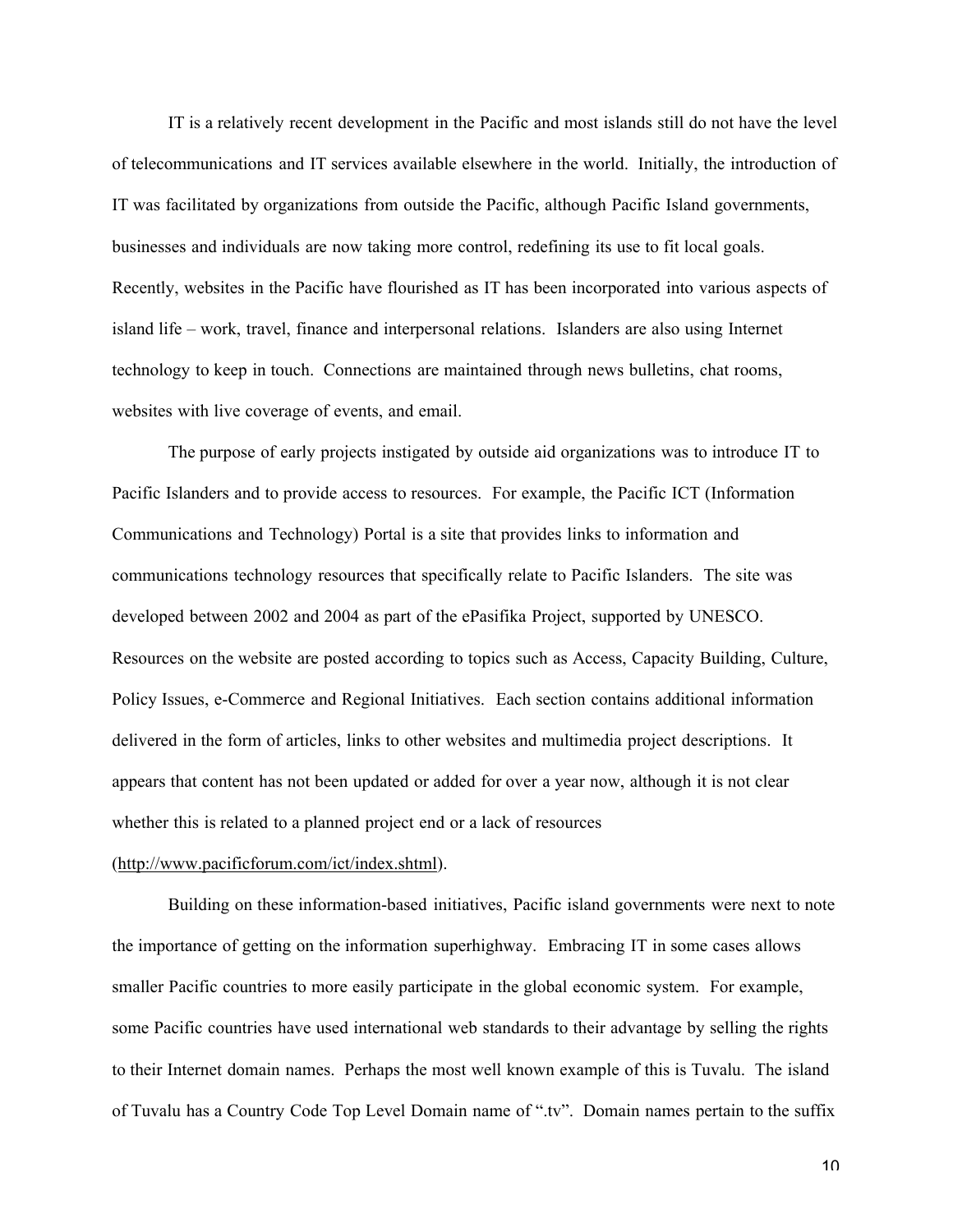IT is a relatively recent development in the Pacific and most islands still do not have the level of telecommunications and IT services available elsewhere in the world. Initially, the introduction of IT was facilitated by organizations from outside the Pacific, although Pacific Island governments, businesses and individuals are now taking more control, redefining its use to fit local goals. Recently, websites in the Pacific have flourished as IT has been incorporated into various aspects of island life – work, travel, finance and interpersonal relations. Islanders are also using Internet technology to keep in touch. Connections are maintained through news bulletins, chat rooms, websites with live coverage of events, and email.

The purpose of early projects instigated by outside aid organizations was to introduce IT to Pacific Islanders and to provide access to resources. For example, the Pacific ICT (Information Communications and Technology) Portal is a site that provides links to information and communications technology resources that specifically relate to Pacific Islanders. The site was developed between 2002 and 2004 as part of the ePasifika Project, supported by UNESCO. Resources on the website are posted according to topics such as Access, Capacity Building, Culture, Policy Issues, e-Commerce and Regional Initiatives. Each section contains additional information delivered in the form of articles, links to other websites and multimedia project descriptions. It appears that content has not been updated or added for over a year now, although it is not clear whether this is related to a planned project end or a lack of resources (http://www.pacificforum.com/ict/index.shtml).

Building on these information-based initiatives, Pacific island governments were next to note the importance of getting on the information superhighway. Embracing IT in some cases allows smaller Pacific countries to more easily participate in the global economic system. For example, some Pacific countries have used international web standards to their advantage by selling the rights to their Internet domain names. Perhaps the most well known example of this is Tuvalu. The island of Tuvalu has a Country Code Top Level Domain name of ".tv". Domain names pertain to the suffix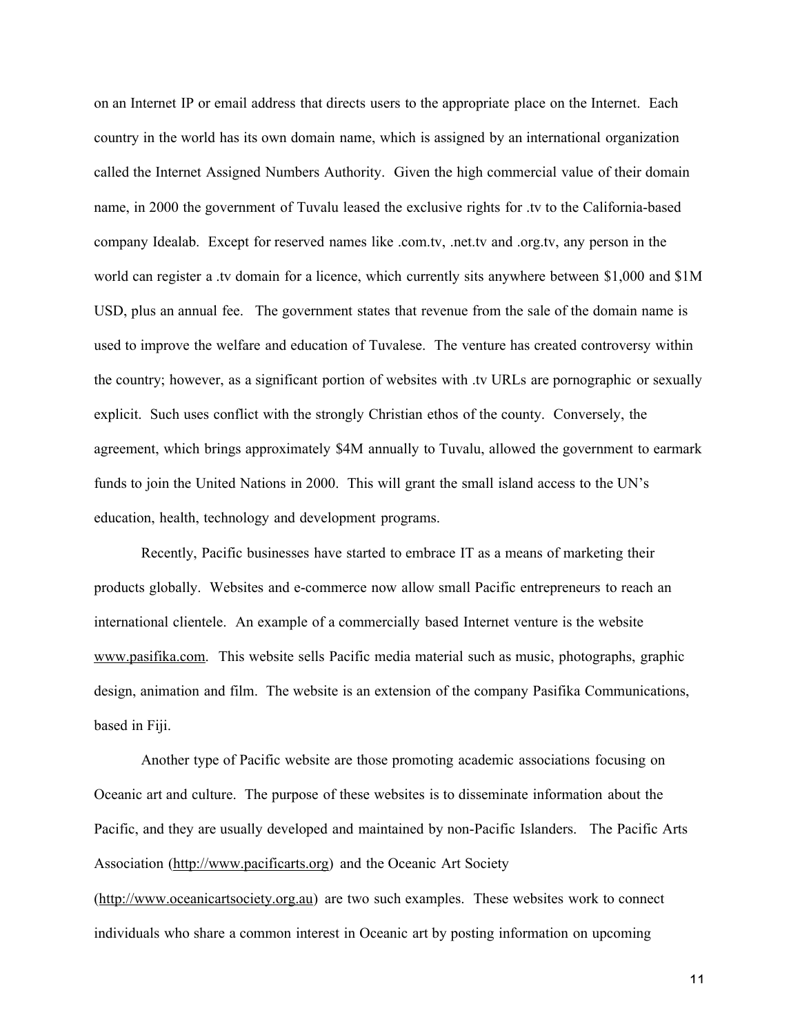on an Internet IP or email address that directs users to the appropriate place on the Internet. Each country in the world has its own domain name, which is assigned by an international organization called the Internet Assigned Numbers Authority. Given the high commercial value of their domain name, in 2000 the government of Tuvalu leased the exclusive rights for .tv to the California-based company Idealab. Except for reserved names like .com.tv, .net.tv and .org.tv, any person in the world can register a .tv domain for a licence, which currently sits anywhere between $1,000 and $1M USD, plus an annual fee. The government states that revenue from the sale of the domain name is used to improve the welfare and education of Tuvalese. The venture has created controversy within the country; however, as a significant portion of websites with .tv URLs are pornographic or sexually explicit. Such uses conflict with the strongly Christian ethos of the county. Conversely, the agreement, which brings approximately $4M annually to Tuvalu, allowed the government to earmark funds to join the United Nations in 2000. This will grant the small island access to the UN's education, health, technology and development programs.

Recently, Pacific businesses have started to embrace IT as a means of marketing their products globally. Websites and e-commerce now allow small Pacific entrepreneurs to reach an international clientele. An example of a commercially based Internet venture is the website www.pasifika.com. This website sells Pacific media material such as music, photographs, graphic design, animation and film. The website is an extension of the company Pasifika Communications, based in Fiji.

Another type of Pacific website are those promoting academic associations focusing on Oceanic art and culture. The purpose of these websites is to disseminate information about the Pacific, and they are usually developed and maintained by non-Pacific Islanders. The Pacific Arts Association (http://www.pacificarts.org) and the Oceanic Art Society (http://www.oceanicartsociety.org.au) are two such examples. These websites work to connect individuals who share a common interest in Oceanic art by posting information on upcoming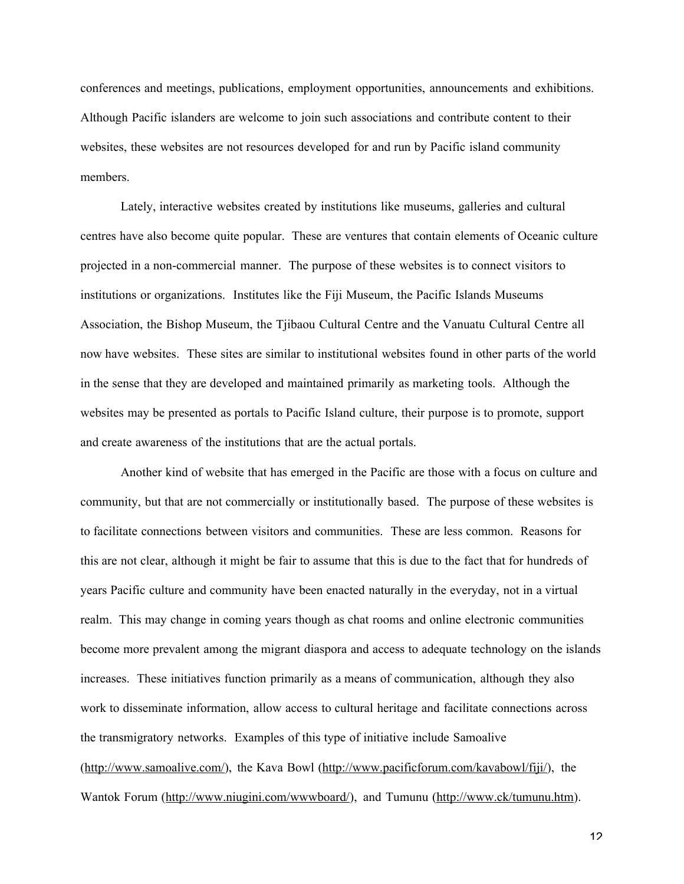conferences and meetings, publications, employment opportunities, announcements and exhibitions. Although Pacific islanders are welcome to join such associations and contribute content to their websites, these websites are not resources developed for and run by Pacific island community members.

Lately, interactive websites created by institutions like museums, galleries and cultural centres have also become quite popular. These are ventures that contain elements of Oceanic culture projected in a non-commercial manner. The purpose of these websites is to connect visitors to institutions or organizations. Institutes like the Fiji Museum, the Pacific Islands Museums Association, the Bishop Museum, the Tjibaou Cultural Centre and the Vanuatu Cultural Centre all now have websites. These sites are similar to institutional websites found in other parts of the world in the sense that they are developed and maintained primarily as marketing tools. Although the websites may be presented as portals to Pacific Island culture, their purpose is to promote, support and create awareness of the institutions that are the actual portals.

Another kind of website that has emerged in the Pacific are those with a focus on culture and community, but that are not commercially or institutionally based. The purpose of these websites is to facilitate connections between visitors and communities. These are less common. Reasons for this are not clear, although it might be fair to assume that this is due to the fact that for hundreds of years Pacific culture and community have been enacted naturally in the everyday, not in a virtual realm. This may change in coming years though as chat rooms and online electronic communities become more prevalent among the migrant diaspora and access to adequate technology on the islands increases. These initiatives function primarily as a means of communication, although they also work to disseminate information, allow access to cultural heritage and facilitate connections across the transmigratory networks. Examples of this type of initiative include Samoalive (http://www.samoalive.com/), the Kava Bowl (http://www.pacificforum.com/kavabowl/fiji/), the Wantok Forum (http://www.niugini.com/wwwboard/), and Tumunu (http://www.ck/tumunu.htm).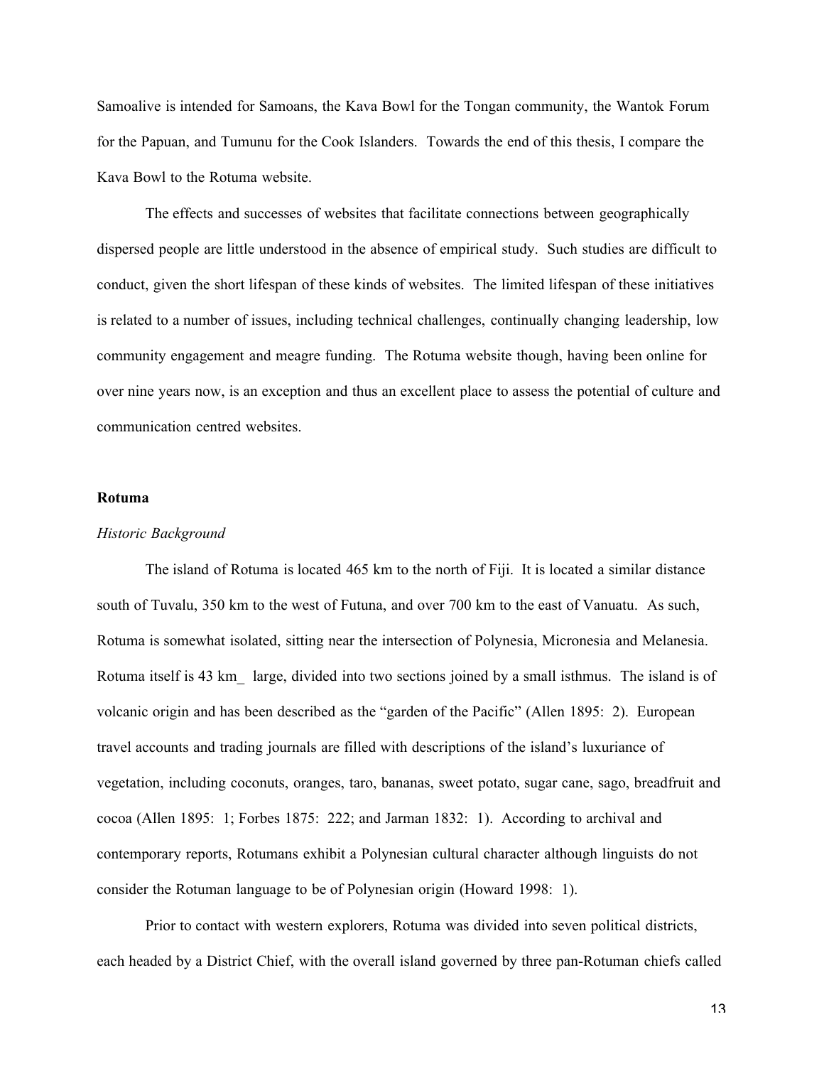Samoalive is intended for Samoans, the Kava Bowl for the Tongan community, the Wantok Forum for the Papuan, and Tumunu for the Cook Islanders. Towards the end of this thesis, I compare the Kava Bowl to the Rotuma website.

The effects and successes of websites that facilitate connections between geographically dispersed people are little understood in the absence of empirical study. Such studies are difficult to conduct, given the short lifespan of these kinds of websites. The limited lifespan of these initiatives is related to a number of issues, including technical challenges, continually changing leadership, low community engagement and meagre funding. The Rotuma website though, having been online for over nine years now, is an exception and thus an excellent place to assess the potential of culture and communication centred websites.

**Rotuma**

*Historic Background*

The island of Rotuma is located 465 km to the north of Fiji. It is located a similar distance south of Tuvalu, 350 km to the west of Futuna, and over 700 km to the east of Vanuatu. As such, Rotuma is somewhat isolated, sitting near the intersection of Polynesia, Micronesia and Melanesia. Rotuma itself is 43 km_ large, divided into two sections joined by a small isthmus. The island is of volcanic origin and has been described as the "garden of the Pacific" (Allen 1895: 2). European travel accounts and trading journals are filled with descriptions of the island's luxuriance of vegetation, including coconuts, oranges, taro, bananas, sweet potato, sugar cane, sago, breadfruit and cocoa (Allen 1895: 1; Forbes 1875: 222; and Jarman 1832: 1). According to archival and contemporary reports, Rotumans exhibit a Polynesian cultural character although linguists do not consider the Rotuman language to be of Polynesian origin (Howard 1998: 1).

Prior to contact with western explorers, Rotuma was divided into seven political districts, each headed by a District Chief, with the overall island governed by three pan-Rotuman chiefs called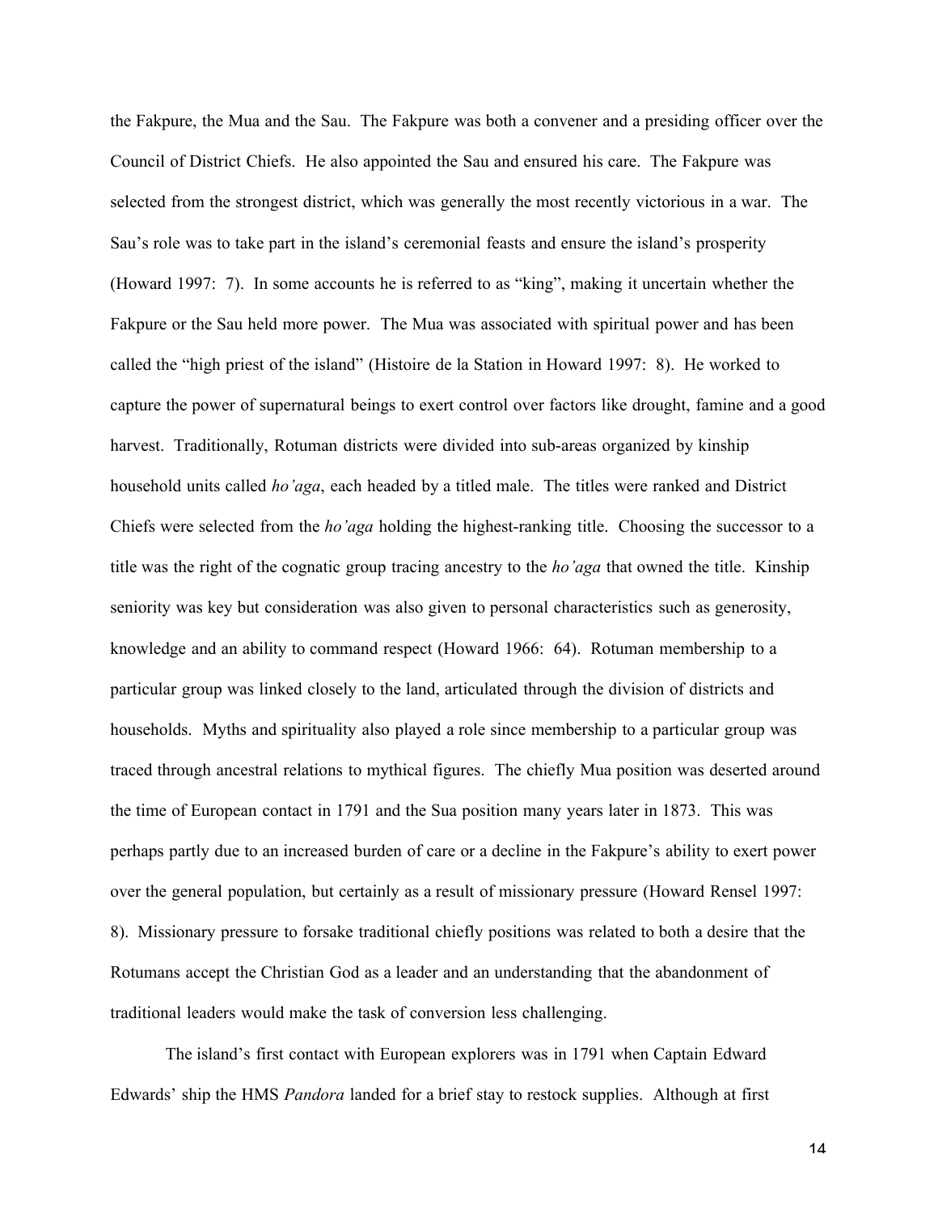the Fakpure, the Mua and the Sau. The Fakpure was both a convener and a presiding officer over the Council of District Chiefs. He also appointed the Sau and ensured his care. The Fakpure was selected from the strongest district, which was generally the most recently victorious in a war. The Sau's role was to take part in the island's ceremonial feasts and ensure the island's prosperity (Howard 1997: 7). In some accounts he is referred to as "king", making it uncertain whether the Fakpure or the Sau held more power. The Mua was associated with spiritual power and has been called the "high priest of the island" (Histoire de la Station in Howard 1997: 8). He worked to capture the power of supernatural beings to exert control over factors like drought, famine and a good harvest. Traditionally, Rotuman districts were divided into sub-areas organized by kinship household units called *ho'aga*, each headed by a titled male. The titles were ranked and District Chiefs were selected from the *ho'aga* holding the highest-ranking title. Choosing the successor to a title was the right of the cognatic group tracing ancestry to the *ho'aga* that owned the title. Kinship seniority was key but consideration was also given to personal characteristics such as generosity, knowledge and an ability to command respect (Howard 1966: 64). Rotuman membership to a particular group was linked closely to the land, articulated through the division of districts and households. Myths and spirituality also played a role since membership to a particular group was traced through ancestral relations to mythical figures. The chiefly Mua position was deserted around the time of European contact in 1791 and the Sua position many years later in 1873. This was perhaps partly due to an increased burden of care or a decline in the Fakpure's ability to exert power over the general population, but certainly as a result of missionary pressure (Howard Rensel 1997: 8). Missionary pressure to forsake traditional chiefly positions was related to both a desire that the Rotumans accept the Christian God as a leader and an understanding that the abandonment of traditional leaders would make the task of conversion less challenging.

The island's first contact with European explorers was in 1791 when Captain Edward Edwards' ship the HMS *Pandora* landed for a brief stay to restock supplies. Although at first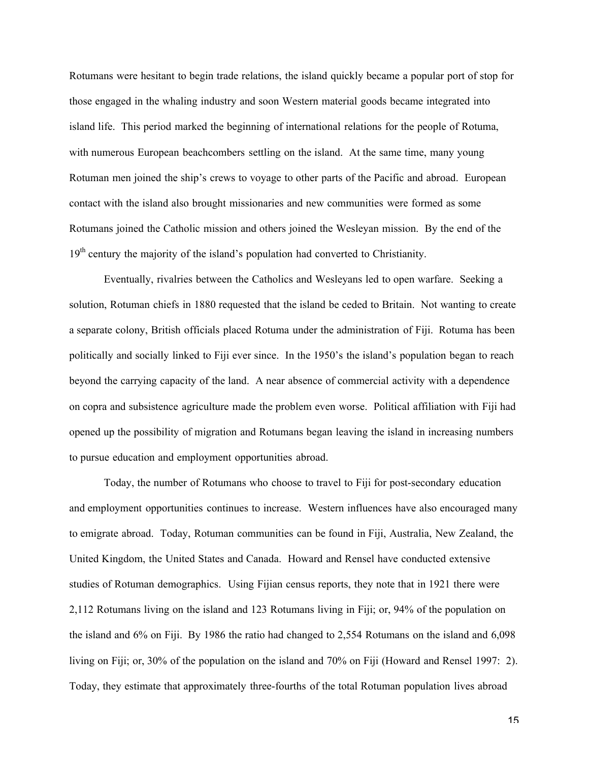Rotumans were hesitant to begin trade relations, the island quickly became a popular port of stop for those engaged in the whaling industry and soon Western material goods became integrated into island life. This period marked the beginning of international relations for the people of Rotuma, with numerous European beachcombers settling on the island. At the same time, many young Rotuman men joined the ship's crews to voyage to other parts of the Pacific and abroad. European contact with the island also brought missionaries and new communities were formed as some Rotumans joined the Catholic mission and others joined the Wesleyan mission. By the end of the 19th century the majority of the island's population had converted to Christianity.

Eventually, rivalries between the Catholics and Wesleyans led to open warfare. Seeking a solution, Rotuman chiefs in 1880 requested that the island be ceded to Britain. Not wanting to create a separate colony, British officials placed Rotuma under the administration of Fiji. Rotuma has been politically and socially linked to Fiji ever since. In the 1950's the island's population began to reach beyond the carrying capacity of the land. A near absence of commercial activity with a dependence on copra and subsistence agriculture made the problem even worse. Political affiliation with Fiji had opened up the possibility of migration and Rotumans began leaving the island in increasing numbers to pursue education and employment opportunities abroad.

Today, the number of Rotumans who choose to travel to Fiji for post-secondary education and employment opportunities continues to increase. Western influences have also encouraged many to emigrate abroad. Today, Rotuman communities can be found in Fiji, Australia, New Zealand, the United Kingdom, the United States and Canada. Howard and Rensel have conducted extensive studies of Rotuman demographics. Using Fijian census reports, they note that in 1921 there were 2,112 Rotumans living on the island and 123 Rotumans living in Fiji; or, 94% of the population on the island and 6% on Fiji. By 1986 the ratio had changed to 2,554 Rotumans on the island and 6,098 living on Fiji; or, 30% of the population on the island and 70% on Fiji (Howard and Rensel 1997: 2). Today, they estimate that approximately three-fourths of the total Rotuman population lives abroad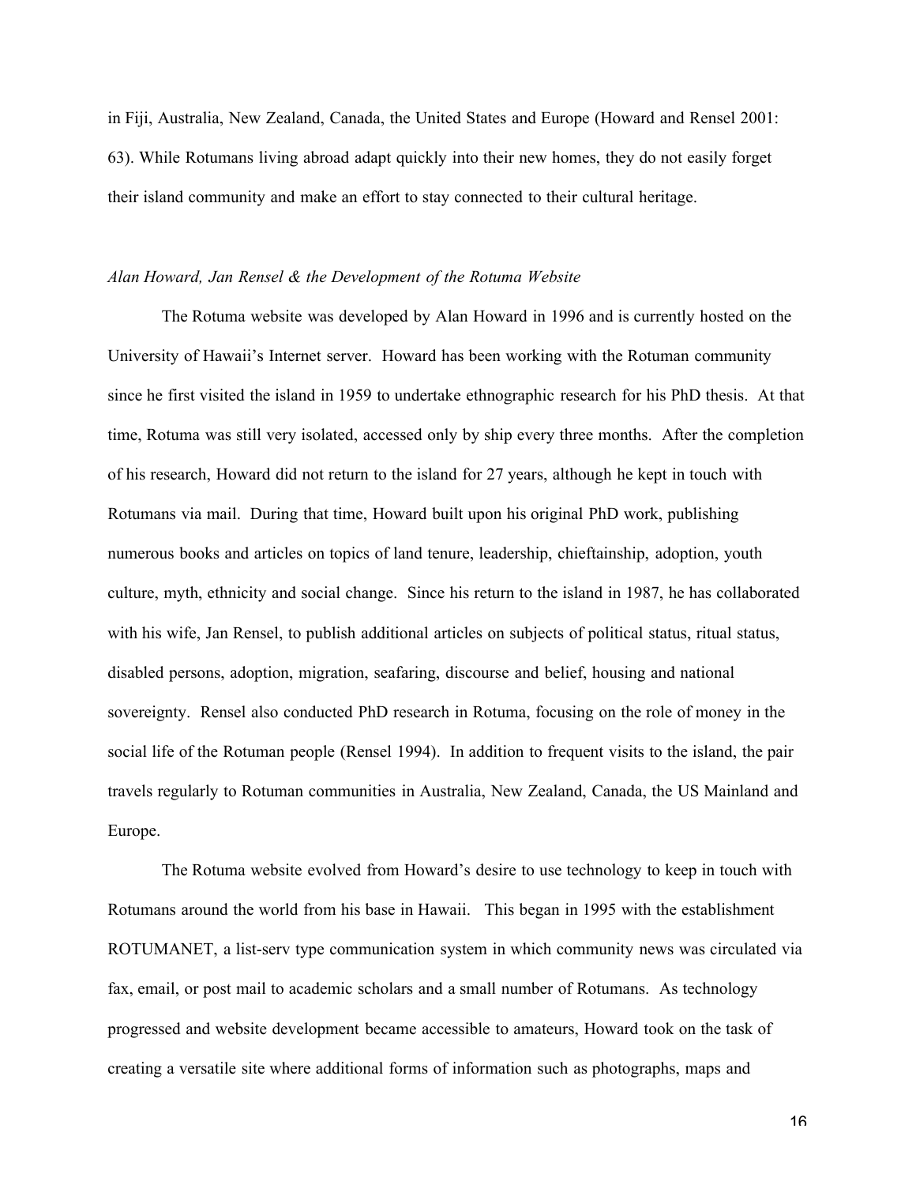in Fiji, Australia, New Zealand, Canada, the United States and Europe (Howard and Rensel 2001: 63). While Rotumans living abroad adapt quickly into their new homes, they do not easily forget their island community and make an effort to stay connected to their cultural heritage.

### *Alan Howard, Jan Rensel & the Development of the Rotuma Website*

The Rotuma website was developed by Alan Howard in 1996 and is currently hosted on the University of Hawaii's Internet server. Howard has been working with the Rotuman community since he first visited the island in 1959 to undertake ethnographic research for his PhD thesis. At that time, Rotuma was still very isolated, accessed only by ship every three months. After the completion of his research, Howard did not return to the island for 27 years, although he kept in touch with Rotumans via mail. During that time, Howard built upon his original PhD work, publishing numerous books and articles on topics of land tenure, leadership, chieftainship, adoption, youth culture, myth, ethnicity and social change. Since his return to the island in 1987, he has collaborated with his wife, Jan Rensel, to publish additional articles on subjects of political status, ritual status, disabled persons, adoption, migration, seafaring, discourse and belief, housing and national sovereignty. Rensel also conducted PhD research in Rotuma, focusing on the role of money in the social life of the Rotuman people (Rensel 1994). In addition to frequent visits to the island, the pair travels regularly to Rotuman communities in Australia, New Zealand, Canada, the US Mainland and Europe.

The Rotuma website evolved from Howard's desire to use technology to keep in touch with Rotumans around the world from his base in Hawaii. This began in 1995 with the establishment ROTUMANET, a list-serv type communication system in which community news was circulated via fax, email, or post mail to academic scholars and a small number of Rotumans. As technology progressed and website development became accessible to amateurs, Howard took on the task of creating a versatile site where additional forms of information such as photographs, maps and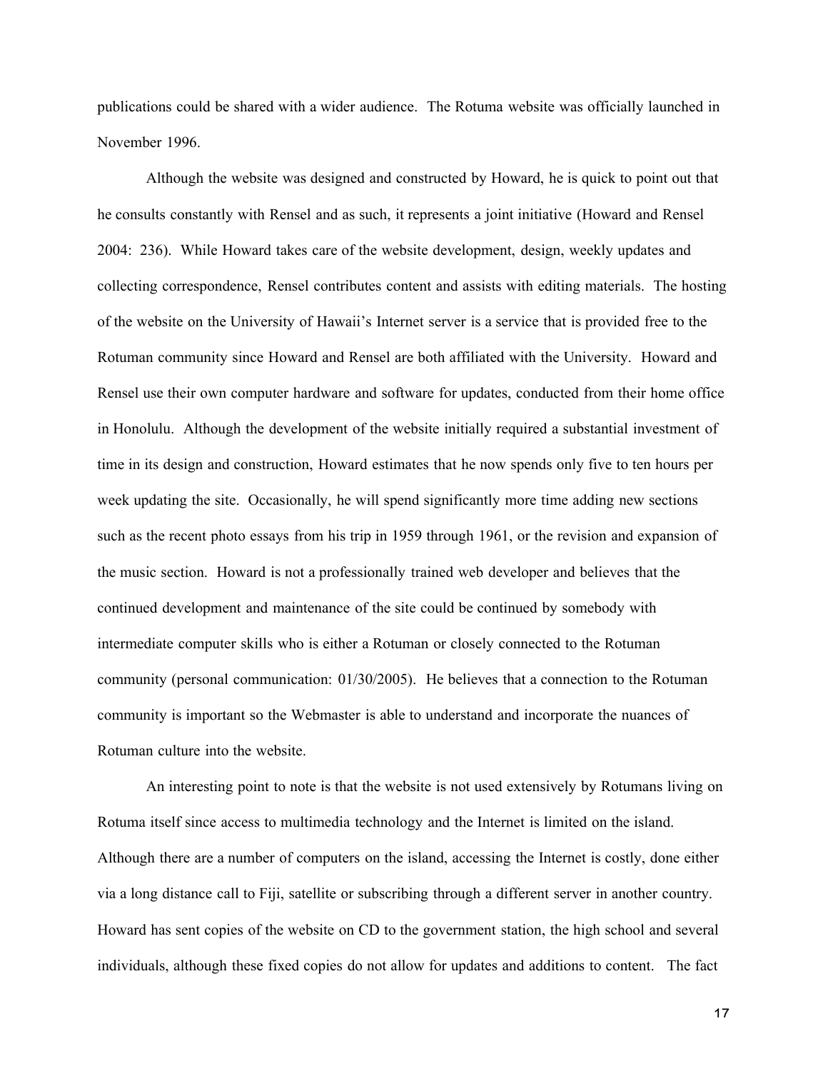publications could be shared with a wider audience. The Rotuma website was officially launched in November 1996.

Although the website was designed and constructed by Howard, he is quick to point out that he consults constantly with Rensel and as such, it represents a joint initiative (Howard and Rensel 2004: 236). While Howard takes care of the website development, design, weekly updates and collecting correspondence, Rensel contributes content and assists with editing materials. The hosting of the website on the University of Hawaii's Internet server is a service that is provided free to the Rotuman community since Howard and Rensel are both affiliated with the University. Howard and Rensel use their own computer hardware and software for updates, conducted from their home office in Honolulu. Although the development of the website initially required a substantial investment of time in its design and construction, Howard estimates that he now spends only five to ten hours per week updating the site. Occasionally, he will spend significantly more time adding new sections such as the recent photo essays from his trip in 1959 through 1961, or the revision and expansion of the music section. Howard is not a professionally trained web developer and believes that the continued development and maintenance of the site could be continued by somebody with intermediate computer skills who is either a Rotuman or closely connected to the Rotuman community (personal communication: 01/30/2005). He believes that a connection to the Rotuman community is important so the Webmaster is able to understand and incorporate the nuances of Rotuman culture into the website.

An interesting point to note is that the website is not used extensively by Rotumans living on Rotuma itself since access to multimedia technology and the Internet is limited on the island. Although there are a number of computers on the island, accessing the Internet is costly, done either via a long distance call to Fiji, satellite or subscribing through a different server in another country. Howard has sent copies of the website on CD to the government station, the high school and several individuals, although these fixed copies do not allow for updates and additions to content. The fact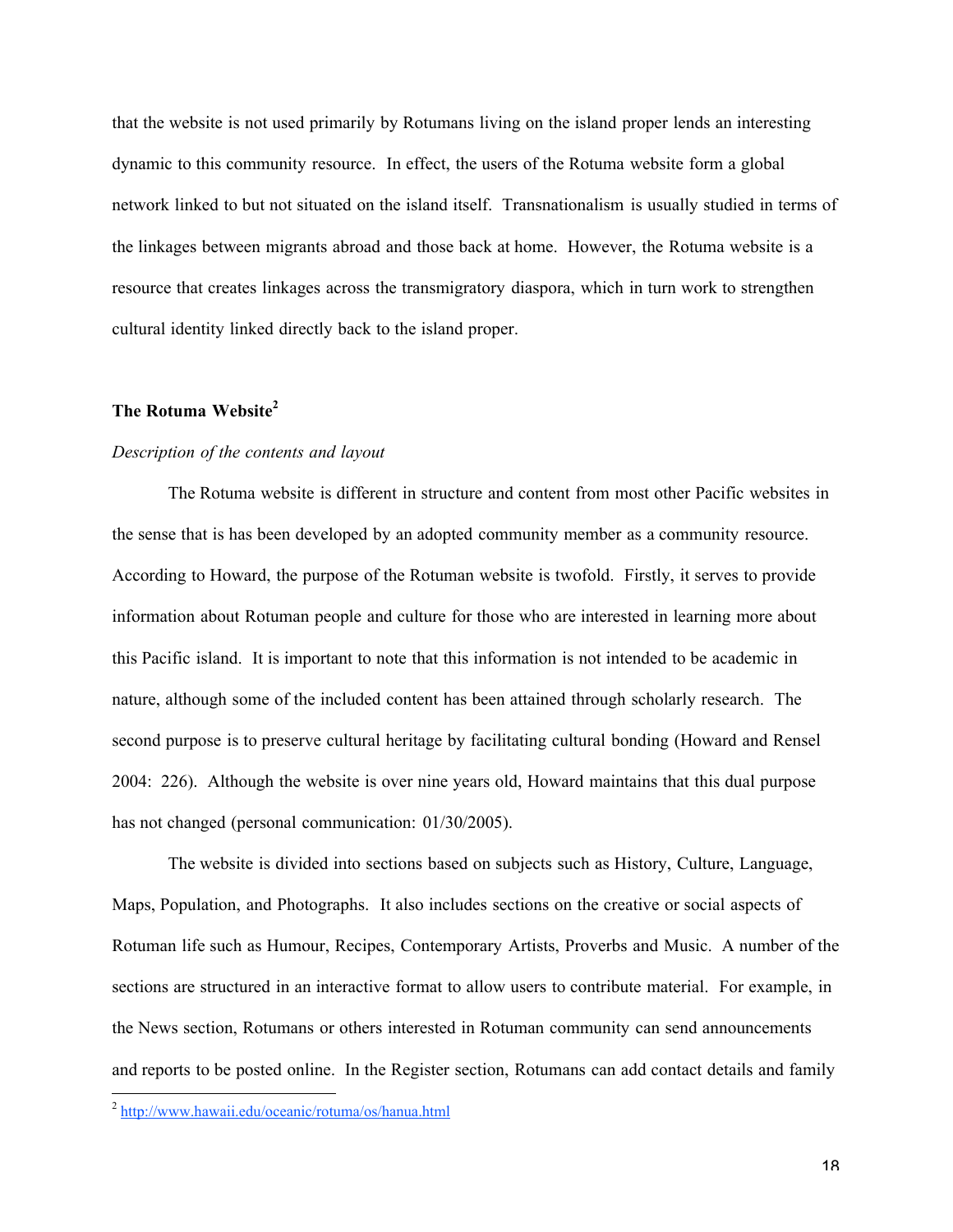that the website is not used primarily by Rotumans living on the island proper lends an interesting dynamic to this community resource. In effect, the users of the Rotuma website form a global network linked to but not situated on the island itself. Transnationalism is usually studied in terms of the linkages between migrants abroad and those back at home. However, the Rotuma website is a resource that creates linkages across the transmigratory diaspora, which in turn work to strengthen cultural identity linked directly back to the island proper.

## The Rotuma Website[2]

*Description of the contents and layout*

The Rotuma website is different in structure and content from most other Pacific websites in the sense that is has been developed by an adopted community member as a community resource. According to Howard, the purpose of the Rotuman website is twofold. Firstly, it serves to provide information about Rotuman people and culture for those who are interested in learning more about this Pacific island. It is important to note that this information is not intended to be academic in nature, although some of the included content has been attained through scholarly research. The second purpose is to preserve cultural heritage by facilitating cultural bonding (Howard and Rensel 2004: 226). Although the website is over nine years old, Howard maintains that this dual purpose has not changed (personal communication: 01/30/2005).

The website is divided into sections based on subjects such as History, Culture, Language, Maps, Population, and Photographs. It also includes sections on the creative or social aspects of Rotuman life such as Humour, Recipes, Contemporary Artists, Proverbs and Music. A number of the sections are structured in an interactive format to allow users to contribute material. For example, in the News section, Rotumans or others interested in Rotuman community can send announcements and reports to be posted online. In the Register section, Rotumans can add contact details and family

[2] http://www.hawaii.edu/oceanic/rotuma/os/hanua.html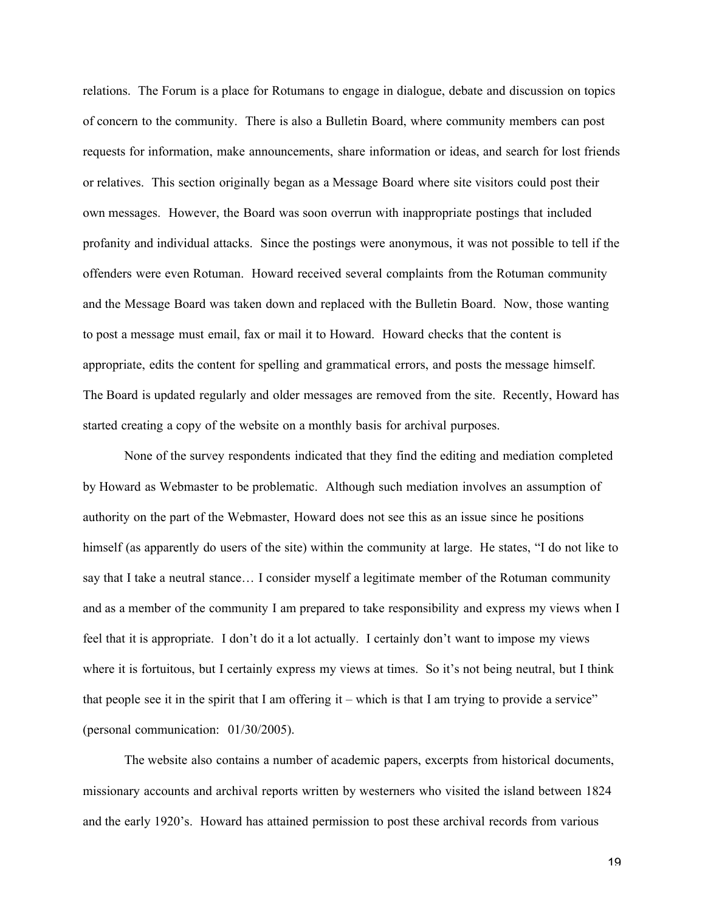relations. The Forum is a place for Rotumans to engage in dialogue, debate and discussion on topics of concern to the community. There is also a Bulletin Board, where community members can post requests for information, make announcements, share information or ideas, and search for lost friends or relatives. This section originally began as a Message Board where site visitors could post their own messages. However, the Board was soon overrun with inappropriate postings that included profanity and individual attacks. Since the postings were anonymous, it was not possible to tell if the offenders were even Rotuman. Howard received several complaints from the Rotuman community and the Message Board was taken down and replaced with the Bulletin Board. Now, those wanting to post a message must email, fax or mail it to Howard. Howard checks that the content is appropriate, edits the content for spelling and grammatical errors, and posts the message himself. The Board is updated regularly and older messages are removed from the site. Recently, Howard has started creating a copy of the website on a monthly basis for archival purposes.

None of the survey respondents indicated that they find the editing and mediation completed by Howard as Webmaster to be problematic. Although such mediation involves an assumption of authority on the part of the Webmaster, Howard does not see this as an issue since he positions himself (as apparently do users of the site) within the community at large. He states, "I do not like to say that I take a neutral stance… I consider myself a legitimate member of the Rotuman community and as a member of the community I am prepared to take responsibility and express my views when I feel that it is appropriate. I don't do it a lot actually. I certainly don't want to impose my views where it is fortuitous, but I certainly express my views at times. So it's not being neutral, but I think that people see it in the spirit that I am offering it – which is that I am trying to provide a service" (personal communication: 01/30/2005).

The website also contains a number of academic papers, excerpts from historical documents, missionary accounts and archival reports written by westerners who visited the island between 1824 and the early 1920's. Howard has attained permission to post these archival records from various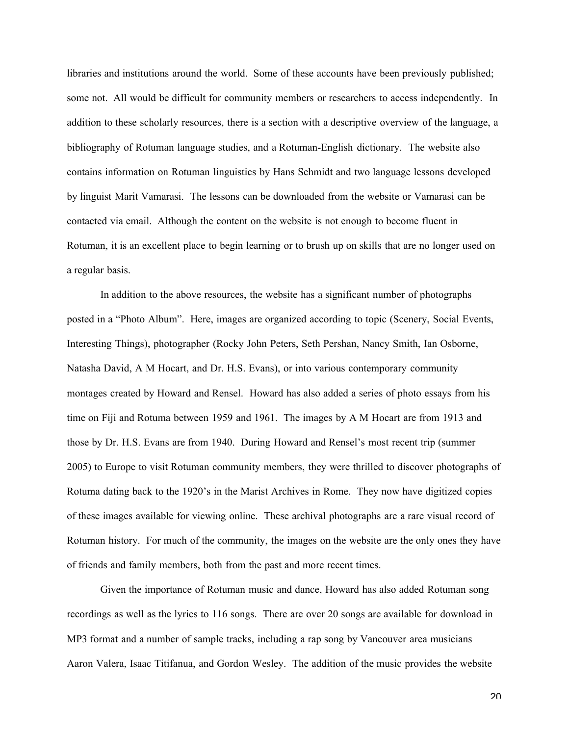libraries and institutions around the world. Some of these accounts have been previously published; some not. All would be difficult for community members or researchers to access independently. In addition to these scholarly resources, there is a section with a descriptive overview of the language, a bibliography of Rotuman language studies, and a Rotuman-English dictionary. The website also contains information on Rotuman linguistics by Hans Schmidt and two language lessons developed by linguist Marit Vamarasi. The lessons can be downloaded from the website or Vamarasi can be contacted via email. Although the content on the website is not enough to become fluent in Rotuman, it is an excellent place to begin learning or to brush up on skills that are no longer used on a regular basis.

In addition to the above resources, the website has a significant number of photographs posted in a "Photo Album". Here, images are organized according to topic (Scenery, Social Events, Interesting Things), photographer (Rocky John Peters, Seth Pershan, Nancy Smith, Ian Osborne, Natasha David, A M Hocart, and Dr. H.S. Evans), or into various contemporary community montages created by Howard and Rensel. Howard has also added a series of photo essays from his time on Fiji and Rotuma between 1959 and 1961. The images by A M Hocart are from 1913 and those by Dr. H.S. Evans are from 1940. During Howard and Rensel's most recent trip (summer 2005) to Europe to visit Rotuman community members, they were thrilled to discover photographs of Rotuma dating back to the 1920's in the Marist Archives in Rome. They now have digitized copies of these images available for viewing online. These archival photographs are a rare visual record of Rotuman history. For much of the community, the images on the website are the only ones they have of friends and family members, both from the past and more recent times.

Given the importance of Rotuman music and dance, Howard has also added Rotuman song recordings as well as the lyrics to 116 songs. There are over 20 songs are available for download in MP3 format and a number of sample tracks, including a rap song by Vancouver area musicians Aaron Valera, Isaac Titifanua, and Gordon Wesley. The addition of the music provides the website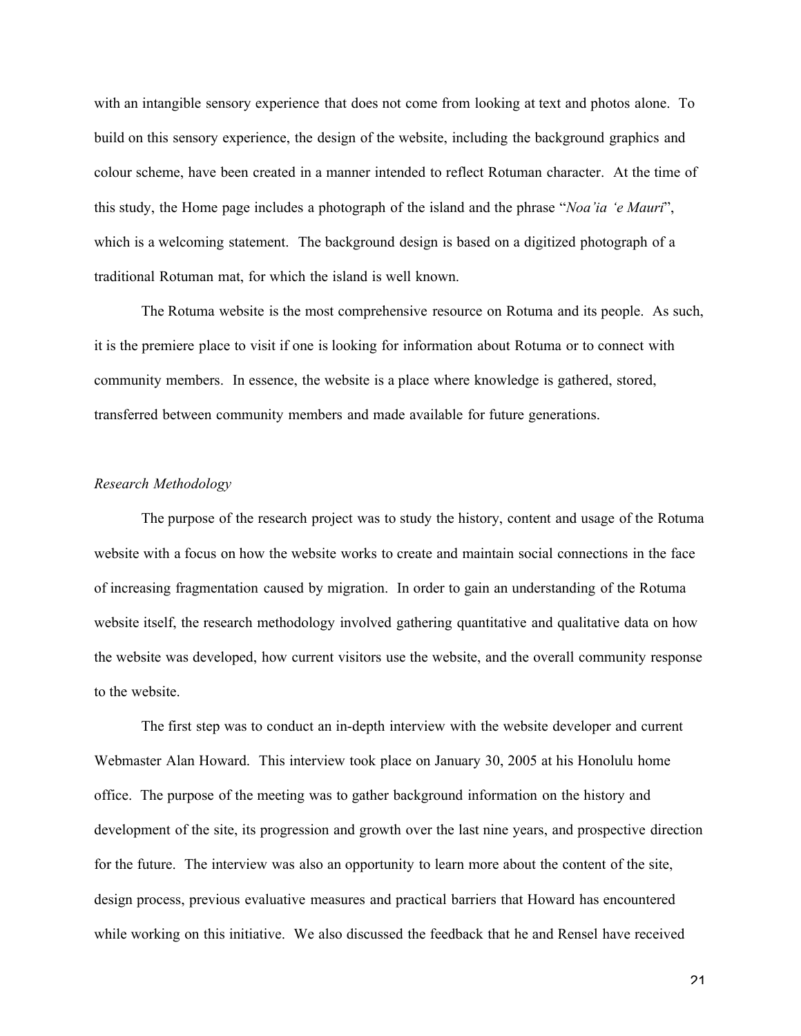with an intangible sensory experience that does not come from looking at text and photos alone. To build on this sensory experience, the design of the website, including the background graphics and colour scheme, have been created in a manner intended to reflect Rotuman character. At the time of this study, the Home page includes a photograph of the island and the phrase "*Noa'ia 'e Mauri*", which is a welcoming statement. The background design is based on a digitized photograph of a traditional Rotuman mat, for which the island is well known.

The Rotuma website is the most comprehensive resource on Rotuma and its people. As such, it is the premiere place to visit if one is looking for information about Rotuma or to connect with community members. In essence, the website is a place where knowledge is gathered, stored, transferred between community members and made available for future generations.

*Research Methodology*

The purpose of the research project was to study the history, content and usage of the Rotuma website with a focus on how the website works to create and maintain social connections in the face of increasing fragmentation caused by migration. In order to gain an understanding of the Rotuma website itself, the research methodology involved gathering quantitative and qualitative data on how the website was developed, how current visitors use the website, and the overall community response to the website.

The first step was to conduct an in-depth interview with the website developer and current Webmaster Alan Howard. This interview took place on January 30, 2005 at his Honolulu home office. The purpose of the meeting was to gather background information on the history and development of the site, its progression and growth over the last nine years, and prospective direction for the future. The interview was also an opportunity to learn more about the content of the site, design process, previous evaluative measures and practical barriers that Howard has encountered while working on this initiative. We also discussed the feedback that he and Rensel have received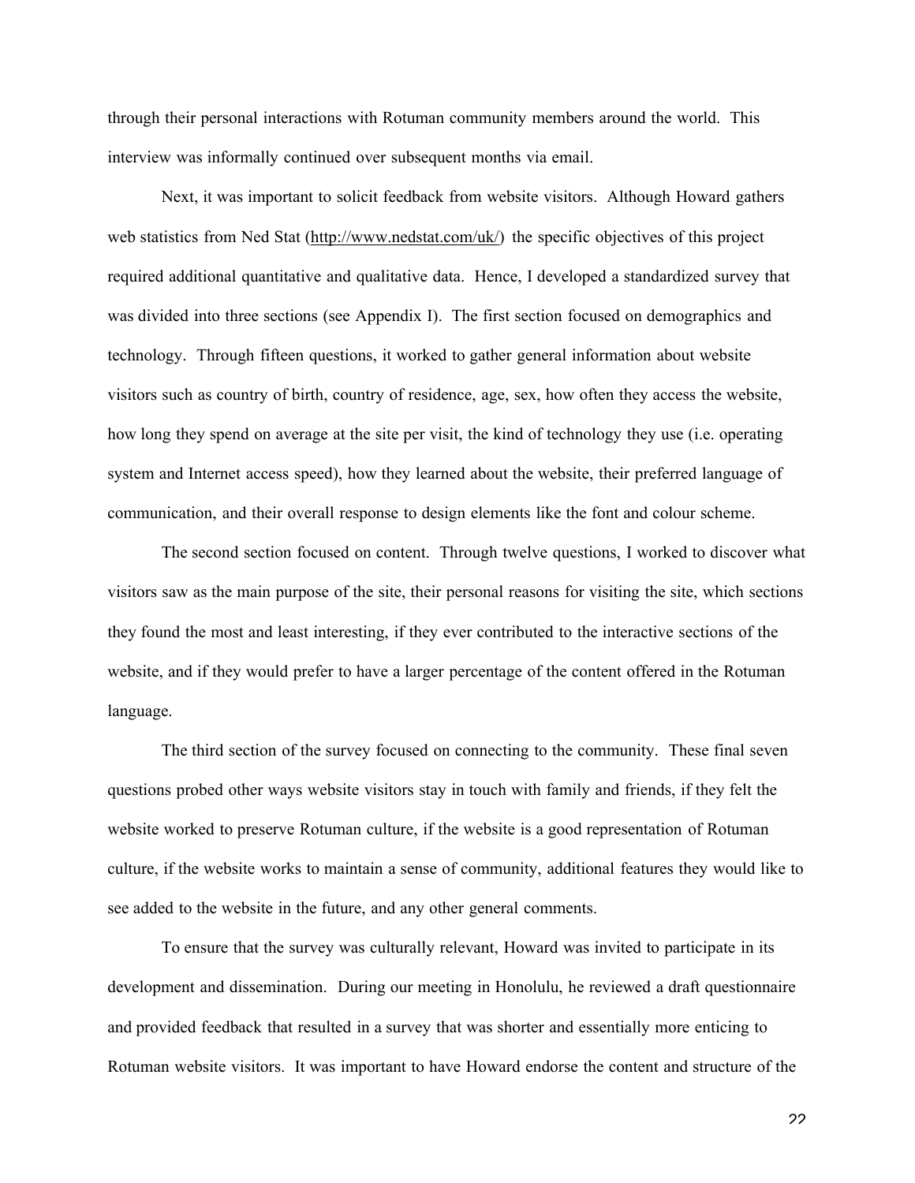through their personal interactions with Rotuman community members around the world. This interview was informally continued over subsequent months via email.

Next, it was important to solicit feedback from website visitors. Although Howard gathers web statistics from Ned Stat (http://www.nedstat.com/uk/) the specific objectives of this project required additional quantitative and qualitative data. Hence, I developed a standardized survey that was divided into three sections (see Appendix I). The first section focused on demographics and technology. Through fifteen questions, it worked to gather general information about website visitors such as country of birth, country of residence, age, sex, how often they access the website, how long they spend on average at the site per visit, the kind of technology they use (i.e. operating system and Internet access speed), how they learned about the website, their preferred language of communication, and their overall response to design elements like the font and colour scheme.

The second section focused on content. Through twelve questions, I worked to discover what visitors saw as the main purpose of the site, their personal reasons for visiting the site, which sections they found the most and least interesting, if they ever contributed to the interactive sections of the website, and if they would prefer to have a larger percentage of the content offered in the Rotuman language.

The third section of the survey focused on connecting to the community. These final seven questions probed other ways website visitors stay in touch with family and friends, if they felt the website worked to preserve Rotuman culture, if the website is a good representation of Rotuman culture, if the website works to maintain a sense of community, additional features they would like to see added to the website in the future, and any other general comments.

To ensure that the survey was culturally relevant, Howard was invited to participate in its development and dissemination. During our meeting in Honolulu, he reviewed a draft questionnaire and provided feedback that resulted in a survey that was shorter and essentially more enticing to Rotuman website visitors. It was important to have Howard endorse the content and structure of the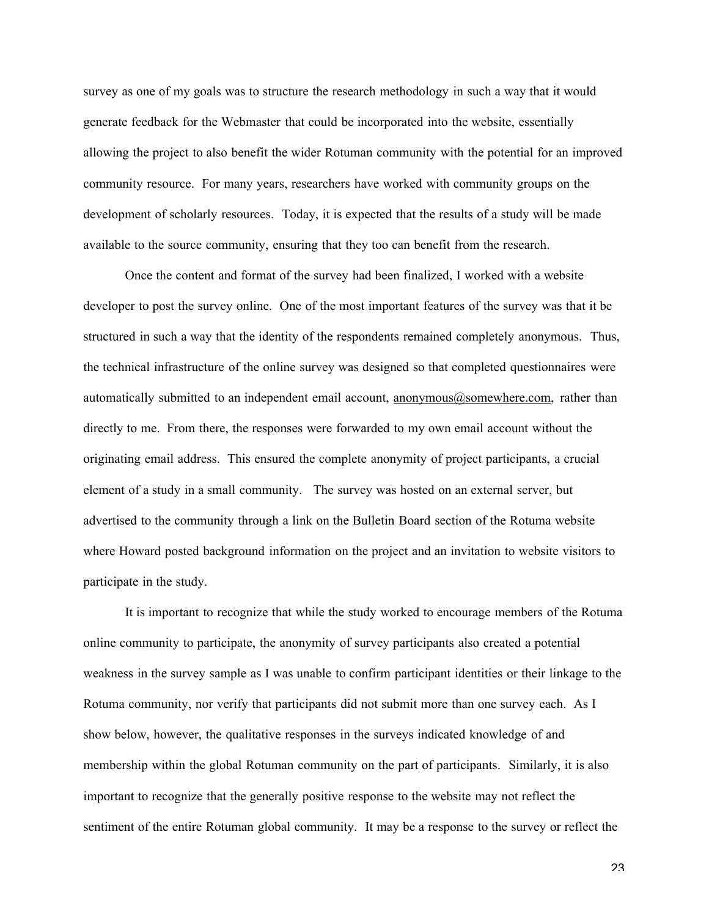survey as one of my goals was to structure the research methodology in such a way that it would generate feedback for the Webmaster that could be incorporated into the website, essentially allowing the project to also benefit the wider Rotuman community with the potential for an improved community resource. For many years, researchers have worked with community groups on the development of scholarly resources. Today, it is expected that the results of a study will be made available to the source community, ensuring that they too can benefit from the research.

Once the content and format of the survey had been finalized, I worked with a website developer to post the survey online. One of the most important features of the survey was that it be structured in such a way that the identity of the respondents remained completely anonymous. Thus, the technical infrastructure of the online survey was designed so that completed questionnaires were automatically submitted to an independent email account, anonymous@somewhere.com, rather than directly to me. From there, the responses were forwarded to my own email account without the originating email address. This ensured the complete anonymity of project participants, a crucial element of a study in a small community. The survey was hosted on an external server, but advertised to the community through a link on the Bulletin Board section of the Rotuma website where Howard posted background information on the project and an invitation to website visitors to participate in the study.

It is important to recognize that while the study worked to encourage members of the Rotuma online community to participate, the anonymity of survey participants also created a potential weakness in the survey sample as I was unable to confirm participant identities or their linkage to the Rotuma community, nor verify that participants did not submit more than one survey each. As I show below, however, the qualitative responses in the surveys indicated knowledge of and membership within the global Rotuman community on the part of participants. Similarly, it is also important to recognize that the generally positive response to the website may not reflect the sentiment of the entire Rotuman global community. It may be a response to the survey or reflect the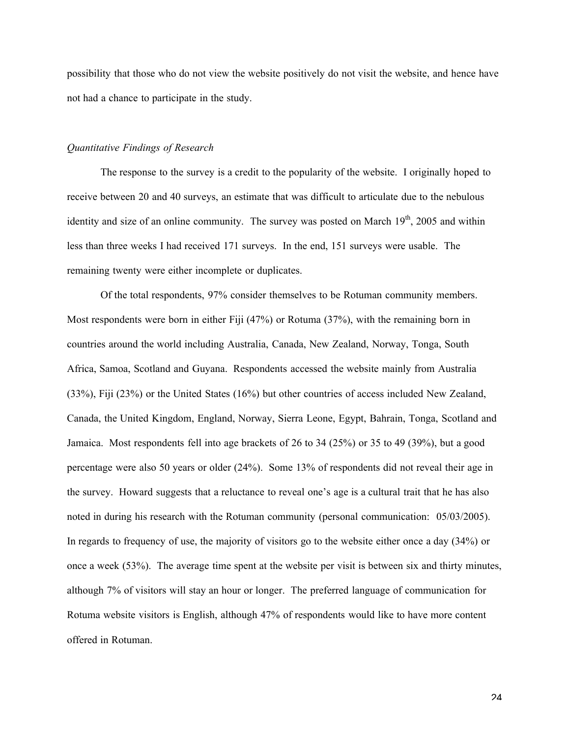possibility that those who do not view the website positively do not visit the website, and hence have not had a chance to participate in the study.

*Quantitative Findings of Research*

The response to the survey is a credit to the popularity of the website. I originally hoped to receive between 20 and 40 surveys, an estimate that was difficult to articulate due to the nebulous identity and size of an online community. The survey was posted on March 19th, 2005 and within less than three weeks I had received 171 surveys. In the end, 151 surveys were usable. The remaining twenty were either incomplete or duplicates.

Of the total respondents, 97% consider themselves to be Rotuman community members. Most respondents were born in either Fiji (47%) or Rotuma (37%), with the remaining born in countries around the world including Australia, Canada, New Zealand, Norway, Tonga, South Africa, Samoa, Scotland and Guyana. Respondents accessed the website mainly from Australia (33%), Fiji (23%) or the United States (16%) but other countries of access included New Zealand, Canada, the United Kingdom, England, Norway, Sierra Leone, Egypt, Bahrain, Tonga, Scotland and Jamaica. Most respondents fell into age brackets of 26 to 34 (25%) or 35 to 49 (39%), but a good percentage were also 50 years or older (24%). Some 13% of respondents did not reveal their age in the survey. Howard suggests that a reluctance to reveal one's age is a cultural trait that he has also noted in during his research with the Rotuman community (personal communication: 05/03/2005). In regards to frequency of use, the majority of visitors go to the website either once a day (34%) or once a week (53%). The average time spent at the website per visit is between six and thirty minutes, although 7% of visitors will stay an hour or longer. The preferred language of communication for Rotuma website visitors is English, although 47% of respondents would like to have more content offered in Rotuman.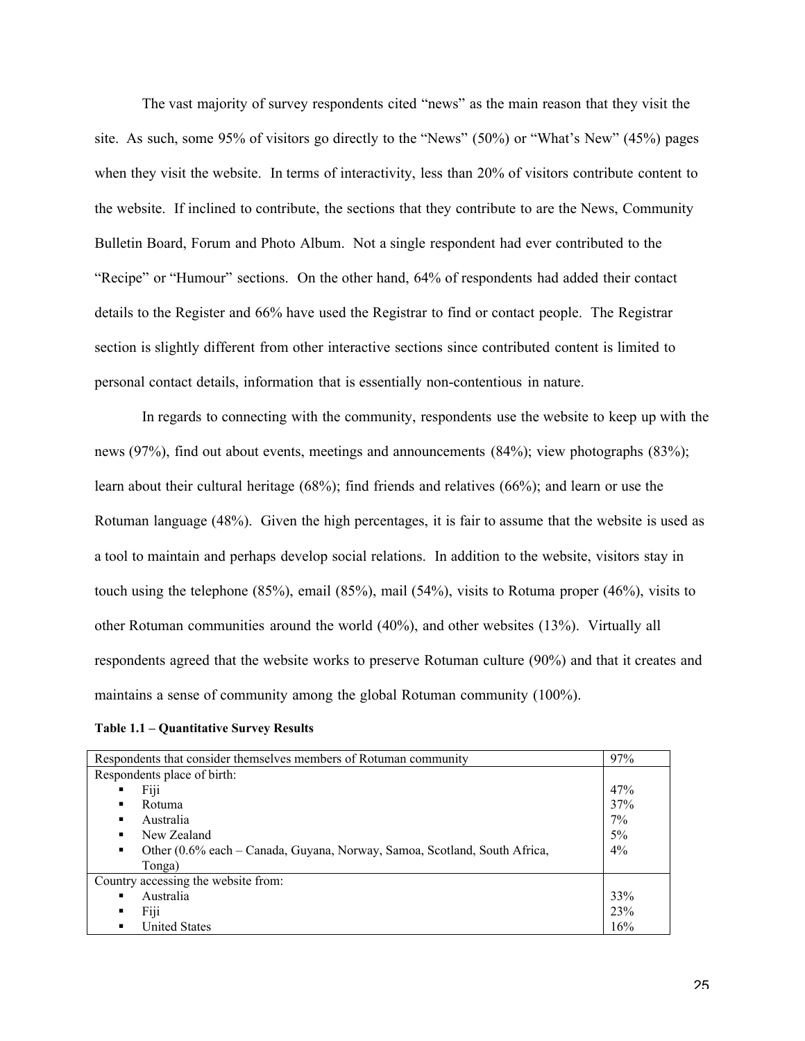The vast majority of survey respondents cited "news" as the main reason that they visit the site. As such, some 95% of visitors go directly to the "News" (50%) or "What's New" (45%) pages when they visit the website. In terms of interactivity, less than 20% of visitors contribute content to the website. If inclined to contribute, the sections that they contribute to are the News, Community Bulletin Board, Forum and Photo Album. Not a single respondent had ever contributed to the "Recipe" or "Humour" sections. On the other hand, 64% of respondents had added their contact details to the Register and 66% have used the Registrar to find or contact people. The Registrar section is slightly different from other interactive sections since contributed content is limited to personal contact details, information that is essentially non-contentious in nature.

In regards to connecting with the community, respondents use the website to keep up with the news (97%), find out about events, meetings and announcements (84%); view photographs (83%); learn about their cultural heritage (68%); find friends and relatives (66%); and learn or use the Rotuman language (48%). Given the high percentages, it is fair to assume that the website is used as a tool to maintain and perhaps develop social relations. In addition to the website, visitors stay in touch using the telephone (85%), email (85%), mail (54%), visits to Rotuma proper (46%), visits to other Rotuman communities around the world (40%), and other websites (13%). Virtually all respondents agreed that the website works to preserve Rotuman culture (90%) and that it creates and maintains a sense of community among the global Rotuman community (100%).

**Table 1.1 – Quantitative Survey Results**

| | |
|---|---|
| Respondents that consider themselves members of Rotuman community | 97% |
| Respondents place of birth: | |
| ▪ Fiji | 47% |
| ▪ Rotuma | 37% |
| ▪ Australia | 7% |
| ▪ New Zealand | 5% |
| ▪ Other (0.6% each – Canada, Guyana, Norway, Samoa, Scotland, South Africa, Tonga) | 4% |
| Country accessing the website from: | |
| ▪ Australia | 33% |
| ▪ Fiji | 23% |
| ▪ United States | 16% |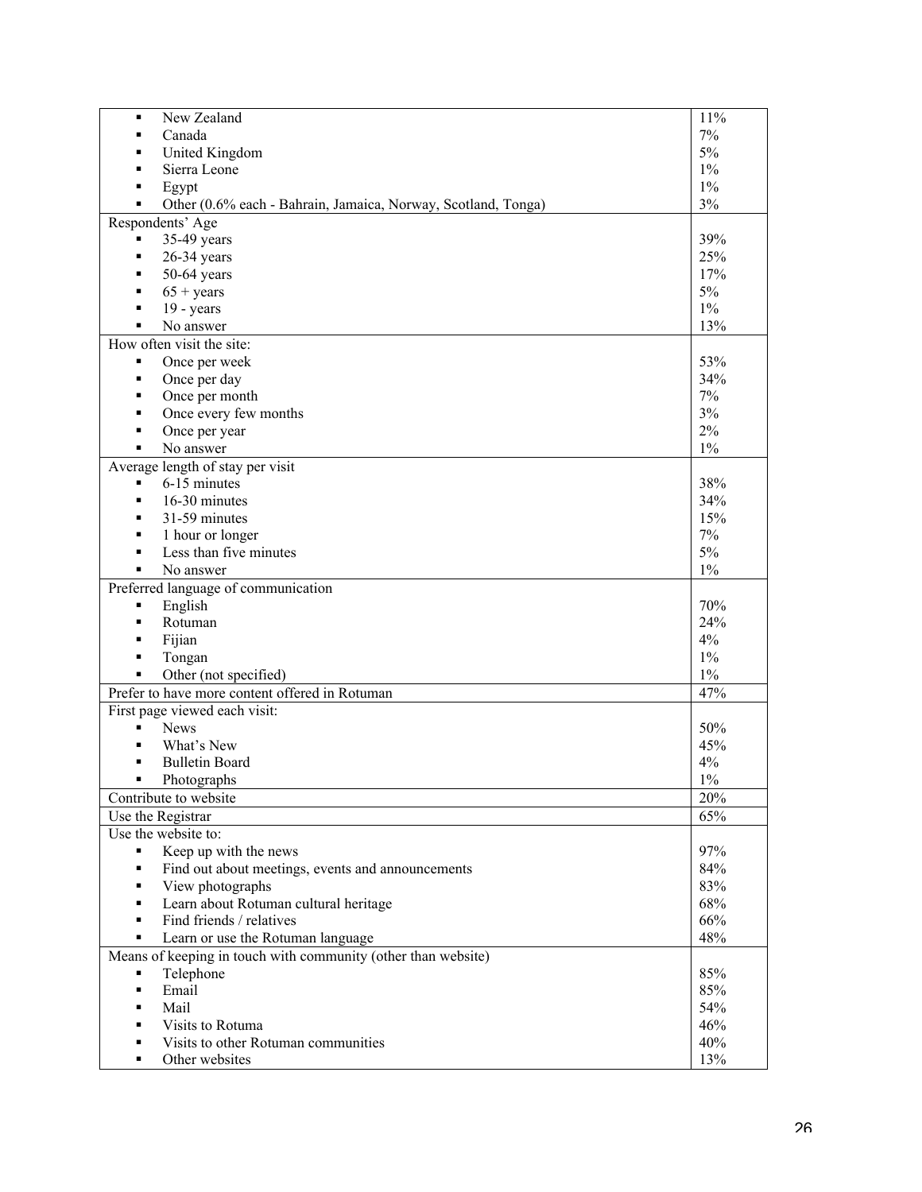| | |
|---|---|
| ▪ New Zealand | 11% |
| ▪ Canada | 7% |
| ▪ United Kingdom | 5% |
| ▪ Sierra Leone | 1% |
| ▪ Egypt | 1% |
| ▪ Other (0.6% each - Bahrain, Jamaica, Norway, Scotland, Tonga) | 3% |
| Respondents' Age | |
| ▪ 35-49 years | 39% |
| ▪ 26-34 years | 25% |
| ▪ 50-64 years | 17% |
| ▪ 65 + years | 5% |
| ▪ 19 - years | 1% |
| ▪ No answer | 13% |
| How often visit the site: | |
| ▪ Once per week | 53% |
| ▪ Once per day | 34% |
| ▪ Once per month | 7% |
| ▪ Once every few months | 3% |
| ▪ Once per year | 2% |
| ▪ No answer | 1% |
| Average length of stay per visit | |
| ▪ 6-15 minutes | 38% |
| ▪ 16-30 minutes | 34% |
| ▪ 31-59 minutes | 15% |
| ▪ 1 hour or longer | 7% |
| ▪ Less than five minutes | 5% |
| ▪ No answer | 1% |
| Preferred language of communication | |
| ▪ English | 70% |
| ▪ Rotuman | 24% |
| ▪ Fijian | 4% |
| ▪ Tongan | 1% |
| ▪ Other (not specified) | 1% |
| Prefer to have more content offered in Rotuman | 47% |
| First page viewed each visit: | |
| ▪ News | 50% |
| ▪ What's New | 45% |
| ▪ Bulletin Board | 4% |
| ▪ Photographs | 1% |
| Contribute to website | 20% |
| Use the Registrar | 65% |
| Use the website to: | |
| ▪ Keep up with the news | 97% |
| ▪ Find out about meetings, events and announcements | 84% |
| ▪ View photographs | 83% |
| ▪ Learn about Rotuman cultural heritage | 68% |
| ▪ Find friends / relatives | 66% |
| ▪ Learn or use the Rotuman language | 48% |
| Means of keeping in touch with community (other than website) | |
| ▪ Telephone | 85% |
| ▪ Email | 85% |
| ▪ Mail | 54% |
| ▪ Visits to Rotuma | 46% |
| ▪ Visits to other Rotuman communities | 40% |
| ▪ Other websites | 13% |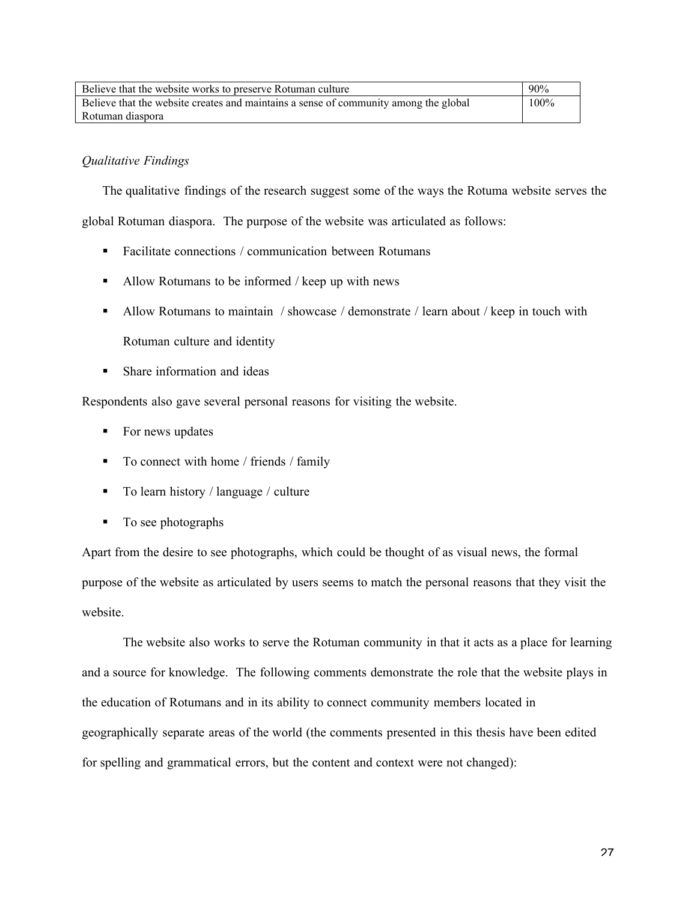| Believe that the website works to preserve Rotuman culture | 90% |
|---|---|
| Believe that the website creates and maintains a sense of community among the global Rotuman diaspora | 100% |

*Qualitative Findings*

The qualitative findings of the research suggest some of the ways the Rotuma website serves the global Rotuman diaspora. The purpose of the website was articulated as follows:

- Facilitate connections / communication between Rotumans
- Allow Rotumans to be informed / keep up with news
- Allow Rotumans to maintain / showcase / demonstrate / learn about / keep in touch with Rotuman culture and identity
- Share information and ideas

Respondents also gave several personal reasons for visiting the website.

- For news updates
- To connect with home / friends / family
- To learn history / language / culture
- To see photographs

Apart from the desire to see photographs, which could be thought of as visual news, the formal purpose of the website as articulated by users seems to match the personal reasons that they visit the website.

The website also works to serve the Rotuman community in that it acts as a place for learning and a source for knowledge. The following comments demonstrate the role that the website plays in the education of Rotumans and in its ability to connect community members located in geographically separate areas of the world (the comments presented in this thesis have been edited for spelling and grammatical errors, but the content and context were not changed):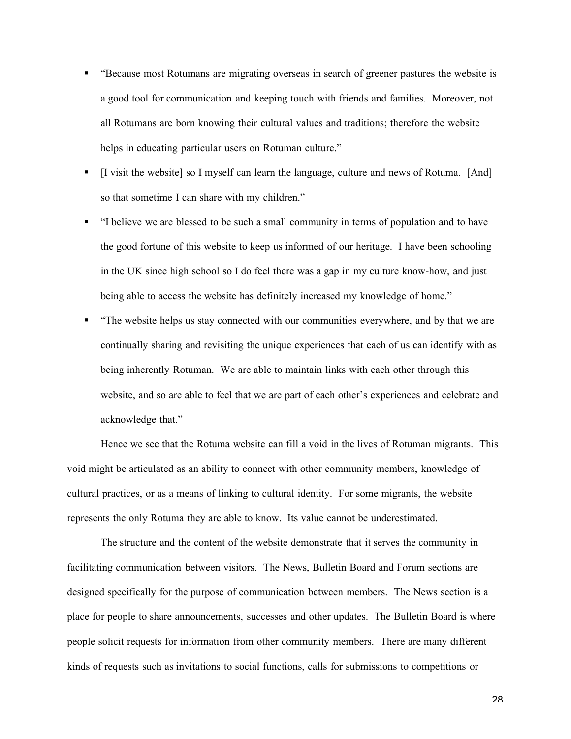- "Because most Rotumans are migrating overseas in search of greener pastures the website is a good tool for communication and keeping touch with friends and families. Moreover, not all Rotumans are born knowing their cultural values and traditions; therefore the website helps in educating particular users on Rotuman culture."
- [I visit the website] so I myself can learn the language, culture and news of Rotuma. [And] so that sometime I can share with my children."
- "I believe we are blessed to be such a small community in terms of population and to have the good fortune of this website to keep us informed of our heritage. I have been schooling in the UK since high school so I do feel there was a gap in my culture know-how, and just being able to access the website has definitely increased my knowledge of home."
- "The website helps us stay connected with our communities everywhere, and by that we are continually sharing and revisiting the unique experiences that each of us can identify with as being inherently Rotuman. We are able to maintain links with each other through this website, and so are able to feel that we are part of each other's experiences and celebrate and acknowledge that."

Hence we see that the Rotuma website can fill a void in the lives of Rotuman migrants. This void might be articulated as an ability to connect with other community members, knowledge of cultural practices, or as a means of linking to cultural identity. For some migrants, the website represents the only Rotuma they are able to know. Its value cannot be underestimated.

The structure and the content of the website demonstrate that it serves the community in facilitating communication between visitors. The News, Bulletin Board and Forum sections are designed specifically for the purpose of communication between members. The News section is a place for people to share announcements, successes and other updates. The Bulletin Board is where people solicit requests for information from other community members. There are many different kinds of requests such as invitations to social functions, calls for submissions to competitions or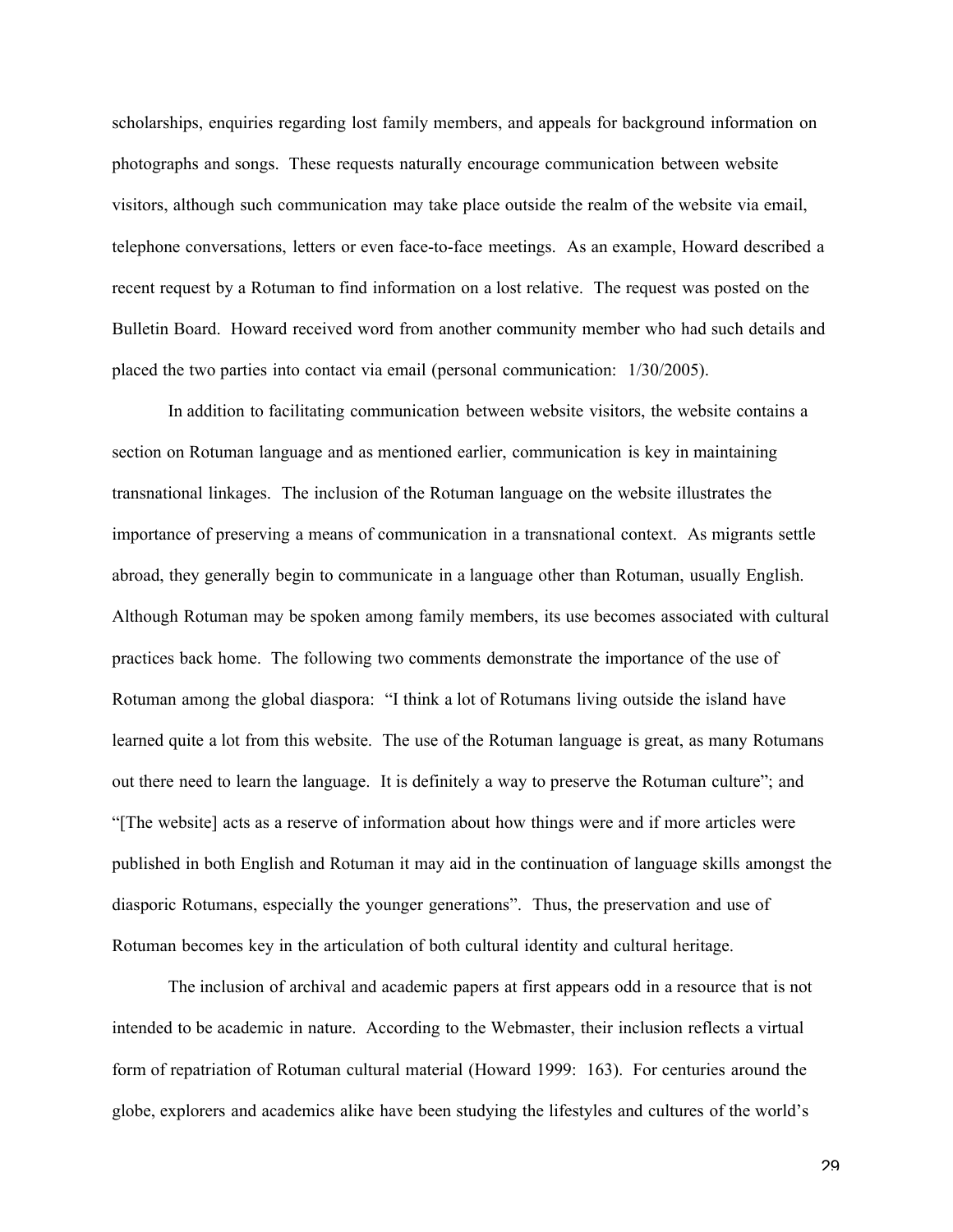scholarships, enquiries regarding lost family members, and appeals for background information on photographs and songs. These requests naturally encourage communication between website visitors, although such communication may take place outside the realm of the website via email, telephone conversations, letters or even face-to-face meetings. As an example, Howard described a recent request by a Rotuman to find information on a lost relative. The request was posted on the Bulletin Board. Howard received word from another community member who had such details and placed the two parties into contact via email (personal communication: 1/30/2005).

In addition to facilitating communication between website visitors, the website contains a section on Rotuman language and as mentioned earlier, communication is key in maintaining transnational linkages. The inclusion of the Rotuman language on the website illustrates the importance of preserving a means of communication in a transnational context. As migrants settle abroad, they generally begin to communicate in a language other than Rotuman, usually English. Although Rotuman may be spoken among family members, its use becomes associated with cultural practices back home. The following two comments demonstrate the importance of the use of Rotuman among the global diaspora: "I think a lot of Rotumans living outside the island have learned quite a lot from this website. The use of the Rotuman language is great, as many Rotumans out there need to learn the language. It is definitely a way to preserve the Rotuman culture"; and "[The website] acts as a reserve of information about how things were and if more articles were published in both English and Rotuman it may aid in the continuation of language skills amongst the diasporic Rotumans, especially the younger generations". Thus, the preservation and use of Rotuman becomes key in the articulation of both cultural identity and cultural heritage.

The inclusion of archival and academic papers at first appears odd in a resource that is not intended to be academic in nature. According to the Webmaster, their inclusion reflects a virtual form of repatriation of Rotuman cultural material (Howard 1999: 163). For centuries around the globe, explorers and academics alike have been studying the lifestyles and cultures of the world's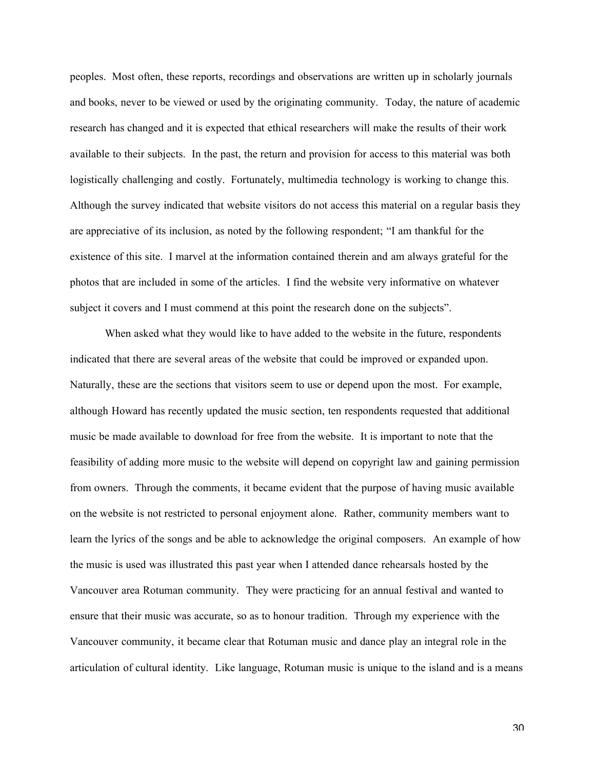peoples. Most often, these reports, recordings and observations are written up in scholarly journals and books, never to be viewed or used by the originating community. Today, the nature of academic research has changed and it is expected that ethical researchers will make the results of their work available to their subjects. In the past, the return and provision for access to this material was both logistically challenging and costly. Fortunately, multimedia technology is working to change this. Although the survey indicated that website visitors do not access this material on a regular basis they are appreciative of its inclusion, as noted by the following respondent; "I am thankful for the existence of this site. I marvel at the information contained therein and am always grateful for the photos that are included in some of the articles. I find the website very informative on whatever subject it covers and I must commend at this point the research done on the subjects".

When asked what they would like to have added to the website in the future, respondents indicated that there are several areas of the website that could be improved or expanded upon. Naturally, these are the sections that visitors seem to use or depend upon the most. For example, although Howard has recently updated the music section, ten respondents requested that additional music be made available to download for free from the website. It is important to note that the feasibility of adding more music to the website will depend on copyright law and gaining permission from owners. Through the comments, it became evident that the purpose of having music available on the website is not restricted to personal enjoyment alone. Rather, community members want to learn the lyrics of the songs and be able to acknowledge the original composers. An example of how the music is used was illustrated this past year when I attended dance rehearsals hosted by the Vancouver area Rotuman community. They were practicing for an annual festival and wanted to ensure that their music was accurate, so as to honour tradition. Through my experience with the Vancouver community, it became clear that Rotuman music and dance play an integral role in the articulation of cultural identity. Like language, Rotuman music is unique to the island and is a means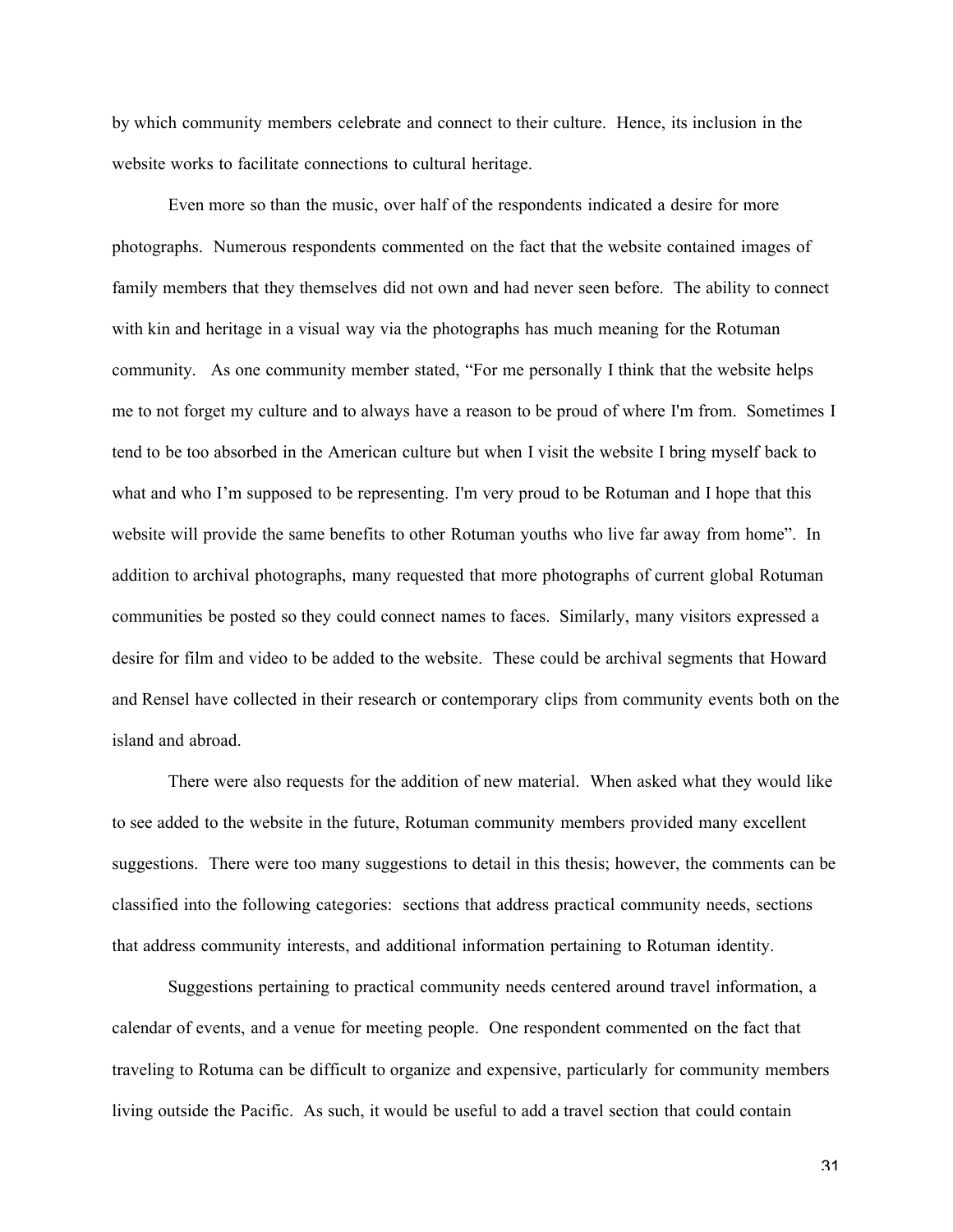by which community members celebrate and connect to their culture. Hence, its inclusion in the website works to facilitate connections to cultural heritage.

Even more so than the music, over half of the respondents indicated a desire for more photographs. Numerous respondents commented on the fact that the website contained images of family members that they themselves did not own and had never seen before. The ability to connect with kin and heritage in a visual way via the photographs has much meaning for the Rotuman community. As one community member stated, "For me personally I think that the website helps me to not forget my culture and to always have a reason to be proud of where I'm from. Sometimes I tend to be too absorbed in the American culture but when I visit the website I bring myself back to what and who I'm supposed to be representing. I'm very proud to be Rotuman and I hope that this website will provide the same benefits to other Rotuman youths who live far away from home". In addition to archival photographs, many requested that more photographs of current global Rotuman communities be posted so they could connect names to faces. Similarly, many visitors expressed a desire for film and video to be added to the website. These could be archival segments that Howard and Rensel have collected in their research or contemporary clips from community events both on the island and abroad.

There were also requests for the addition of new material. When asked what they would like to see added to the website in the future, Rotuman community members provided many excellent suggestions. There were too many suggestions to detail in this thesis; however, the comments can be classified into the following categories: sections that address practical community needs, sections that address community interests, and additional information pertaining to Rotuman identity.

Suggestions pertaining to practical community needs centered around travel information, a calendar of events, and a venue for meeting people. One respondent commented on the fact that traveling to Rotuma can be difficult to organize and expensive, particularly for community members living outside the Pacific. As such, it would be useful to add a travel section that could contain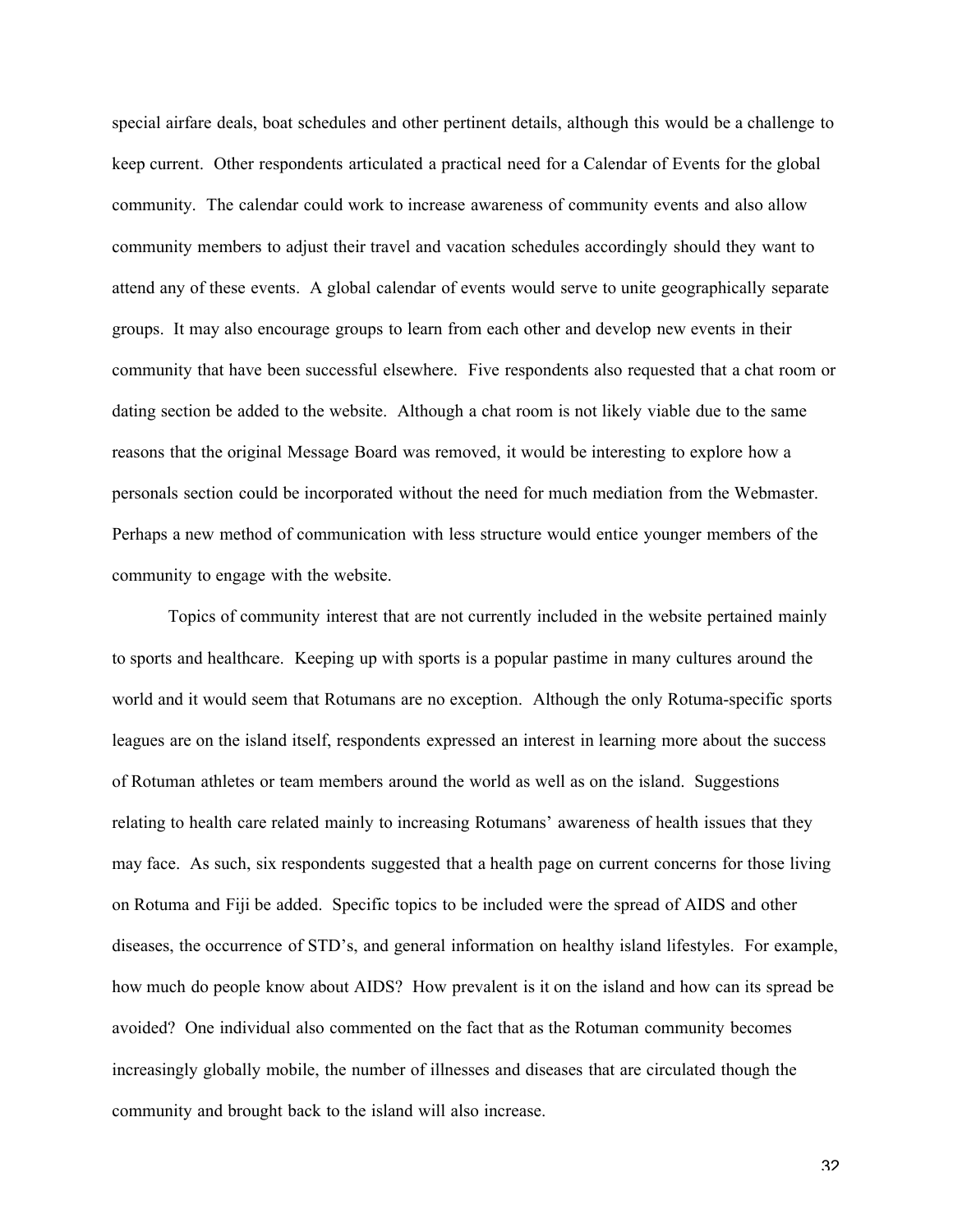special airfare deals, boat schedules and other pertinent details, although this would be a challenge to keep current. Other respondents articulated a practical need for a Calendar of Events for the global community. The calendar could work to increase awareness of community events and also allow community members to adjust their travel and vacation schedules accordingly should they want to attend any of these events. A global calendar of events would serve to unite geographically separate groups. It may also encourage groups to learn from each other and develop new events in their community that have been successful elsewhere. Five respondents also requested that a chat room or dating section be added to the website. Although a chat room is not likely viable due to the same reasons that the original Message Board was removed, it would be interesting to explore how a personals section could be incorporated without the need for much mediation from the Webmaster. Perhaps a new method of communication with less structure would entice younger members of the community to engage with the website.

Topics of community interest that are not currently included in the website pertained mainly to sports and healthcare. Keeping up with sports is a popular pastime in many cultures around the world and it would seem that Rotumans are no exception. Although the only Rotuma-specific sports leagues are on the island itself, respondents expressed an interest in learning more about the success of Rotuman athletes or team members around the world as well as on the island. Suggestions relating to health care related mainly to increasing Rotumans' awareness of health issues that they may face. As such, six respondents suggested that a health page on current concerns for those living on Rotuma and Fiji be added. Specific topics to be included were the spread of AIDS and other diseases, the occurrence of STD's, and general information on healthy island lifestyles. For example, how much do people know about AIDS? How prevalent is it on the island and how can its spread be avoided? One individual also commented on the fact that as the Rotuman community becomes increasingly globally mobile, the number of illnesses and diseases that are circulated though the community and brought back to the island will also increase.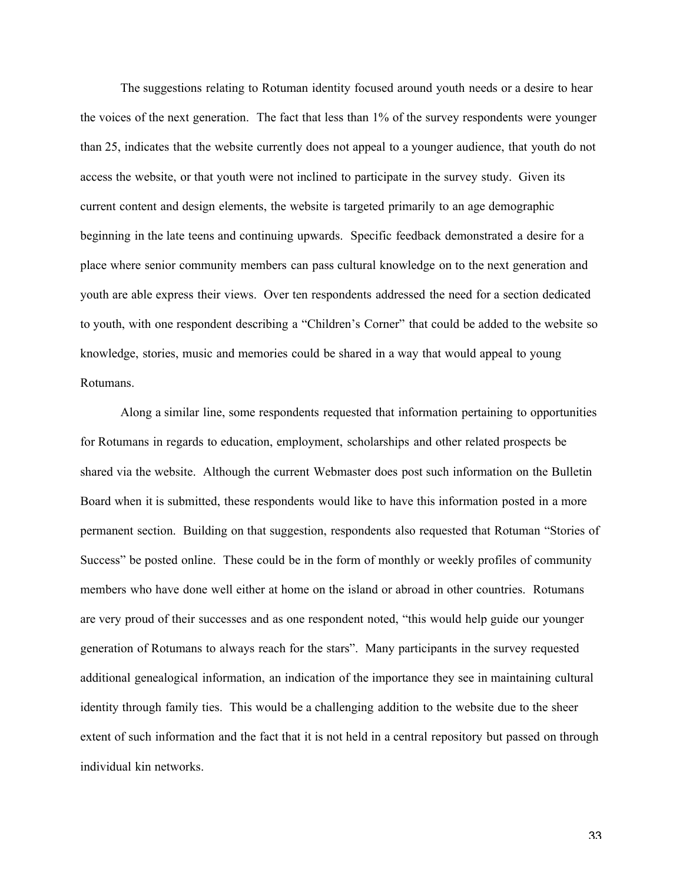The suggestions relating to Rotuman identity focused around youth needs or a desire to hear the voices of the next generation. The fact that less than 1% of the survey respondents were younger than 25, indicates that the website currently does not appeal to a younger audience, that youth do not access the website, or that youth were not inclined to participate in the survey study. Given its current content and design elements, the website is targeted primarily to an age demographic beginning in the late teens and continuing upwards. Specific feedback demonstrated a desire for a place where senior community members can pass cultural knowledge on to the next generation and youth are able express their views. Over ten respondents addressed the need for a section dedicated to youth, with one respondent describing a "Children's Corner" that could be added to the website so knowledge, stories, music and memories could be shared in a way that would appeal to young Rotumans.

Along a similar line, some respondents requested that information pertaining to opportunities for Rotumans in regards to education, employment, scholarships and other related prospects be shared via the website. Although the current Webmaster does post such information on the Bulletin Board when it is submitted, these respondents would like to have this information posted in a more permanent section. Building on that suggestion, respondents also requested that Rotuman "Stories of Success" be posted online. These could be in the form of monthly or weekly profiles of community members who have done well either at home on the island or abroad in other countries. Rotumans are very proud of their successes and as one respondent noted, "this would help guide our younger generation of Rotumans to always reach for the stars". Many participants in the survey requested additional genealogical information, an indication of the importance they see in maintaining cultural identity through family ties. This would be a challenging addition to the website due to the sheer extent of such information and the fact that it is not held in a central repository but passed on through individual kin networks.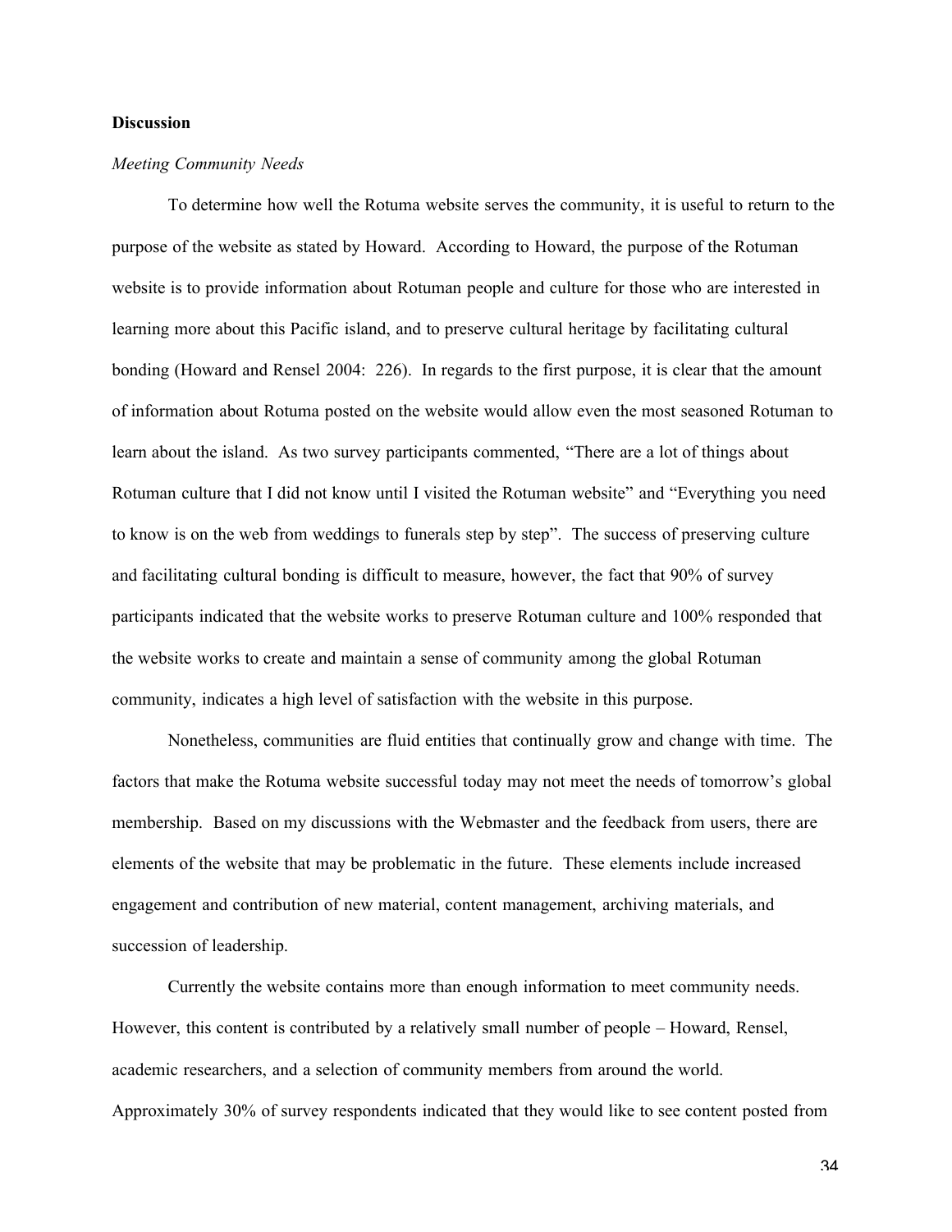**Discussion**

*Meeting Community Needs*

To determine how well the Rotuma website serves the community, it is useful to return to the purpose of the website as stated by Howard. According to Howard, the purpose of the Rotuman website is to provide information about Rotuman people and culture for those who are interested in learning more about this Pacific island, and to preserve cultural heritage by facilitating cultural bonding (Howard and Rensel 2004: 226). In regards to the first purpose, it is clear that the amount of information about Rotuma posted on the website would allow even the most seasoned Rotuman to learn about the island. As two survey participants commented, "There are a lot of things about Rotuman culture that I did not know until I visited the Rotuman website" and "Everything you need to know is on the web from weddings to funerals step by step". The success of preserving culture and facilitating cultural bonding is difficult to measure, however, the fact that 90% of survey participants indicated that the website works to preserve Rotuman culture and 100% responded that the website works to create and maintain a sense of community among the global Rotuman community, indicates a high level of satisfaction with the website in this purpose.

Nonetheless, communities are fluid entities that continually grow and change with time. The factors that make the Rotuma website successful today may not meet the needs of tomorrow's global membership. Based on my discussions with the Webmaster and the feedback from users, there are elements of the website that may be problematic in the future. These elements include increased engagement and contribution of new material, content management, archiving materials, and succession of leadership.

Currently the website contains more than enough information to meet community needs. However, this content is contributed by a relatively small number of people – Howard, Rensel, academic researchers, and a selection of community members from around the world. Approximately 30% of survey respondents indicated that they would like to see content posted from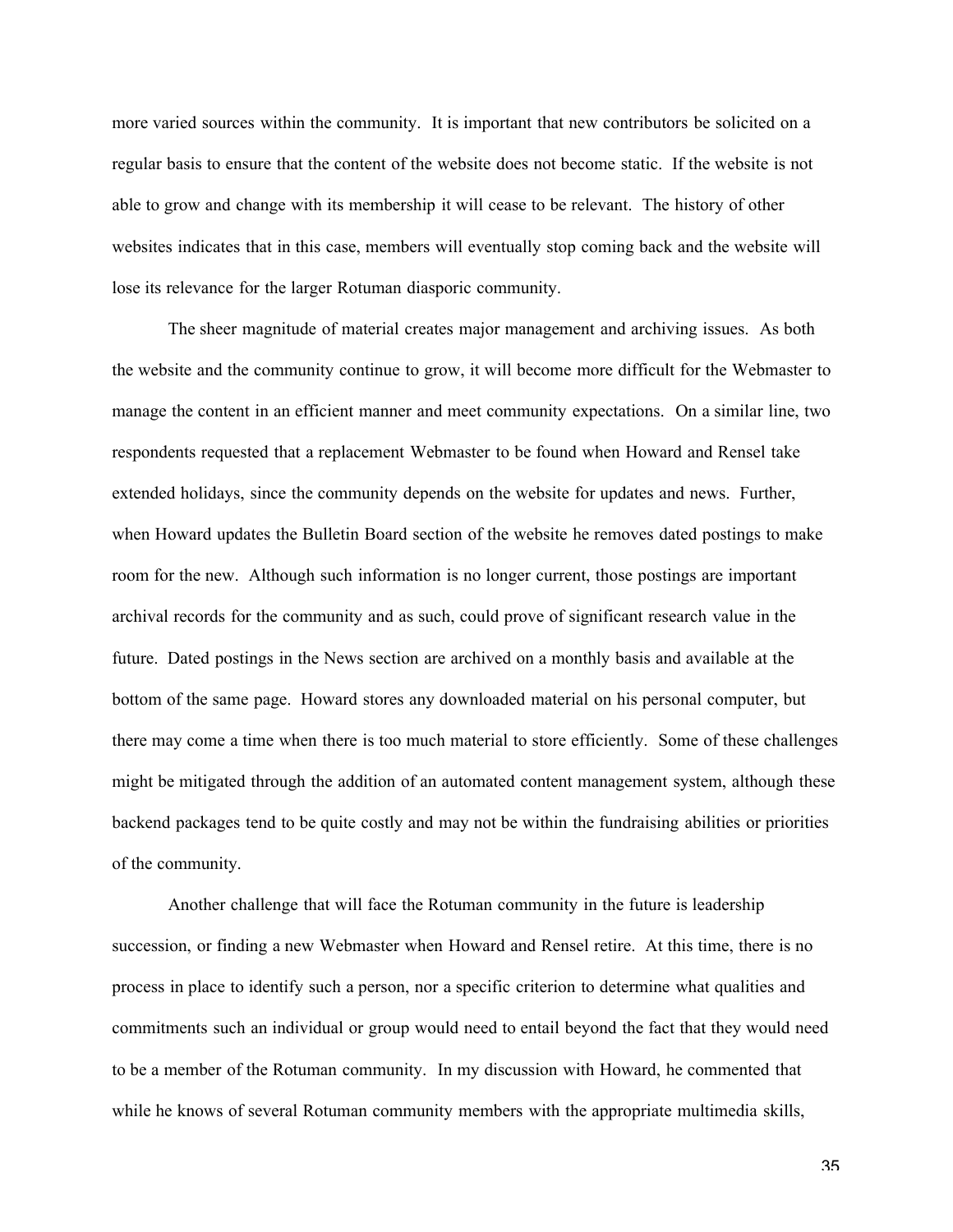more varied sources within the community. It is important that new contributors be solicited on a regular basis to ensure that the content of the website does not become static. If the website is not able to grow and change with its membership it will cease to be relevant. The history of other websites indicates that in this case, members will eventually stop coming back and the website will lose its relevance for the larger Rotuman diasporic community.

The sheer magnitude of material creates major management and archiving issues. As both the website and the community continue to grow, it will become more difficult for the Webmaster to manage the content in an efficient manner and meet community expectations. On a similar line, two respondents requested that a replacement Webmaster to be found when Howard and Rensel take extended holidays, since the community depends on the website for updates and news. Further, when Howard updates the Bulletin Board section of the website he removes dated postings to make room for the new. Although such information is no longer current, those postings are important archival records for the community and as such, could prove of significant research value in the future. Dated postings in the News section are archived on a monthly basis and available at the bottom of the same page. Howard stores any downloaded material on his personal computer, but there may come a time when there is too much material to store efficiently. Some of these challenges might be mitigated through the addition of an automated content management system, although these backend packages tend to be quite costly and may not be within the fundraising abilities or priorities of the community.

Another challenge that will face the Rotuman community in the future is leadership succession, or finding a new Webmaster when Howard and Rensel retire. At this time, there is no process in place to identify such a person, nor a specific criterion to determine what qualities and commitments such an individual or group would need to entail beyond the fact that they would need to be a member of the Rotuman community. In my discussion with Howard, he commented that while he knows of several Rotuman community members with the appropriate multimedia skills,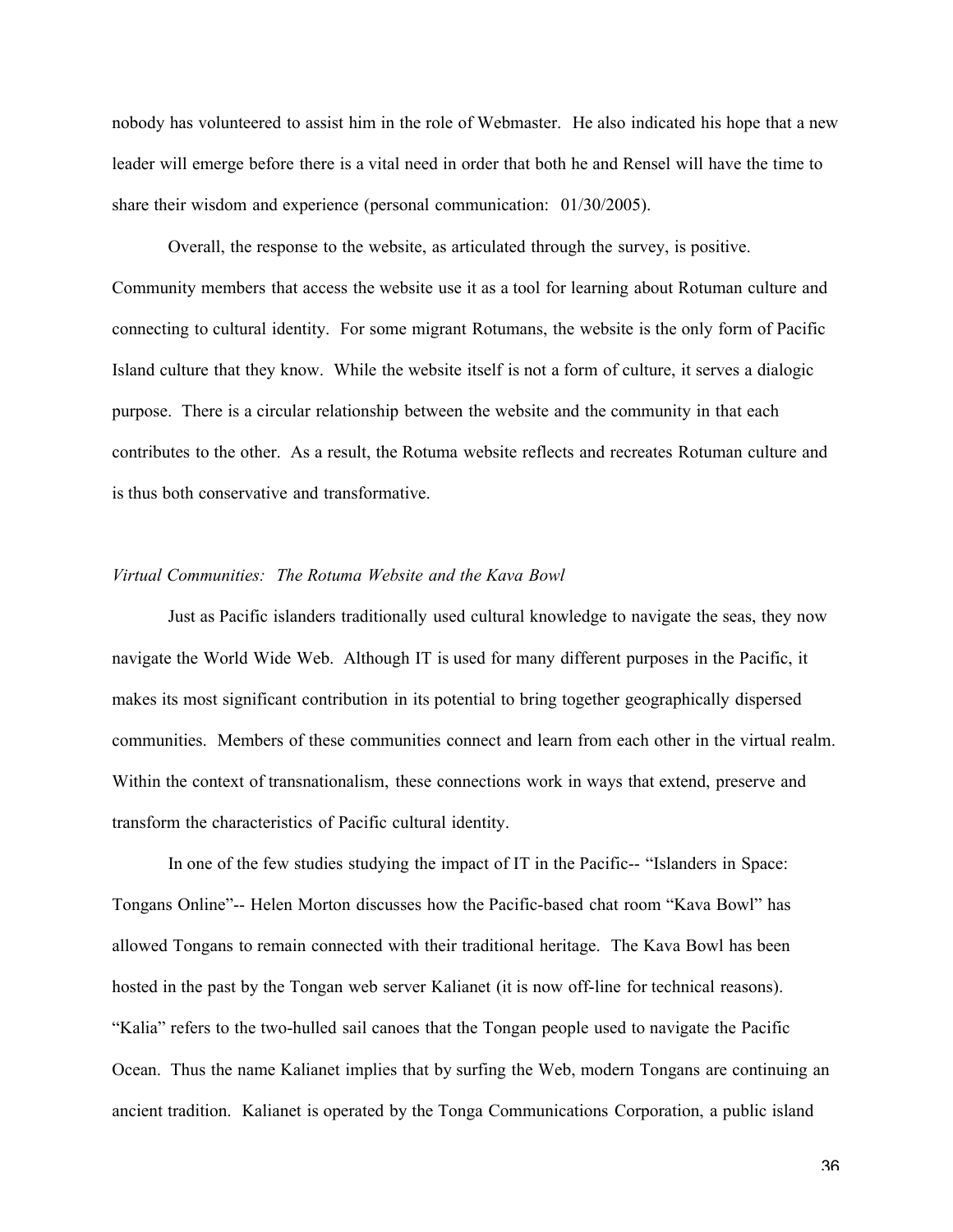nobody has volunteered to assist him in the role of Webmaster. He also indicated his hope that a new leader will emerge before there is a vital need in order that both he and Rensel will have the time to share their wisdom and experience (personal communication: 01/30/2005).

Overall, the response to the website, as articulated through the survey, is positive. Community members that access the website use it as a tool for learning about Rotuman culture and connecting to cultural identity. For some migrant Rotumans, the website is the only form of Pacific Island culture that they know. While the website itself is not a form of culture, it serves a dialogic purpose. There is a circular relationship between the website and the community in that each contributes to the other. As a result, the Rotuma website reflects and recreates Rotuman culture and is thus both conservative and transformative.

*Virtual Communities: The Rotuma Website and the Kava Bowl*

Just as Pacific islanders traditionally used cultural knowledge to navigate the seas, they now navigate the World Wide Web. Although IT is used for many different purposes in the Pacific, it makes its most significant contribution in its potential to bring together geographically dispersed communities. Members of these communities connect and learn from each other in the virtual realm. Within the context of transnationalism, these connections work in ways that extend, preserve and transform the characteristics of Pacific cultural identity.

In one of the few studies studying the impact of IT in the Pacific-- "Islanders in Space: Tongans Online"-- Helen Morton discusses how the Pacific-based chat room "Kava Bowl" has allowed Tongans to remain connected with their traditional heritage. The Kava Bowl has been hosted in the past by the Tongan web server Kalianet (it is now off-line for technical reasons). "Kalia" refers to the two-hulled sail canoes that the Tongan people used to navigate the Pacific Ocean. Thus the name Kalianet implies that by surfing the Web, modern Tongans are continuing an ancient tradition. Kalianet is operated by the Tonga Communications Corporation, a public island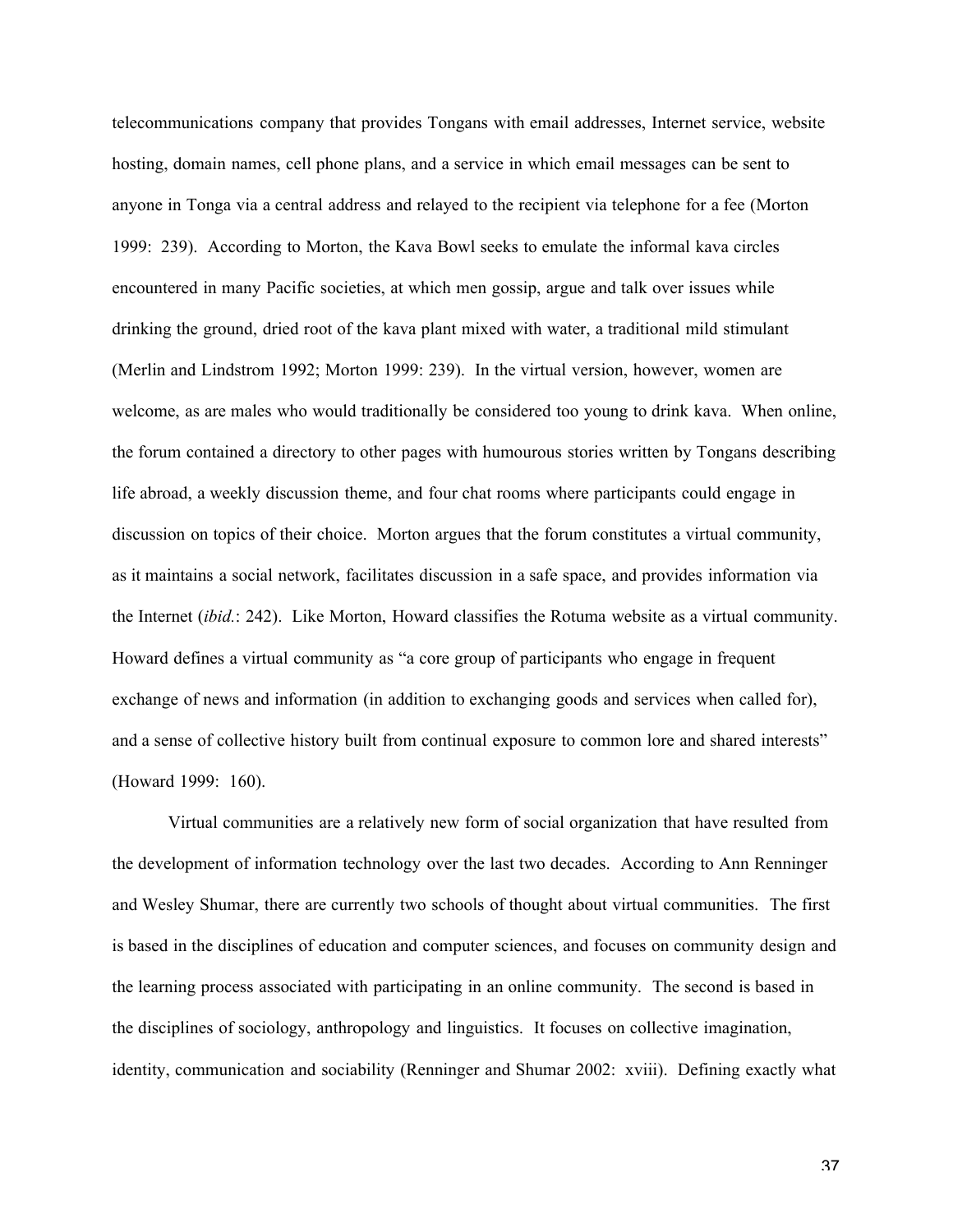telecommunications company that provides Tongans with email addresses, Internet service, website hosting, domain names, cell phone plans, and a service in which email messages can be sent to anyone in Tonga via a central address and relayed to the recipient via telephone for a fee (Morton 1999: 239). According to Morton, the Kava Bowl seeks to emulate the informal kava circles encountered in many Pacific societies, at which men gossip, argue and talk over issues while drinking the ground, dried root of the kava plant mixed with water, a traditional mild stimulant (Merlin and Lindstrom 1992; Morton 1999: 239). In the virtual version, however, women are welcome, as are males who would traditionally be considered too young to drink kava. When online, the forum contained a directory to other pages with humourous stories written by Tongans describing life abroad, a weekly discussion theme, and four chat rooms where participants could engage in discussion on topics of their choice. Morton argues that the forum constitutes a virtual community, as it maintains a social network, facilitates discussion in a safe space, and provides information via the Internet (*ibid.*: 242). Like Morton, Howard classifies the Rotuma website as a virtual community. Howard defines a virtual community as "a core group of participants who engage in frequent exchange of news and information (in addition to exchanging goods and services when called for), and a sense of collective history built from continual exposure to common lore and shared interests" (Howard 1999: 160).

Virtual communities are a relatively new form of social organization that have resulted from the development of information technology over the last two decades. According to Ann Renninger and Wesley Shumar, there are currently two schools of thought about virtual communities. The first is based in the disciplines of education and computer sciences, and focuses on community design and the learning process associated with participating in an online community. The second is based in the disciplines of sociology, anthropology and linguistics. It focuses on collective imagination, identity, communication and sociability (Renninger and Shumar 2002: xviii). Defining exactly what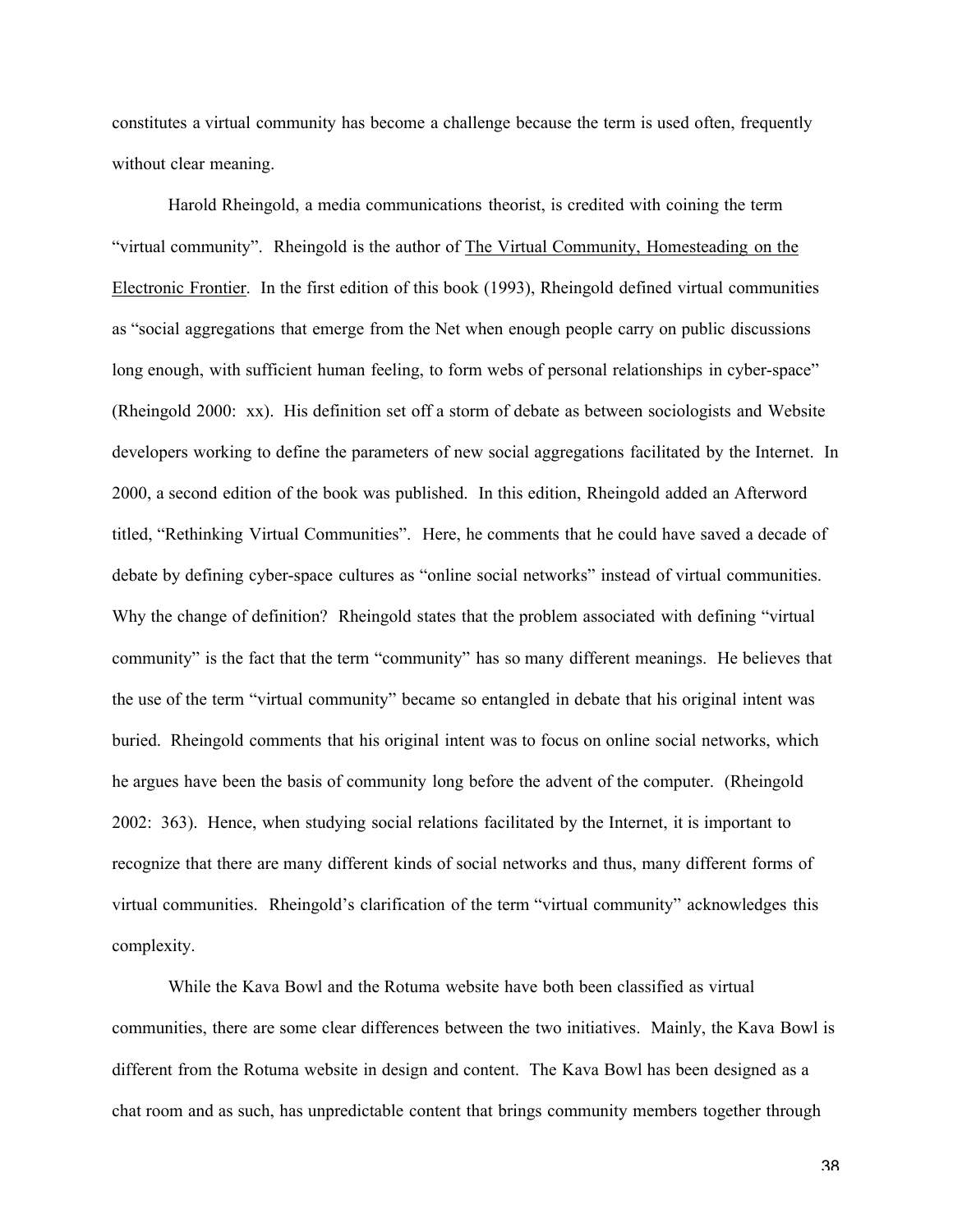constitutes a virtual community has become a challenge because the term is used often, frequently without clear meaning.

Harold Rheingold, a media communications theorist, is credited with coining the term "virtual community". Rheingold is the author of The Virtual Community, Homesteading on the Electronic Frontier. In the first edition of this book (1993), Rheingold defined virtual communities as "social aggregations that emerge from the Net when enough people carry on public discussions long enough, with sufficient human feeling, to form webs of personal relationships in cyber-space" (Rheingold 2000: xx). His definition set off a storm of debate as between sociologists and Website developers working to define the parameters of new social aggregations facilitated by the Internet. In 2000, a second edition of the book was published. In this edition, Rheingold added an Afterword titled, "Rethinking Virtual Communities". Here, he comments that he could have saved a decade of debate by defining cyber-space cultures as "online social networks" instead of virtual communities. Why the change of definition? Rheingold states that the problem associated with defining "virtual community" is the fact that the term "community" has so many different meanings. He believes that the use of the term "virtual community" became so entangled in debate that his original intent was buried. Rheingold comments that his original intent was to focus on online social networks, which he argues have been the basis of community long before the advent of the computer. (Rheingold 2002: 363). Hence, when studying social relations facilitated by the Internet, it is important to recognize that there are many different kinds of social networks and thus, many different forms of virtual communities. Rheingold's clarification of the term "virtual community" acknowledges this complexity.

While the Kava Bowl and the Rotuma website have both been classified as virtual communities, there are some clear differences between the two initiatives. Mainly, the Kava Bowl is different from the Rotuma website in design and content. The Kava Bowl has been designed as a chat room and as such, has unpredictable content that brings community members together through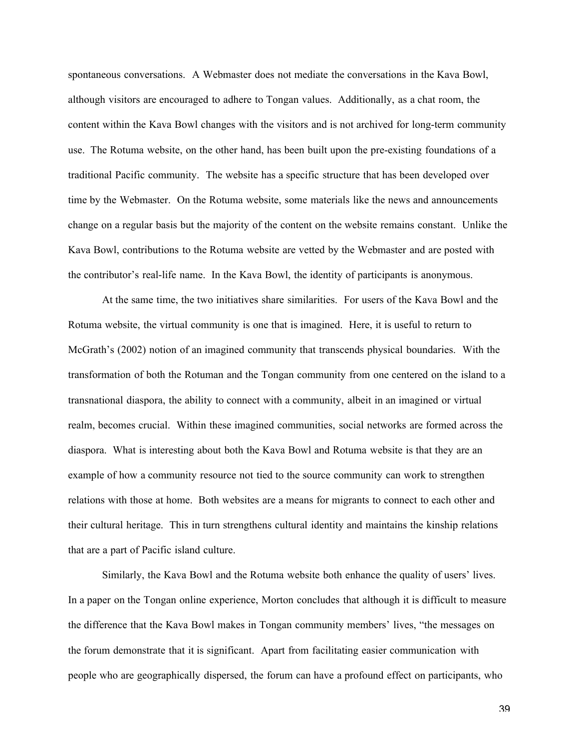spontaneous conversations. A Webmaster does not mediate the conversations in the Kava Bowl, although visitors are encouraged to adhere to Tongan values. Additionally, as a chat room, the content within the Kava Bowl changes with the visitors and is not archived for long-term community use. The Rotuma website, on the other hand, has been built upon the pre-existing foundations of a traditional Pacific community. The website has a specific structure that has been developed over time by the Webmaster. On the Rotuma website, some materials like the news and announcements change on a regular basis but the majority of the content on the website remains constant. Unlike the Kava Bowl, contributions to the Rotuma website are vetted by the Webmaster and are posted with the contributor's real-life name. In the Kava Bowl, the identity of participants is anonymous.

At the same time, the two initiatives share similarities. For users of the Kava Bowl and the Rotuma website, the virtual community is one that is imagined. Here, it is useful to return to McGrath's (2002) notion of an imagined community that transcends physical boundaries. With the transformation of both the Rotuman and the Tongan community from one centered on the island to a transnational diaspora, the ability to connect with a community, albeit in an imagined or virtual realm, becomes crucial. Within these imagined communities, social networks are formed across the diaspora. What is interesting about both the Kava Bowl and Rotuma website is that they are an example of how a community resource not tied to the source community can work to strengthen relations with those at home. Both websites are a means for migrants to connect to each other and their cultural heritage. This in turn strengthens cultural identity and maintains the kinship relations that are a part of Pacific island culture.

Similarly, the Kava Bowl and the Rotuma website both enhance the quality of users' lives. In a paper on the Tongan online experience, Morton concludes that although it is difficult to measure the difference that the Kava Bowl makes in Tongan community members' lives, "the messages on the forum demonstrate that it is significant. Apart from facilitating easier communication with people who are geographically dispersed, the forum can have a profound effect on participants, who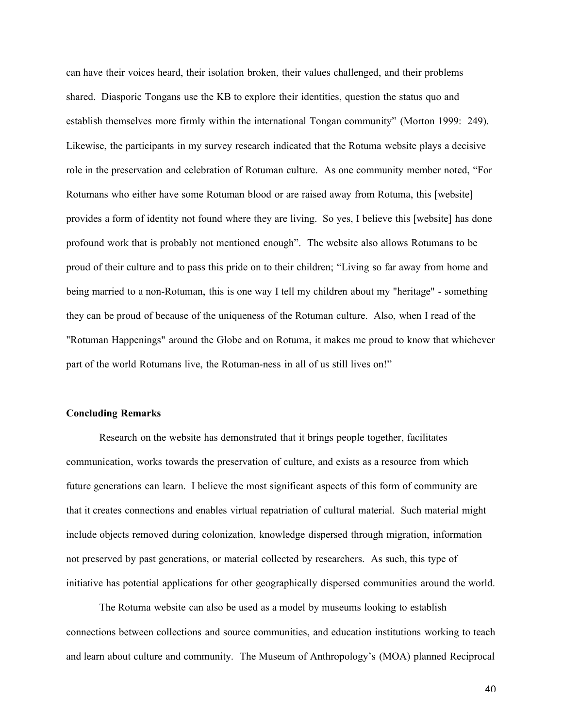can have their voices heard, their isolation broken, their values challenged, and their problems shared. Diasporic Tongans use the KB to explore their identities, question the status quo and establish themselves more firmly within the international Tongan community" (Morton 1999: 249). Likewise, the participants in my survey research indicated that the Rotuma website plays a decisive role in the preservation and celebration of Rotuman culture. As one community member noted, "For Rotumans who either have some Rotuman blood or are raised away from Rotuma, this [website] provides a form of identity not found where they are living. So yes, I believe this [website] has done profound work that is probably not mentioned enough". The website also allows Rotumans to be proud of their culture and to pass this pride on to their children; "Living so far away from home and being married to a non-Rotuman, this is one way I tell my children about my "heritage" - something they can be proud of because of the uniqueness of the Rotuman culture. Also, when I read of the "Rotuman Happenings" around the Globe and on Rotuma, it makes me proud to know that whichever part of the world Rotumans live, the Rotuman-ness in all of us still lives on!"

**Concluding Remarks**

Research on the website has demonstrated that it brings people together, facilitates communication, works towards the preservation of culture, and exists as a resource from which future generations can learn. I believe the most significant aspects of this form of community are that it creates connections and enables virtual repatriation of cultural material. Such material might include objects removed during colonization, knowledge dispersed through migration, information not preserved by past generations, or material collected by researchers. As such, this type of initiative has potential applications for other geographically dispersed communities around the world.

The Rotuma website can also be used as a model by museums looking to establish connections between collections and source communities, and education institutions working to teach and learn about culture and community. The Museum of Anthropology's (MOA) planned Reciprocal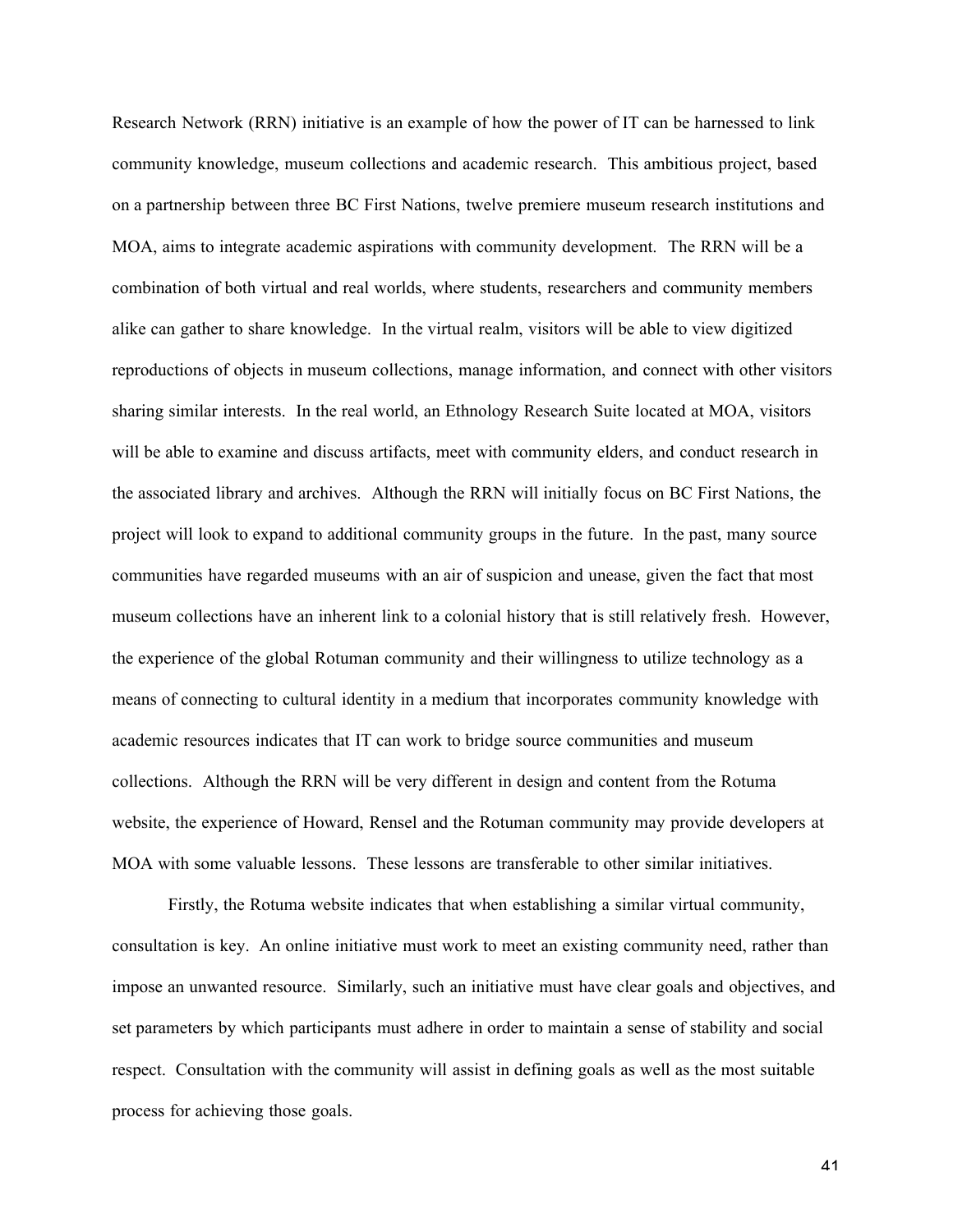Research Network (RRN) initiative is an example of how the power of IT can be harnessed to link community knowledge, museum collections and academic research. This ambitious project, based on a partnership between three BC First Nations, twelve premiere museum research institutions and MOA, aims to integrate academic aspirations with community development. The RRN will be a combination of both virtual and real worlds, where students, researchers and community members alike can gather to share knowledge. In the virtual realm, visitors will be able to view digitized reproductions of objects in museum collections, manage information, and connect with other visitors sharing similar interests. In the real world, an Ethnology Research Suite located at MOA, visitors will be able to examine and discuss artifacts, meet with community elders, and conduct research in the associated library and archives. Although the RRN will initially focus on BC First Nations, the project will look to expand to additional community groups in the future. In the past, many source communities have regarded museums with an air of suspicion and unease, given the fact that most museum collections have an inherent link to a colonial history that is still relatively fresh. However, the experience of the global Rotuman community and their willingness to utilize technology as a means of connecting to cultural identity in a medium that incorporates community knowledge with academic resources indicates that IT can work to bridge source communities and museum collections. Although the RRN will be very different in design and content from the Rotuma website, the experience of Howard, Rensel and the Rotuman community may provide developers at MOA with some valuable lessons. These lessons are transferable to other similar initiatives.

Firstly, the Rotuma website indicates that when establishing a similar virtual community, consultation is key. An online initiative must work to meet an existing community need, rather than impose an unwanted resource. Similarly, such an initiative must have clear goals and objectives, and set parameters by which participants must adhere in order to maintain a sense of stability and social respect. Consultation with the community will assist in defining goals as well as the most suitable process for achieving those goals.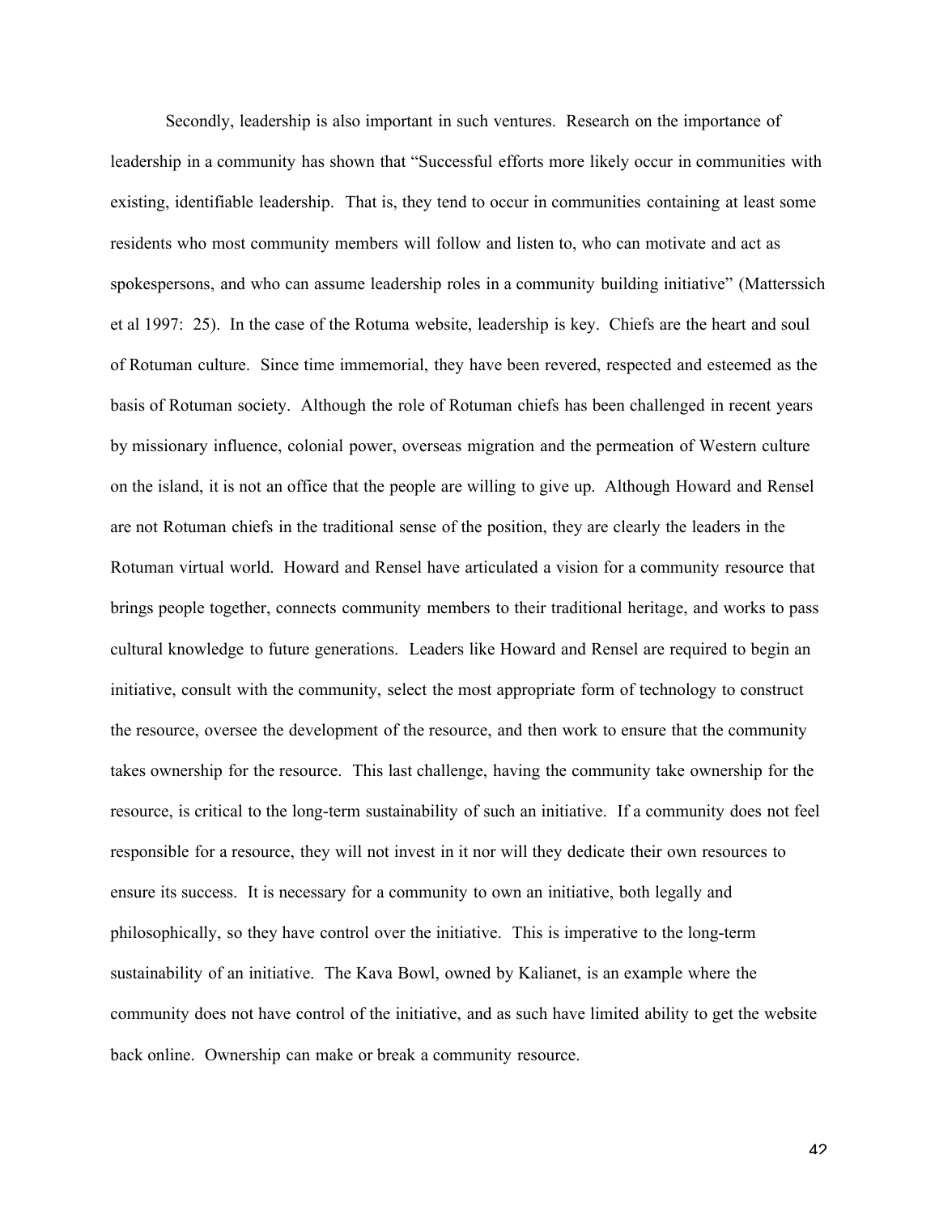Secondly, leadership is also important in such ventures. Research on the importance of leadership in a community has shown that "Successful efforts more likely occur in communities with existing, identifiable leadership. That is, they tend to occur in communities containing at least some residents who most community members will follow and listen to, who can motivate and act as spokespersons, and who can assume leadership roles in a community building initiative" (Matterssich et al 1997: 25). In the case of the Rotuma website, leadership is key. Chiefs are the heart and soul of Rotuman culture. Since time immemorial, they have been revered, respected and esteemed as the basis of Rotuman society. Although the role of Rotuman chiefs has been challenged in recent years by missionary influence, colonial power, overseas migration and the permeation of Western culture on the island, it is not an office that the people are willing to give up. Although Howard and Rensel are not Rotuman chiefs in the traditional sense of the position, they are clearly the leaders in the Rotuman virtual world. Howard and Rensel have articulated a vision for a community resource that brings people together, connects community members to their traditional heritage, and works to pass cultural knowledge to future generations. Leaders like Howard and Rensel are required to begin an initiative, consult with the community, select the most appropriate form of technology to construct the resource, oversee the development of the resource, and then work to ensure that the community takes ownership for the resource. This last challenge, having the community take ownership for the resource, is critical to the long-term sustainability of such an initiative. If a community does not feel responsible for a resource, they will not invest in it nor will they dedicate their own resources to ensure its success. It is necessary for a community to own an initiative, both legally and philosophically, so they have control over the initiative. This is imperative to the long-term sustainability of an initiative. The Kava Bowl, owned by Kalianet, is an example where the community does not have control of the initiative, and as such have limited ability to get the website back online. Ownership can make or break a community resource.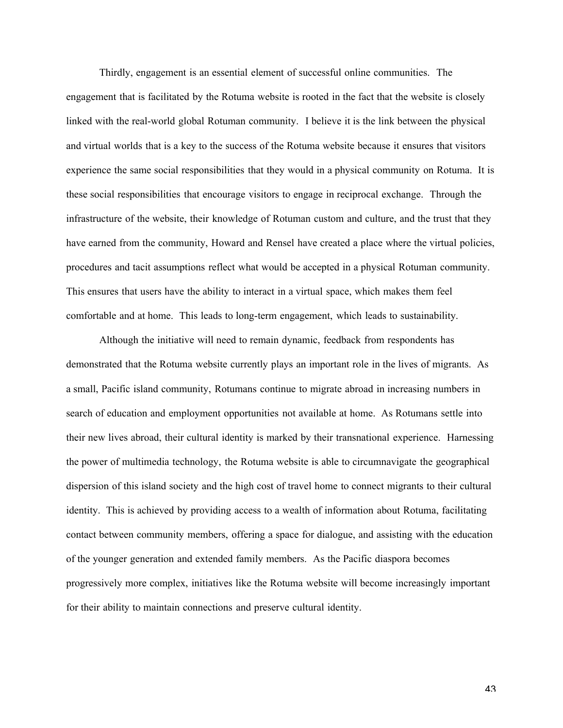Thirdly, engagement is an essential element of successful online communities. The engagement that is facilitated by the Rotuma website is rooted in the fact that the website is closely linked with the real-world global Rotuman community. I believe it is the link between the physical and virtual worlds that is a key to the success of the Rotuma website because it ensures that visitors experience the same social responsibilities that they would in a physical community on Rotuma. It is these social responsibilities that encourage visitors to engage in reciprocal exchange. Through the infrastructure of the website, their knowledge of Rotuman custom and culture, and the trust that they have earned from the community, Howard and Rensel have created a place where the virtual policies, procedures and tacit assumptions reflect what would be accepted in a physical Rotuman community. This ensures that users have the ability to interact in a virtual space, which makes them feel comfortable and at home. This leads to long-term engagement, which leads to sustainability.

Although the initiative will need to remain dynamic, feedback from respondents has demonstrated that the Rotuma website currently plays an important role in the lives of migrants. As a small, Pacific island community, Rotumans continue to migrate abroad in increasing numbers in search of education and employment opportunities not available at home. As Rotumans settle into their new lives abroad, their cultural identity is marked by their transnational experience. Harnessing the power of multimedia technology, the Rotuma website is able to circumnavigate the geographical dispersion of this island society and the high cost of travel home to connect migrants to their cultural identity. This is achieved by providing access to a wealth of information about Rotuma, facilitating contact between community members, offering a space for dialogue, and assisting with the education of the younger generation and extended family members. As the Pacific diaspora becomes progressively more complex, initiatives like the Rotuma website will become increasingly important for their ability to maintain connections and preserve cultural identity.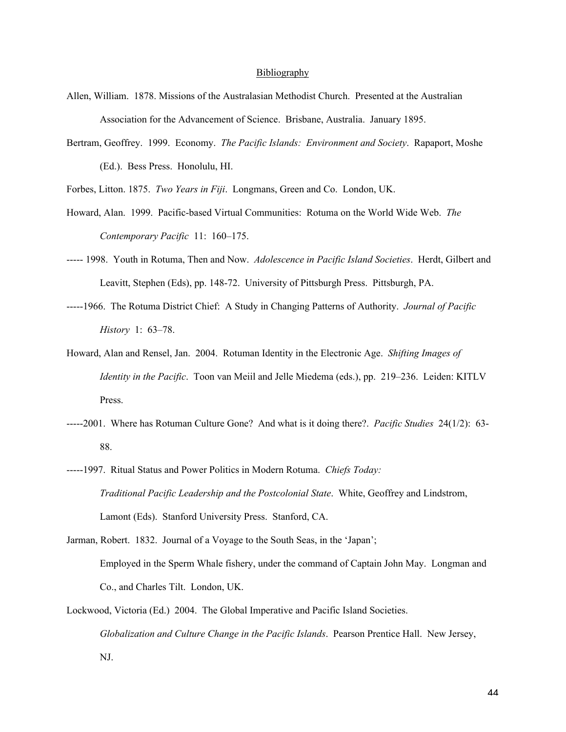## Bibliography

Allen, William. 1878. Missions of the Australasian Methodist Church. Presented at the Australian Association for the Advancement of Science. Brisbane, Australia. January 1895.

Bertram, Geoffrey. 1999. Economy. *The Pacific Islands: Environment and Society*. Rapaport, Moshe (Ed.). Bess Press. Honolulu, HI.

Forbes, Litton. 1875. *Two Years in Fiji*. Longmans, Green and Co. London, UK.

Howard, Alan. 1999. Pacific-based Virtual Communities: Rotuma on the World Wide Web. *The Contemporary Pacific* 11: 160–175.

----- 1998. Youth in Rotuma, Then and Now. *Adolescence in Pacific Island Societies*. Herdt, Gilbert and Leavitt, Stephen (Eds), pp. 148-72. University of Pittsburgh Press. Pittsburgh, PA.

-----1966. The Rotuma District Chief: A Study in Changing Patterns of Authority. *Journal of Pacific History* 1: 63–78.

Howard, Alan and Rensel, Jan. 2004. Rotuman Identity in the Electronic Age. *Shifting Images of Identity in the Pacific*. Toon van Meiil and Jelle Miedema (eds.), pp. 219–236. Leiden: KITLV Press.

-----2001. Where has Rotuman Culture Gone? And what is it doing there?. *Pacific Studies* 24(1/2): 63-88.

-----1997. Ritual Status and Power Politics in Modern Rotuma. *Chiefs Today: Traditional Pacific Leadership and the Postcolonial State*. White, Geoffrey and Lindstrom, Lamont (Eds). Stanford University Press. Stanford, CA.

Jarman, Robert. 1832. Journal of a Voyage to the South Seas, in the 'Japan'; Employed in the Sperm Whale fishery, under the command of Captain John May. Longman and Co., and Charles Tilt. London, UK.

Lockwood, Victoria (Ed.) 2004. The Global Imperative and Pacific Island Societies. *Globalization and Culture Change in the Pacific Islands*. Pearson Prentice Hall. New Jersey, NJ.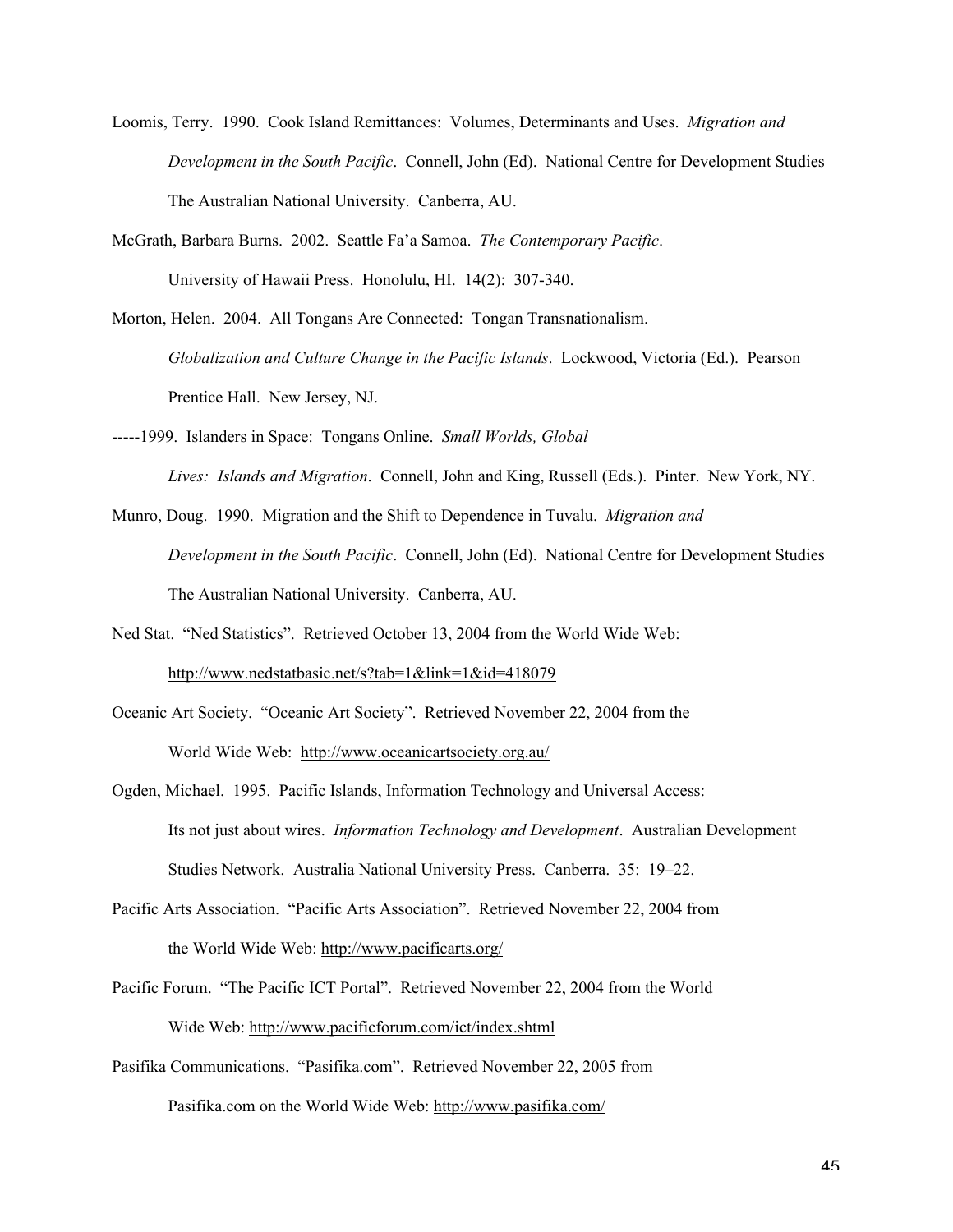Loomis, Terry. 1990. Cook Island Remittances: Volumes, Determinants and Uses. *Migration and Development in the South Pacific*. Connell, John (Ed). National Centre for Development Studies The Australian National University. Canberra, AU.

McGrath, Barbara Burns. 2002. Seattle Fa'a Samoa. *The Contemporary Pacific*. University of Hawaii Press. Honolulu, HI. 14(2): 307-340.

Morton, Helen. 2004. All Tongans Are Connected: Tongan Transnationalism. *Globalization and Culture Change in the Pacific Islands*. Lockwood, Victoria (Ed.). Pearson Prentice Hall. New Jersey, NJ.

-----1999. Islanders in Space: Tongans Online. *Small Worlds, Global Lives: Islands and Migration*. Connell, John and King, Russell (Eds.). Pinter. New York, NY.

Munro, Doug. 1990. Migration and the Shift to Dependence in Tuvalu. *Migration and Development in the South Pacific*. Connell, John (Ed). National Centre for Development Studies The Australian National University. Canberra, AU.

Ned Stat. "Ned Statistics". Retrieved October 13, 2004 from the World Wide Web: http://www.nedstatbasic.net/s?tab=1&link=1&id=418079

Oceanic Art Society. "Oceanic Art Society". Retrieved November 22, 2004 from the World Wide Web: http://www.oceanicartsociety.org.au/

Ogden, Michael. 1995. Pacific Islands, Information Technology and Universal Access: Its not just about wires. *Information Technology and Development*. Australian Development Studies Network. Australia National University Press. Canberra. 35: 19–22.

Pacific Arts Association. "Pacific Arts Association". Retrieved November 22, 2004 from the World Wide Web: http://www.pacificarts.org/

Pacific Forum. "The Pacific ICT Portal". Retrieved November 22, 2004 from the World Wide Web: http://www.pacificforum.com/ict/index.shtml

Pasifika Communications. "Pasifika.com". Retrieved November 22, 2005 from Pasifika.com on the World Wide Web: http://www.pasifika.com/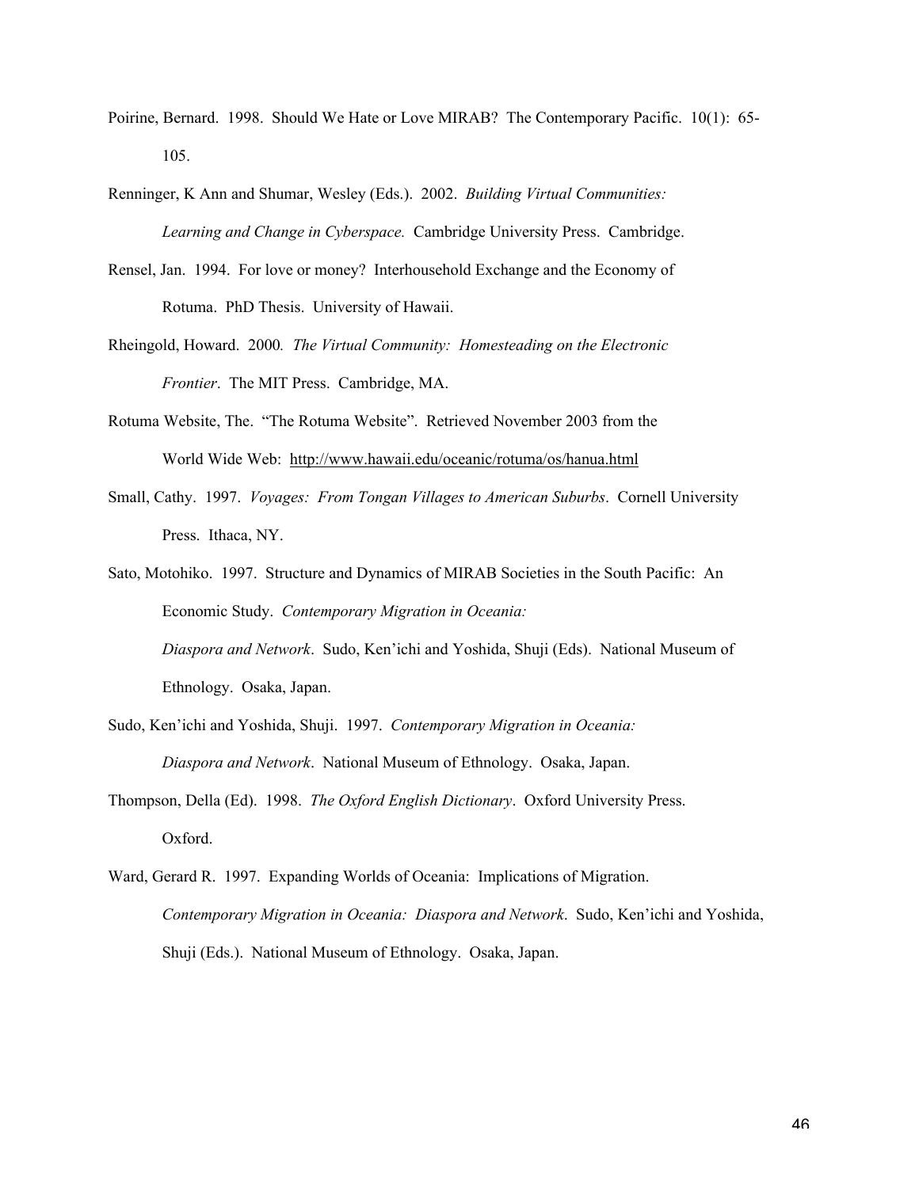Poirine, Bernard. 1998. Should We Hate or Love MIRAB? The Contemporary Pacific. 10(1): 65-105.

Renninger, K Ann and Shumar, Wesley (Eds.). 2002. *Building Virtual Communities: Learning and Change in Cyberspace.* Cambridge University Press. Cambridge.

Rensel, Jan. 1994. For love or money? Interhousehold Exchange and the Economy of Rotuma. PhD Thesis. University of Hawaii.

Rheingold, Howard. 2000*. The Virtual Community: Homesteading on the Electronic Frontier*. The MIT Press. Cambridge, MA.

Rotuma Website, The. "The Rotuma Website". Retrieved November 2003 from the World Wide Web: http://www.hawaii.edu/oceanic/rotuma/os/hanua.html

Small, Cathy. 1997. *Voyages: From Tongan Villages to American Suburbs*. Cornell University Press. Ithaca, NY.

Sato, Motohiko. 1997. Structure and Dynamics of MIRAB Societies in the South Pacific: An Economic Study. *Contemporary Migration in Oceania: Diaspora and Network*. Sudo, Ken'ichi and Yoshida, Shuji (Eds). National Museum of Ethnology. Osaka, Japan.

Sudo, Ken'ichi and Yoshida, Shuji. 1997. *Contemporary Migration in Oceania: Diaspora and Network*. National Museum of Ethnology. Osaka, Japan.

Thompson, Della (Ed). 1998. *The Oxford English Dictionary*. Oxford University Press. Oxford.

Ward, Gerard R. 1997. Expanding Worlds of Oceania: Implications of Migration. *Contemporary Migration in Oceania: Diaspora and Network*. Sudo, Ken'ichi and Yoshida, Shuji (Eds.). National Museum of Ethnology. Osaka, Japan.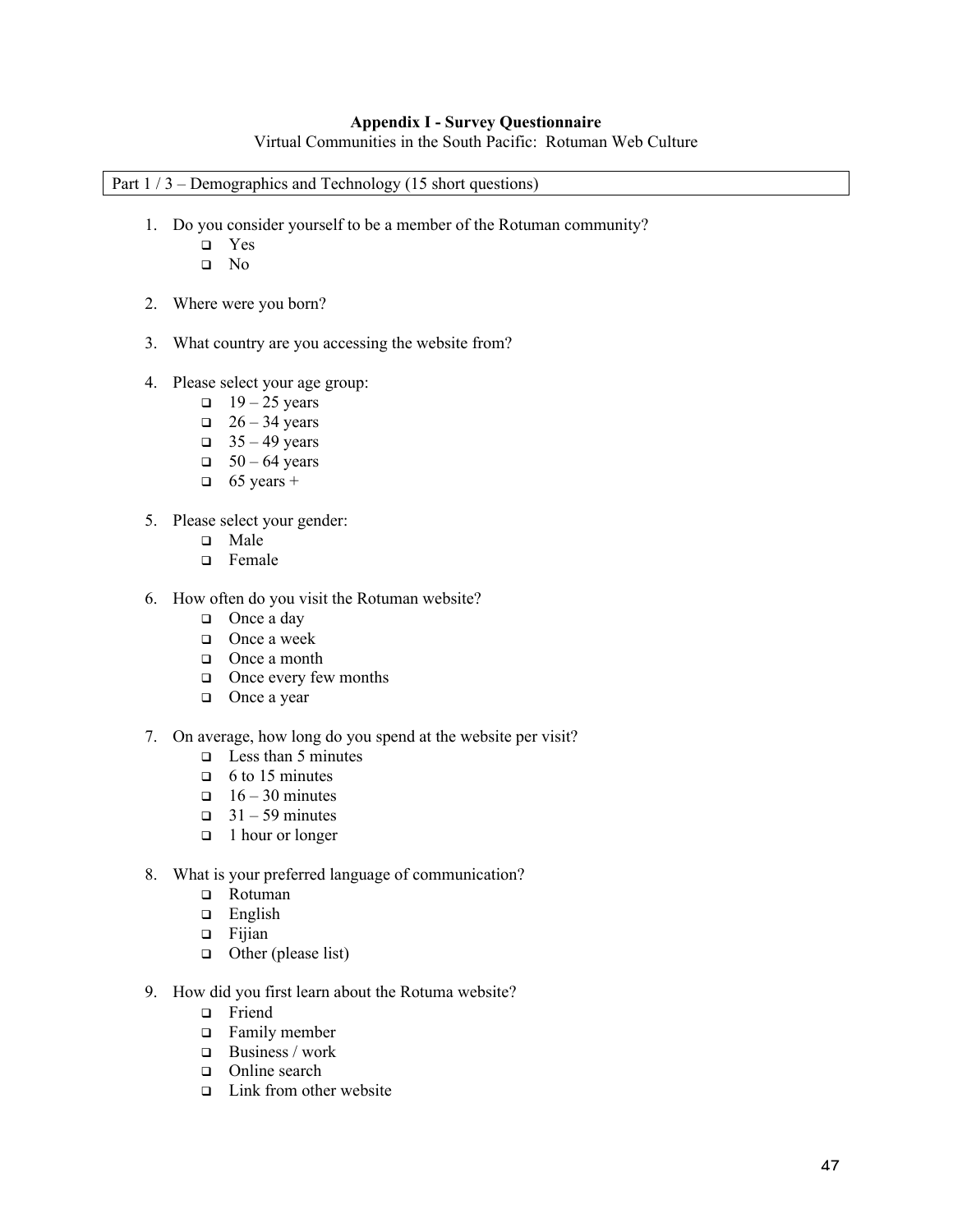**Appendix I - Survey Questionnaire**

Virtual Communities in the South Pacific: Rotuman Web Culture

Part 1 / 3 – Demographics and Technology (15 short questions)

1. Do you consider yourself to be a member of the Rotuman community?
   - ❑ Yes
   - ❑ No

2. Where were you born?

3. What country are you accessing the website from?

4. Please select your age group:
   - ❑ 19 – 25 years
   - ❑ 26 – 34 years
   - ❑ 35 – 49 years
   - ❑ 50 – 64 years
   - ❑ 65 years +

5. Please select your gender:
   - ❑ Male
   - ❑ Female

6. How often do you visit the Rotuman website?
   - ❑ Once a day
   - ❑ Once a week
   - ❑ Once a month
   - ❑ Once every few months
   - ❑ Once a year

7. On average, how long do you spend at the website per visit?
   - ❑ Less than 5 minutes
   - ❑ 6 to 15 minutes
   - ❑ 16 – 30 minutes
   - ❑ 31 – 59 minutes
   - ❑ 1 hour or longer

8. What is your preferred language of communication?
   - ❑ Rotuman
   - ❑ English
   - ❑ Fijian
   - ❑ Other (please list)

9. How did you first learn about the Rotuma website?
   - ❑ Friend
   - ❑ Family member
   - ❑ Business / work
   - ❑ Online search
   - ❑ Link from other website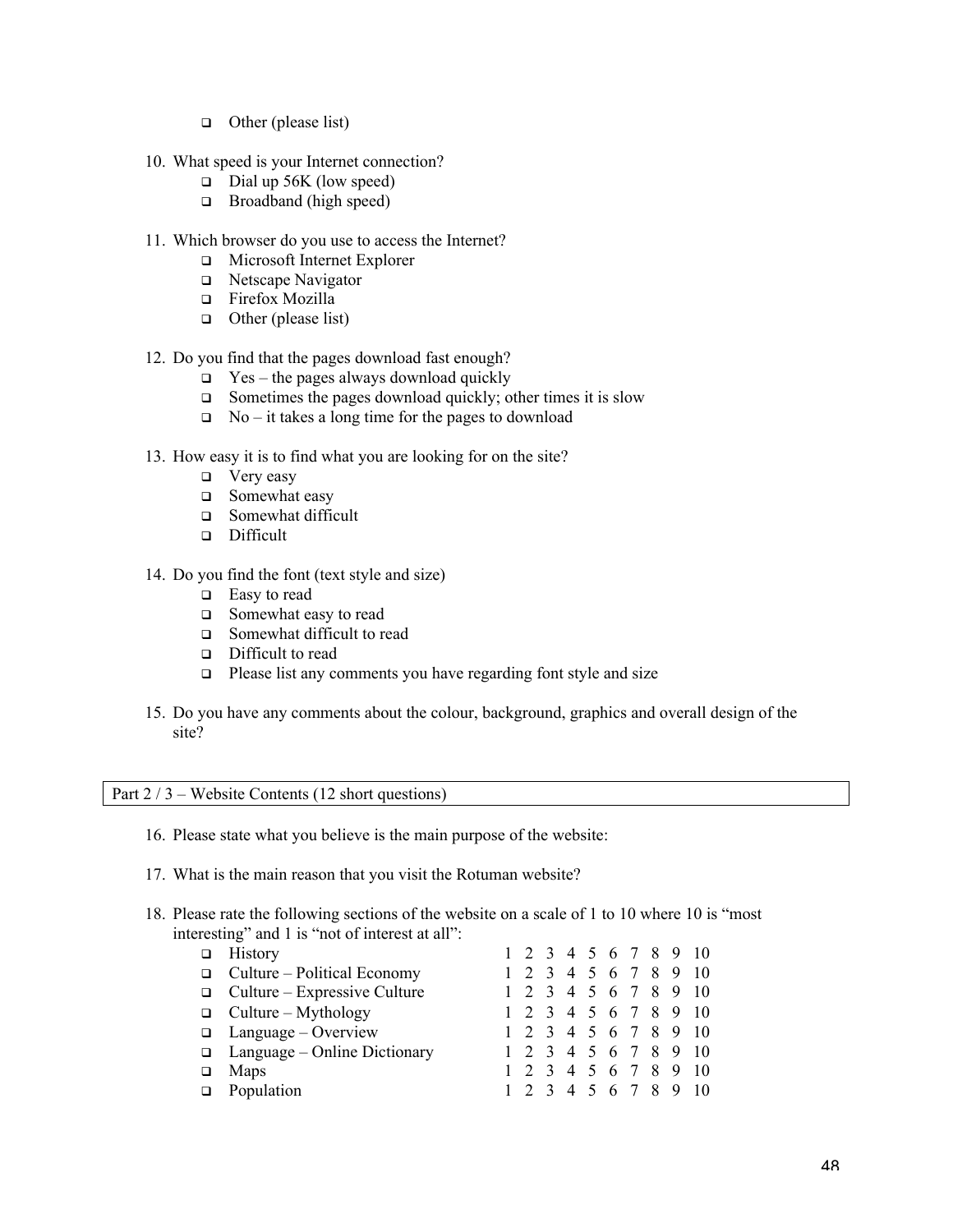- Other (please list)

10. What speed is your Internet connection?
    - Dial up 56K (low speed)
    - Broadband (high speed)

11. Which browser do you use to access the Internet?
    - Microsoft Internet Explorer
    - Netscape Navigator
    - Firefox Mozilla
    - Other (please list)

12. Do you find that the pages download fast enough?
    - Yes – the pages always download quickly
    - Sometimes the pages download quickly; other times it is slow
    - No – it takes a long time for the pages to download

13. How easy it is to find what you are looking for on the site?
    - Very easy
    - Somewhat easy
    - Somewhat difficult
    - Difficult

14. Do you find the font (text style and size)
    - Easy to read
    - Somewhat easy to read
    - Somewhat difficult to read
    - Difficult to read
    - Please list any comments you have regarding font style and size

15. Do you have any comments about the colour, background, graphics and overall design of the site?

Part 2 / 3 – Website Contents (12 short questions)

16. Please state what you believe is the main purpose of the website:

17. What is the main reason that you visit the Rotuman website?

18. Please rate the following sections of the website on a scale of 1 to 10 where 10 is "most interesting" and 1 is "not of interest at all":

| Section | Rating |
|---|---|
| History | 1 2 3 4 5 6 7 8 9 10 |
| Culture – Political Economy | 1 2 3 4 5 6 7 8 9 10 |
| Culture – Expressive Culture | 1 2 3 4 5 6 7 8 9 10 |
| Culture – Mythology | 1 2 3 4 5 6 7 8 9 10 |
| Language – Overview | 1 2 3 4 5 6 7 8 9 10 |
| Language – Online Dictionary | 1 2 3 4 5 6 7 8 9 10 |
| Maps | 1 2 3 4 5 6 7 8 9 10 |
| Population | 1 2 3 4 5 6 7 8 9 10 |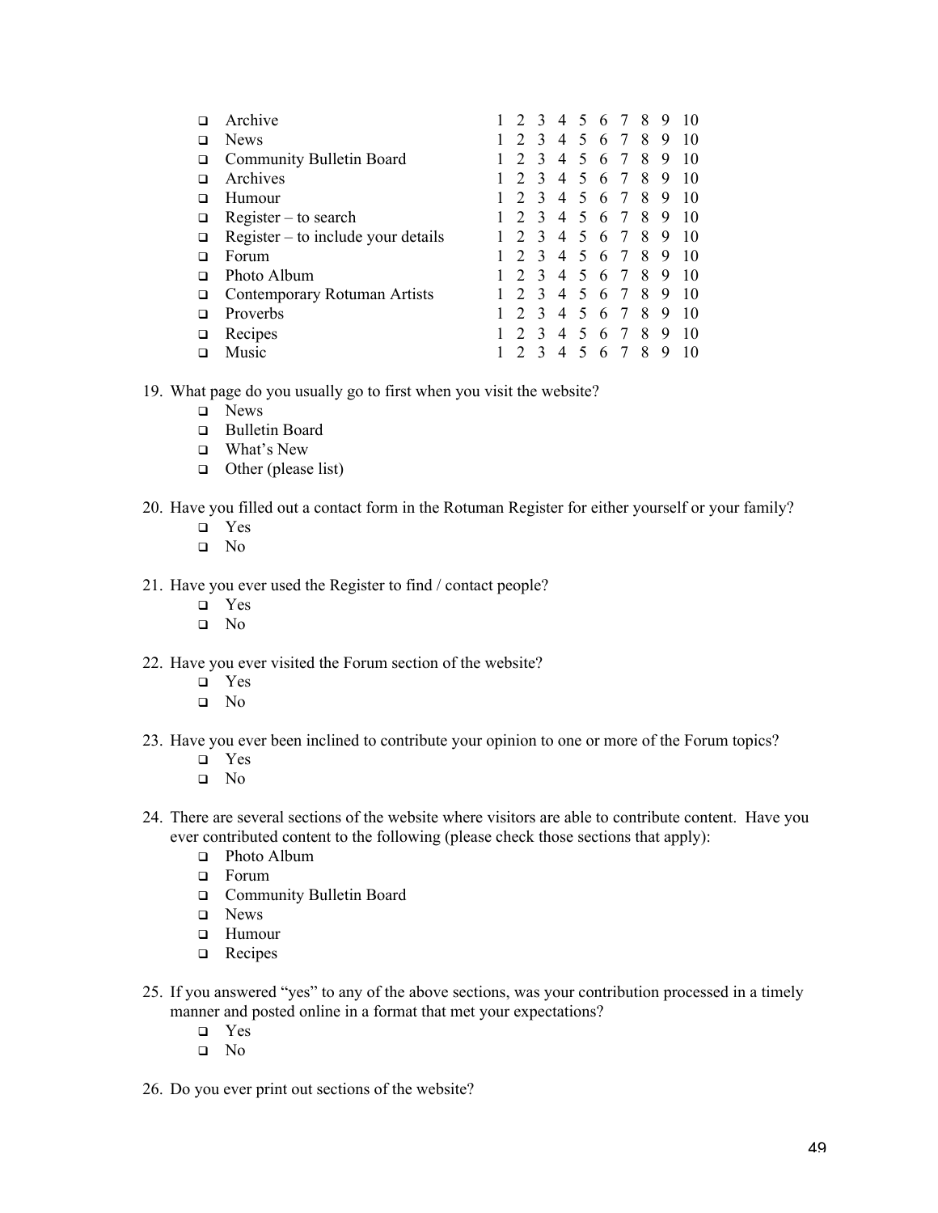- ❑ Archive 1 2 3 4 5 6 7 8 9 10
- ❑ News 1 2 3 4 5 6 7 8 9 10
- ❑ Community Bulletin Board 1 2 3 4 5 6 7 8 9 10
- ❑ Archives 1 2 3 4 5 6 7 8 9 10
- ❑ Humour 1 2 3 4 5 6 7 8 9 10
- ❑ Register – to search 1 2 3 4 5 6 7 8 9 10
- ❑ Register – to include your details 1 2 3 4 5 6 7 8 9 10
- ❑ Forum 1 2 3 4 5 6 7 8 9 10
- ❑ Photo Album 1 2 3 4 5 6 7 8 9 10
- ❑ Contemporary Rotuman Artists 1 2 3 4 5 6 7 8 9 10
- ❑ Proverbs 1 2 3 4 5 6 7 8 9 10
- ❑ Recipes 1 2 3 4 5 6 7 8 9 10
- ❑ Music 1 2 3 4 5 6 7 8 9 10

19. What page do you usually go to first when you visit the website?
    - ❑ News
    - ❑ Bulletin Board
    - ❑ What's New
    - ❑ Other (please list)

20. Have you filled out a contact form in the Rotuman Register for either yourself or your family?
    - ❑ Yes
    - ❑ No

21. Have you ever used the Register to find / contact people?
    - ❑ Yes
    - ❑ No

22. Have you ever visited the Forum section of the website?
    - ❑ Yes
    - ❑ No

23. Have you ever been inclined to contribute your opinion to one or more of the Forum topics?
    - ❑ Yes
    - ❑ No

24. There are several sections of the website where visitors are able to contribute content. Have you ever contributed content to the following (please check those sections that apply):
    - ❑ Photo Album
    - ❑ Forum
    - ❑ Community Bulletin Board
    - ❑ News
    - ❑ Humour
    - ❑ Recipes

25. If you answered "yes" to any of the above sections, was your contribution processed in a timely manner and posted online in a format that met your expectations?
    - ❑ Yes
    - ❑ No

26. Do you ever print out sections of the website?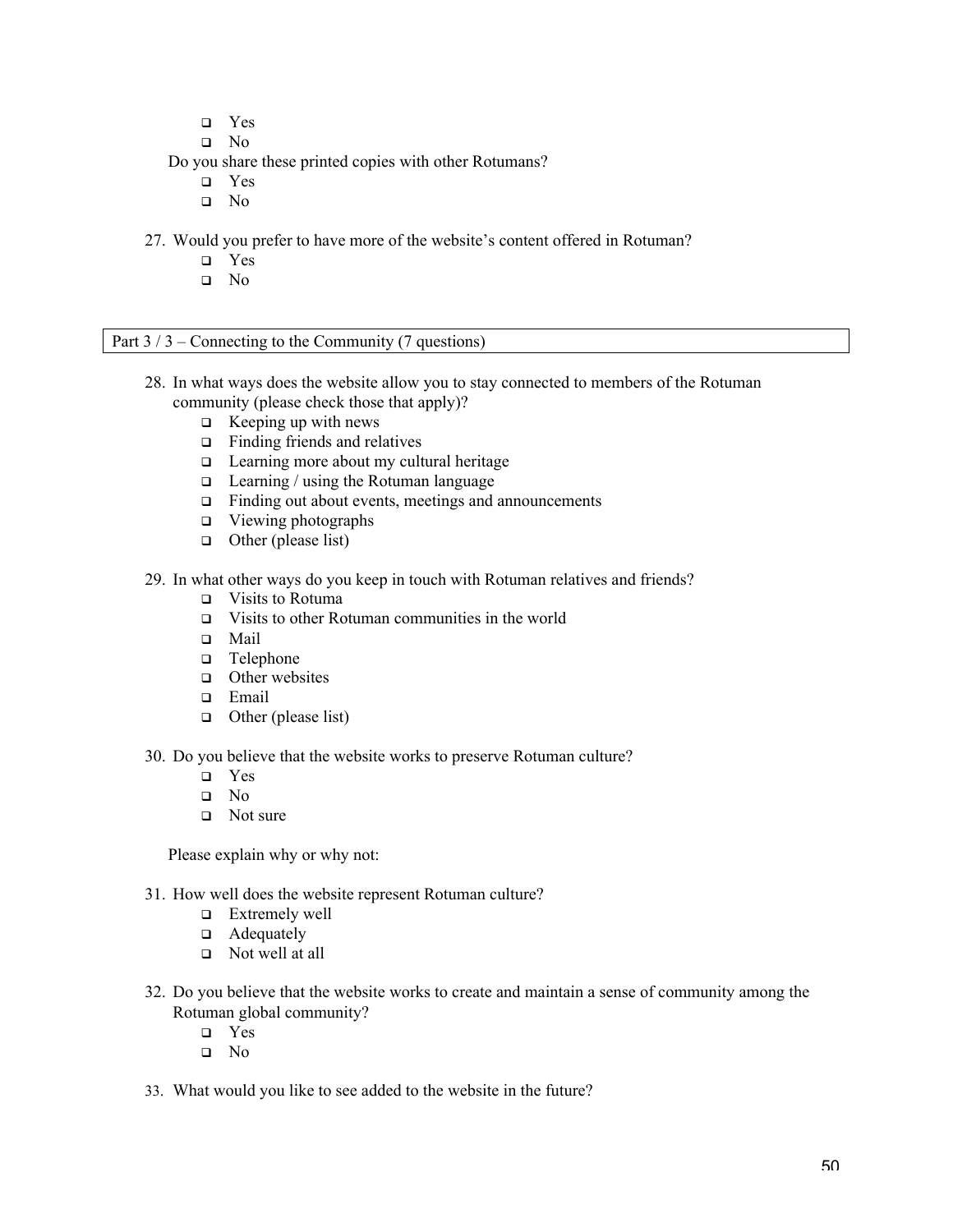- Yes
- No

Do you share these printed copies with other Rotumans?

- Yes
- No

27. Would you prefer to have more of the website's content offered in Rotuman?
    - Yes
    - No

| Part 3 / 3 – Connecting to the Community (7 questions) |
|---|

28. In what ways does the website allow you to stay connected to members of the Rotuman community (please check those that apply)?
    - Keeping up with news
    - Finding friends and relatives
    - Learning more about my cultural heritage
    - Learning / using the Rotuman language
    - Finding out about events, meetings and announcements
    - Viewing photographs
    - Other (please list)

29. In what other ways do you keep in touch with Rotuman relatives and friends?
    - Visits to Rotuma
    - Visits to other Rotuman communities in the world
    - Mail
    - Telephone
    - Other websites
    - Email
    - Other (please list)

30. Do you believe that the website works to preserve Rotuman culture?
    - Yes
    - No
    - Not sure

    Please explain why or why not:

31. How well does the website represent Rotuman culture?
    - Extremely well
    - Adequately
    - Not well at all

32. Do you believe that the website works to create and maintain a sense of community among the Rotuman global community?
    - Yes
    - No

33. What would you like to see added to the website in the future?